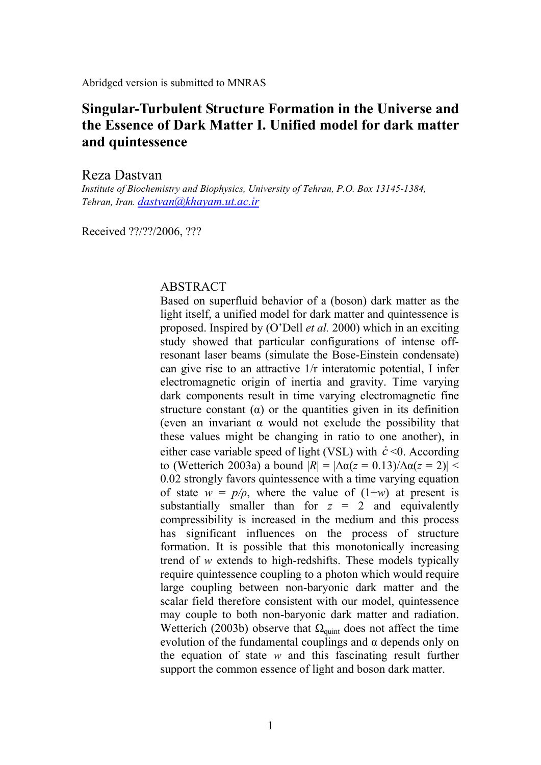Abridged version is submitted to MNRAS

# Singular-Turbulent Structure Formation in the Universe and the Essence of Dark Matter I. Unified model for dark matter and quintessence

Reza Dastvan

*Institute of Biochemistry and Biophysics, University of Tehran, P.O. Box 13145-1384, Tehran, Iran.* dastvan@khayam.ut.ac.ir

Received ??/??/2006, ???

## ABSTRACT

Based on superfluid behavior of a (boson) dark matter as the light itself, a unified model for dark matter and quintessence is proposed. Inspired by (O'Dell *et al.* 2000) which in an exciting study showed that particular configurations of intense off-resonant laser beams (simulate the Bose-Einstein condensate) can give rise to an attractive 1/r interatomic potential, I infer electromagnetic origin of inertia and gravity. Time varying dark components result in time varying electromagnetic fine structure constant (α) or the quantities given in its definition (even an invariant α would not exclude the possibility that these values might be changing in ratio to one another), in either case variable speed of light (VSL) with $\dot{c}<0$. According to (Wetterich 2003a) a bound $|R| = |\Delta\alpha(z = 0.13)/\Delta\alpha(z = 2)| < 0.02$ strongly favors quintessence with a time varying equation of state $w = p/\rho$, where the value of $(1+w)$ at present is substantially smaller than for $z = 2$ and equivalently compressibility is increased in the medium and this process has significant influences on the process of structure formation. It is possible that this monotonically increasing trend of $w$ extends to high-redshifts. These models typically require quintessence coupling to a photon which would require large coupling between non-baryonic dark matter and the scalar field therefore consistent with our model, quintessence may couple to both non-baryonic dark matter and radiation. Wetterich (2003b) observe that $\Omega_{\text{quint}}$ does not affect the time evolution of the fundamental couplings and α depends only on the equation of state $w$ and this fascinating result further support the common essence of light and boson dark matter.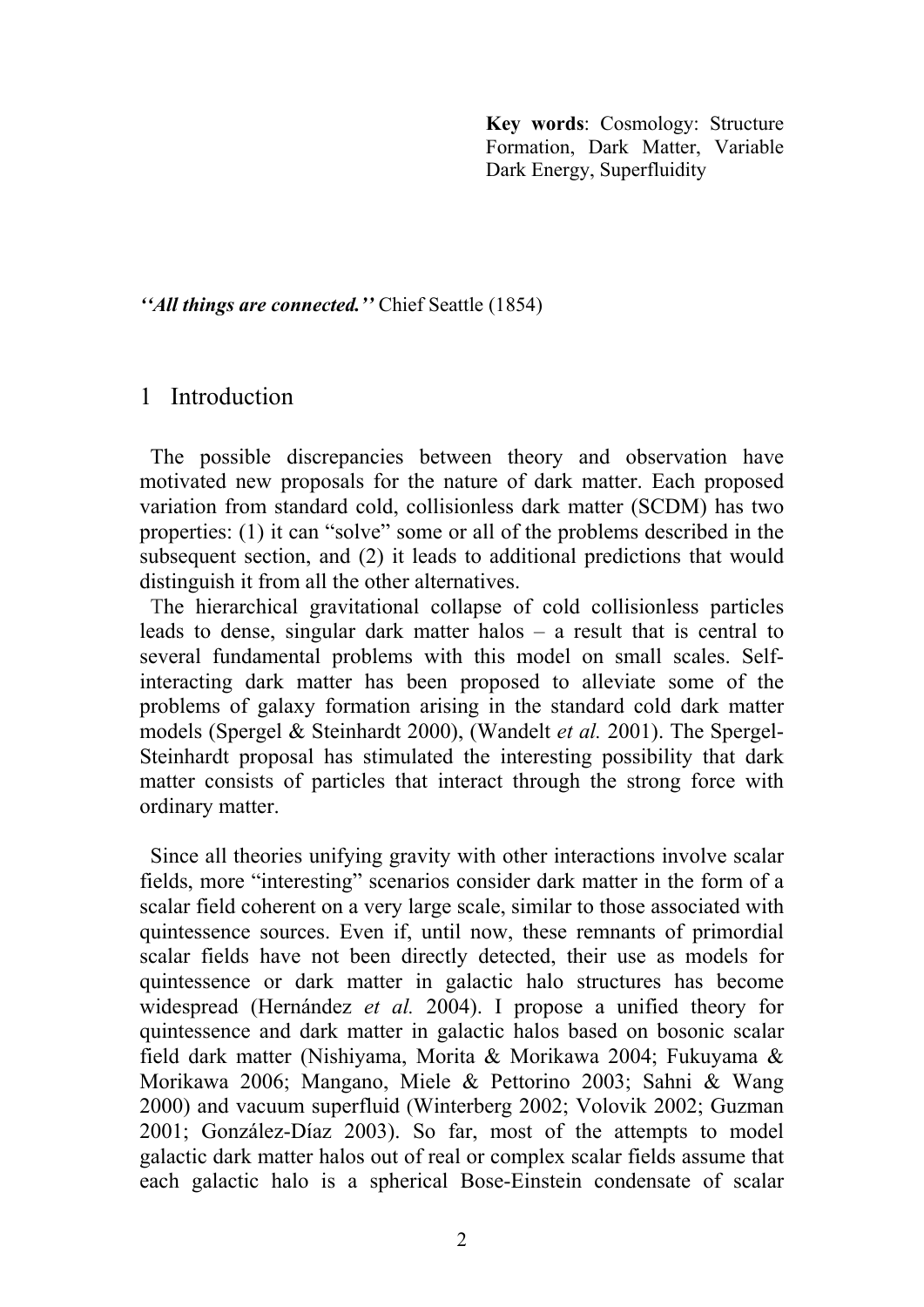**Key words**: Cosmology: Structure Formation, Dark Matter, Variable Dark Energy, Superfluidity

***''All things are connected.''*** Chief Seattle (1854)

# 1 Introduction

The possible discrepancies between theory and observation have motivated new proposals for the nature of dark matter. Each proposed variation from standard cold, collisionless dark matter (SCDM) has two properties: (1) it can "solve" some or all of the problems described in the subsequent section, and (2) it leads to additional predictions that would distinguish it from all the other alternatives.

The hierarchical gravitational collapse of cold collisionless particles leads to dense, singular dark matter halos – a result that is central to several fundamental problems with this model on small scales. Self-interacting dark matter has been proposed to alleviate some of the problems of galaxy formation arising in the standard cold dark matter models (Spergel & Steinhardt 2000), (Wandelt *et al.* 2001). The Spergel-Steinhardt proposal has stimulated the interesting possibility that dark matter consists of particles that interact through the strong force with ordinary matter.

Since all theories unifying gravity with other interactions involve scalar fields, more "interesting" scenarios consider dark matter in the form of a scalar field coherent on a very large scale, similar to those associated with quintessence sources. Even if, until now, these remnants of primordial scalar fields have not been directly detected, their use as models for quintessence or dark matter in galactic halo structures has become widespread (Hernández *et al.* 2004). I propose a unified theory for quintessence and dark matter in galactic halos based on bosonic scalar field dark matter (Nishiyama, Morita & Morikawa 2004; Fukuyama & Morikawa 2006; Mangano, Miele & Pettorino 2003; Sahni & Wang 2000) and vacuum superfluid (Winterberg 2002; Volovik 2002; Guzman 2001; González-Díaz 2003). So far, most of the attempts to model galactic dark matter halos out of real or complex scalar fields assume that each galactic halo is a spherical Bose-Einstein condensate of scalar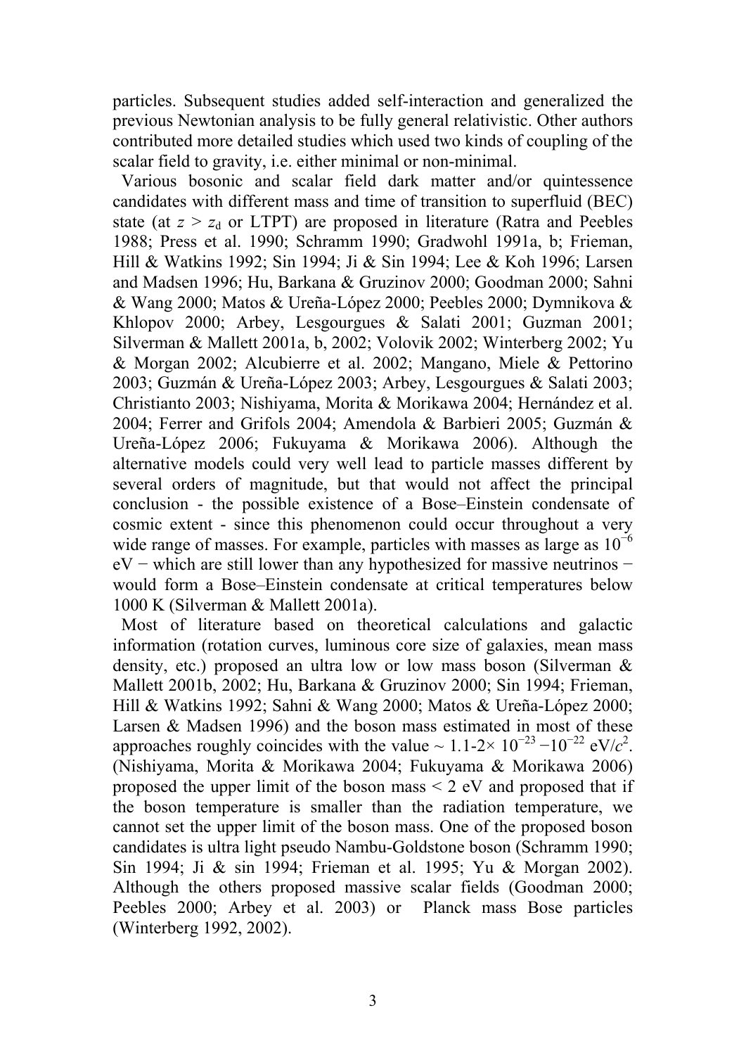particles. Subsequent studies added self-interaction and generalized the previous Newtonian analysis to be fully general relativistic. Other authors contributed more detailed studies which used two kinds of coupling of the scalar field to gravity, i.e. either minimal or non-minimal.

Various bosonic and scalar field dark matter and/or quintessence candidates with different mass and time of transition to superfluid (BEC) state (at $z > z_d$ or LTPT) are proposed in literature (Ratra and Peebles 1988; Press et al. 1990; Schramm 1990; Gradwohl 1991a, b; Frieman, Hill & Watkins 1992; Sin 1994; Ji & Sin 1994; Lee & Koh 1996; Larsen and Madsen 1996; Hu, Barkana & Gruzinov 2000; Goodman 2000; Sahni & Wang 2000; Matos & Ureña-López 2000; Peebles 2000; Dymnikova & Khlopov 2000; Arbey, Lesgourgues & Salati 2001; Guzman 2001; Silverman & Mallett 2001a, b, 2002; Volovik 2002; Winterberg 2002; Yu & Morgan 2002; Alcubierre et al. 2002; Mangano, Miele & Pettorino 2003; Guzmán & Ureña-López 2003; Arbey, Lesgourgues & Salati 2003; Christianto 2003; Nishiyama, Morita & Morikawa 2004; Hernández et al. 2004; Ferrer and Grifols 2004; Amendola & Barbieri 2005; Guzmán & Ureña-López 2006; Fukuyama & Morikawa 2006). Although the alternative models could very well lead to particle masses different by several orders of magnitude, but that would not affect the principal conclusion - the possible existence of a Bose–Einstein condensate of cosmic extent - since this phenomenon could occur throughout a very wide range of masses. For example, particles with masses as large as $10^{-6}$ eV − which are still lower than any hypothesized for massive neutrinos − would form a Bose–Einstein condensate at critical temperatures below 1000 K (Silverman & Mallett 2001a).

Most of literature based on theoretical calculations and galactic information (rotation curves, luminous core size of galaxies, mean mass density, etc.) proposed an ultra low or low mass boson (Silverman & Mallett 2001b, 2002; Hu, Barkana & Gruzinov 2000; Sin 1994; Frieman, Hill & Watkins 1992; Sahni & Wang 2000; Matos & Ureña-López 2000; Larsen & Madsen 1996) and the boson mass estimated in most of these approaches roughly coincides with the value ~ 1.1-2× $10^{-23}$ −$10^{-22}$ eV/$c^2$. (Nishiyama, Morita & Morikawa 2004; Fukuyama & Morikawa 2006) proposed the upper limit of the boson mass < 2 eV and proposed that if the boson temperature is smaller than the radiation temperature, we cannot set the upper limit of the boson mass. One of the proposed boson candidates is ultra light pseudo Nambu-Goldstone boson (Schramm 1990; Sin 1994; Ji & sin 1994; Frieman et al. 1995; Yu & Morgan 2002). Although the others proposed massive scalar fields (Goodman 2000; Peebles 2000; Arbey et al. 2003) or Planck mass Bose particles (Winterberg 1992, 2002).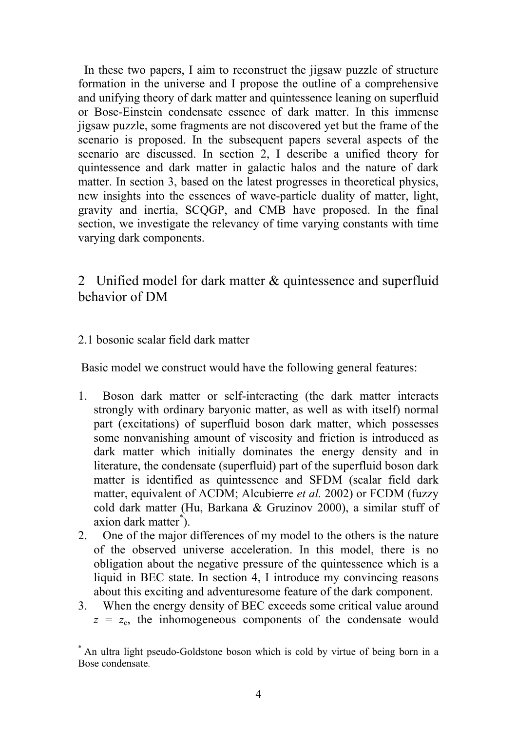In these two papers, I aim to reconstruct the jigsaw puzzle of structure formation in the universe and I propose the outline of a comprehensive and unifying theory of dark matter and quintessence leaning on superfluid or Bose-Einstein condensate essence of dark matter. In this immense jigsaw puzzle, some fragments are not discovered yet but the frame of the scenario is proposed. In the subsequent papers several aspects of the scenario are discussed. In section 2, I describe a unified theory for quintessence and dark matter in galactic halos and the nature of dark matter. In section 3, based on the latest progresses in theoretical physics, new insights into the essences of wave-particle duality of matter, light, gravity and inertia, SCQGP, and CMB have proposed. In the final section, we investigate the relevancy of time varying constants with time varying dark components.

## 2 Unified model for dark matter & quintessence and superfluid behavior of DM

### 2.1 bosonic scalar field dark matter

Basic model we construct would have the following general features:

1. Boson dark matter or self-interacting (the dark matter interacts strongly with ordinary baryonic matter, as well as with itself) normal part (excitations) of superfluid boson dark matter, which possesses some nonvanishing amount of viscosity and friction is introduced as dark matter which initially dominates the energy density and in literature, the condensate (superfluid) part of the superfluid boson dark matter is identified as quintessence and SFDM (scalar field dark matter, equivalent of ΛCDM; Alcubierre *et al.* 2002) or FCDM (fuzzy cold dark matter (Hu, Barkana & Gruzinov 2000), a similar stuff of axion dark matter*).
2. One of the major differences of my model to the others is the nature of the observed universe acceleration. In this model, there is no obligation about the negative pressure of the quintessence which is a liquid in BEC state. In section 4, I introduce my convincing reasons about this exciting and adventuresome feature of the dark component.
3. When the energy density of BEC exceeds some critical value around $z = z_c$, the inhomogeneous components of the condensate would

---

* An ultra light pseudo-Goldstone boson which is cold by virtue of being born in a Bose condensate.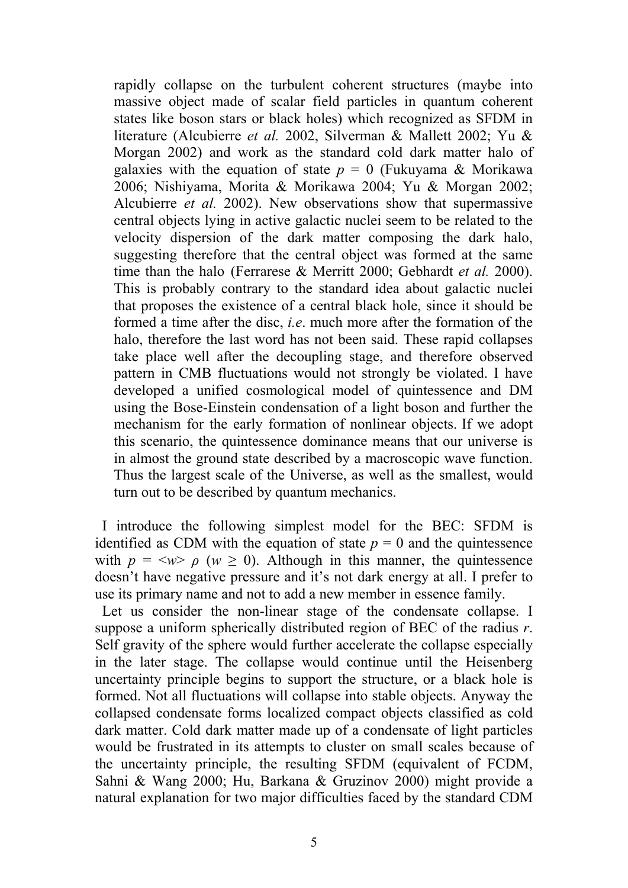rapidly collapse on the turbulent coherent structures (maybe into massive object made of scalar field particles in quantum coherent states like boson stars or black holes) which recognized as SFDM in literature (Alcubierre *et al.* 2002, Silverman & Mallett 2002; Yu & Morgan 2002) and work as the standard cold dark matter halo of galaxies with the equation of state $p = 0$ (Fukuyama & Morikawa 2006; Nishiyama, Morita & Morikawa 2004; Yu & Morgan 2002; Alcubierre *et al.* 2002). New observations show that supermassive central objects lying in active galactic nuclei seem to be related to the velocity dispersion of the dark matter composing the dark halo, suggesting therefore that the central object was formed at the same time than the halo (Ferrarese & Merritt 2000; Gebhardt *et al.* 2000). This is probably contrary to the standard idea about galactic nuclei that proposes the existence of a central black hole, since it should be formed a time after the disc, *i.e*. much more after the formation of the halo, therefore the last word has not been said. These rapid collapses take place well after the decoupling stage, and therefore observed pattern in CMB fluctuations would not strongly be violated. I have developed a unified cosmological model of quintessence and DM using the Bose-Einstein condensation of a light boson and further the mechanism for the early formation of nonlinear objects. If we adopt this scenario, the quintessence dominance means that our universe is in almost the ground state described by a macroscopic wave function. Thus the largest scale of the Universe, as well as the smallest, would turn out to be described by quantum mechanics.

I introduce the following simplest model for the BEC: SFDM is identified as CDM with the equation of state $p = 0$ and the quintessence with $p = \langle w \rangle \rho$ ($w \geq 0$). Although in this manner, the quintessence doesn't have negative pressure and it's not dark energy at all. I prefer to use its primary name and not to add a new member in essence family.

Let us consider the non-linear stage of the condensate collapse. I suppose a uniform spherically distributed region of BEC of the radius $r$. Self gravity of the sphere would further accelerate the collapse especially in the later stage. The collapse would continue until the Heisenberg uncertainty principle begins to support the structure, or a black hole is formed. Not all fluctuations will collapse into stable objects. Anyway the collapsed condensate forms localized compact objects classified as cold dark matter. Cold dark matter made up of a condensate of light particles would be frustrated in its attempts to cluster on small scales because of the uncertainty principle, the resulting SFDM (equivalent of FCDM, Sahni & Wang 2000; Hu, Barkana & Gruzinov 2000) might provide a natural explanation for two major difficulties faced by the standard CDM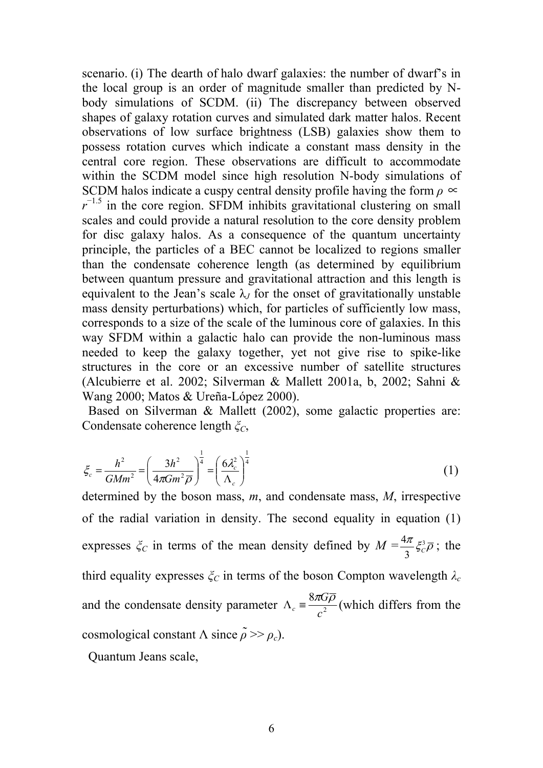scenario. (i) The dearth of halo dwarf galaxies: the number of dwarf's in the local group is an order of magnitude smaller than predicted by N-body simulations of SCDM. (ii) The discrepancy between observed shapes of galaxy rotation curves and simulated dark matter halos. Recent observations of low surface brightness (LSB) galaxies show them to possess rotation curves which indicate a constant mass density in the central core region. These observations are difficult to accommodate within the SCDM model since high resolution N-body simulations of SCDM halos indicate a cuspy central density profile having the form $\rho \propto r^{-1.5}$ in the core region. SFDM inhibits gravitational clustering on small scales and could provide a natural resolution to the core density problem for disc galaxy halos. As a consequence of the quantum uncertainty principle, the particles of a BEC cannot be localized to regions smaller than the condensate coherence length (as determined by equilibrium between quantum pressure and gravitational attraction and this length is equivalent to the Jean's scale $\lambda_J$ for the onset of gravitationally unstable mass density perturbations) which, for particles of sufficiently low mass, corresponds to a size of the scale of the luminous core of galaxies. In this way SFDM within a galactic halo can provide the non-luminous mass needed to keep the galaxy together, yet not give rise to spike-like structures in the core or an excessive number of satellite structures (Alcubierre et al. 2002; Silverman & Mallett 2001a, b, 2002; Sahni & Wang 2000; Matos & Ureña-López 2000).

Based on Silverman & Mallett (2002), some galactic properties are: Condensate coherence length $\xi_C$,

$$\xi_c = \frac{h^2}{GMm^2} = \left(\frac{3h^2}{4\pi G m^2 \overline{\rho}}\right)^{\frac{1}{4}} = \left(\frac{6\lambda_c^2}{\Lambda_c}\right)^{\frac{1}{4}} \tag{1}$$

determined by the boson mass, $m$, and condensate mass, $M$, irrespective of the radial variation in density. The second equality in equation (1) expresses $\xi_C$ in terms of the mean density defined by $M = \frac{4\pi}{3}\xi_C^3\overline{\rho}$ ; the third equality expresses $\xi_C$ in terms of the boson Compton wavelength $\lambda_c$ and the condensate density parameter $\Lambda_c \equiv \frac{8\pi G\overline{\rho}}{c^2}$ (which differs from the cosmological constant $\Lambda$ since $\tilde{\rho} >> \rho_c$).

Quantum Jeans scale,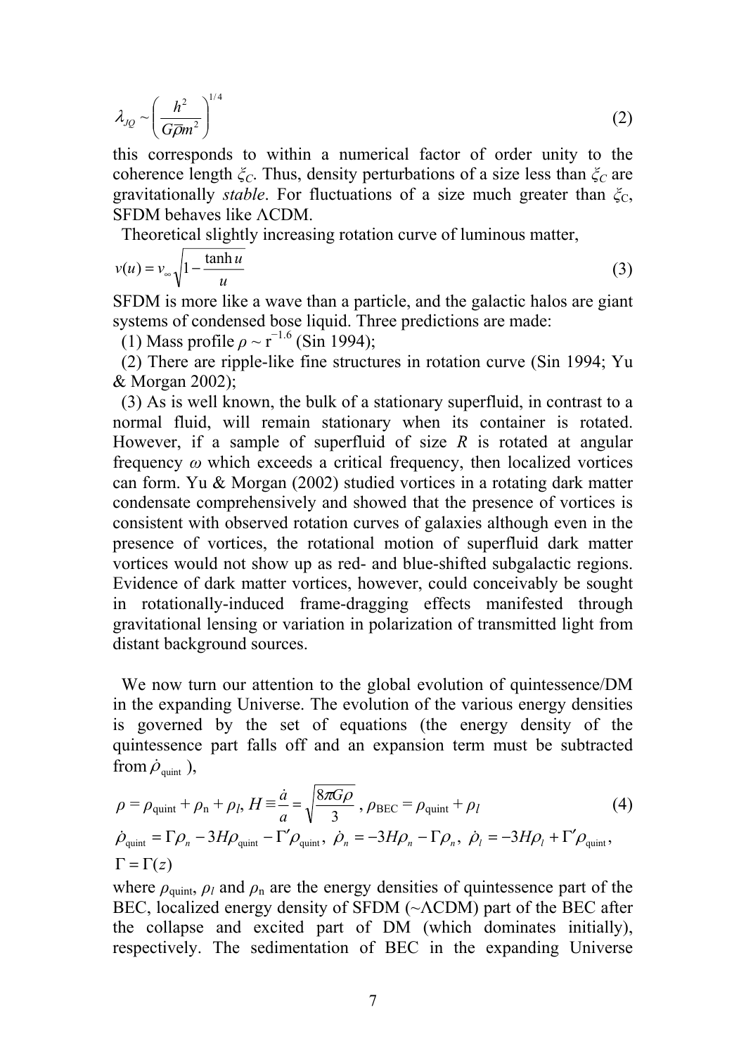$$\lambda_{JQ} \sim \left( \frac{h^2}{G\bar{\rho}m^2} \right)^{1/4} \tag{2}$$

this corresponds to within a numerical factor of order unity to the coherence length $\xi_C$. Thus, density perturbations of a size less than $\xi_C$ are gravitationally *stable*. For fluctuations of a size much greater than $\xi_C$, SFDM behaves like ΛCDM.

Theoretical slightly increasing rotation curve of luminous matter,

$$v(u) = v_\infty \sqrt{1 - \frac{\tanh u}{u}} \tag{3}$$

SFDM is more like a wave than a particle, and the galactic halos are giant systems of condensed bose liquid. Three predictions are made:

(1) Mass profile $\rho \sim r^{-1.6}$ (Sin 1994);

(2) There are ripple-like fine structures in rotation curve (Sin 1994; Yu & Morgan 2002);

(3) As is well known, the bulk of a stationary superfluid, in contrast to a normal fluid, will remain stationary when its container is rotated. However, if a sample of superfluid of size $R$ is rotated at angular frequency $\omega$ which exceeds a critical frequency, then localized vortices can form. Yu & Morgan (2002) studied vortices in a rotating dark matter condensate comprehensively and showed that the presence of vortices is consistent with observed rotation curves of galaxies although even in the presence of vortices, the rotational motion of superfluid dark matter vortices would not show up as red- and blue-shifted subgalactic regions. Evidence of dark matter vortices, however, could conceivably be sought in rotationally-induced frame-dragging effects manifested through gravitational lensing or variation in polarization of transmitted light from distant background sources.

We now turn our attention to the global evolution of quintessence/DM in the expanding Universe. The evolution of the various energy densities is governed by the set of equations (the energy density of the quintessence part falls off and an expansion term must be subtracted from $\dot{\rho}_{\text{quint}}$),

$$\rho = \rho_{\text{quint}} + \rho_{\text{n}} + \rho_l,\ H \equiv \frac{\dot{a}}{a} = \sqrt{\frac{8\pi G\rho}{3}},\ \rho_{\text{BEC}} = \rho_{\text{quint}} + \rho_l \tag{4}$$

$$\dot{\rho}_{\text{quint}} = \Gamma\rho_n - 3H\rho_{\text{quint}} - \Gamma'\rho_{\text{quint}},\ \dot{\rho}_n = -3H\rho_n - \Gamma\rho_n,\ \dot{\rho}_l = -3H\rho_l + \Gamma'\rho_{\text{quint}},$$

$$\Gamma = \Gamma(z)$$

where $\rho_{\text{quint}}$, $\rho_l$ and $\rho_{\text{n}}$ are the energy densities of quintessence part of the BEC, localized energy density of SFDM (~ΛCDM) part of the BEC after the collapse and excited part of DM (which dominates initially), respectively. The sedimentation of BEC in the expanding Universe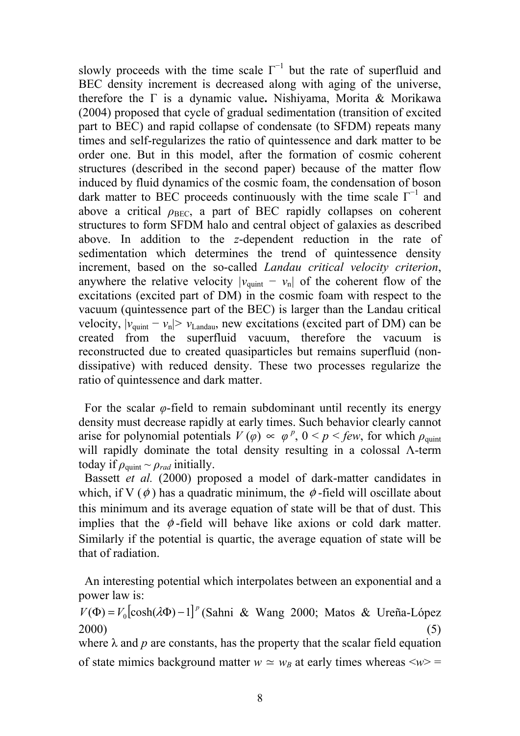slowly proceeds with the time scale $\Gamma^{-1}$ but the rate of superfluid and BEC density increment is decreased along with aging of the universe, therefore the $\Gamma$ is a dynamic value**.** Nishiyama, Morita & Morikawa (2004) proposed that cycle of gradual sedimentation (transition of excited part to BEC) and rapid collapse of condensate (to SFDM) repeats many times and self-regularizes the ratio of quintessence and dark matter to be order one. But in this model, after the formation of cosmic coherent structures (described in the second paper) because of the matter flow induced by fluid dynamics of the cosmic foam, the condensation of boson dark matter to BEC proceeds continuously with the time scale $\Gamma^{-1}$ and above a critical $\rho_{\mathrm{BEC}}$, a part of BEC rapidly collapses on coherent structures to form SFDM halo and central object of galaxies as described above. In addition to the *z*-dependent reduction in the rate of sedimentation which determines the trend of quintessence density increment, based on the so-called *Landau critical velocity criterion*, anywhere the relative velocity $|v_{\mathrm{quint}} - v_{\mathrm{n}}|$ of the coherent flow of the excitations (excited part of DM) in the cosmic foam with respect to the vacuum (quintessence part of the BEC) is larger than the Landau critical velocity, $|v_{\mathrm{quint}} - v_{\mathrm{n}}| > v_{\mathrm{Landau}}$, new excitations (excited part of DM) can be created from the superfluid vacuum, therefore the vacuum is reconstructed due to created quasiparticles but remains superfluid (non-dissipative) with reduced density. These two processes regularize the ratio of quintessence and dark matter.

For the scalar $\varphi$-field to remain subdominant until recently its energy density must decrease rapidly at early times. Such behavior clearly cannot arise for polynomial potentials $V(\varphi) \propto \varphi^{p}$, $0 < p < few$, for which $\rho_{\mathrm{quint}}$ will rapidly dominate the total density resulting in a colossal $\Lambda$-term today if $\rho_{\mathrm{quint}} \sim \rho_{rad}$ initially.

Bassett *et al.* (2000) proposed a model of dark-matter candidates in which, if $V(\phi)$ has a quadratic minimum, the $\phi$-field will oscillate about this minimum and its average equation of state will be that of dust. This implies that the $\phi$-field will behave like axions or cold dark matter. Similarly if the potential is quartic, the average equation of state will be that of radiation.

An interesting potential which interpolates between an exponential and a power law is:

$$V(\Phi) = V_0\left[\cosh(\lambda\Phi) - 1\right]^p \quad \text{(Sahni \& Wang 2000; Matos \& Ureña-López 2000)} \tag{5}$$

where $\lambda$ and $p$ are constants, has the property that the scalar field equation of state mimics background matter $w \simeq w_B$ at early times whereas $<w> =$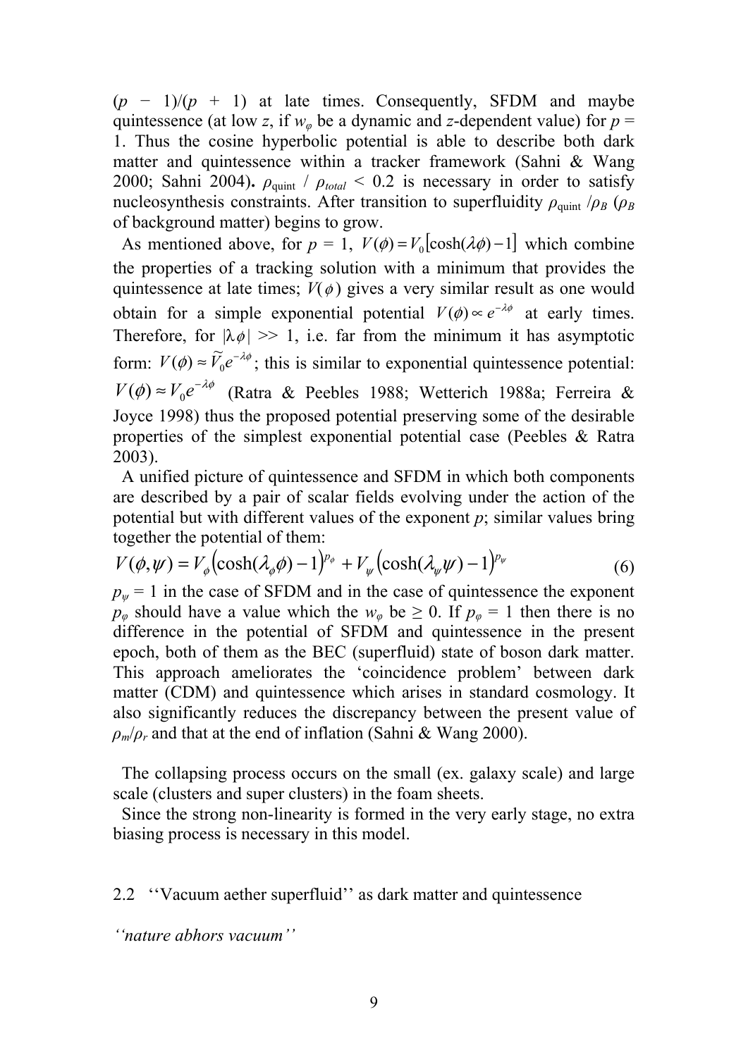$(p - 1)/(p + 1)$ at late times. Consequently, SFDM and maybe quintessence (at low $z$, if $w_\varphi$ be a dynamic and $z$-dependent value) for $p = 1$. Thus the cosine hyperbolic potential is able to describe both dark matter and quintessence within a tracker framework (Sahni & Wang 2000; Sahni 2004). $\rho_{\text{quint}} / \rho_{total} < 0.2$ is necessary in order to satisfy nucleosynthesis constraints. After transition to superfluidity $\rho_{\text{quint}} / \rho_B$ ($\rho_B$ of background matter) begins to grow.

As mentioned above, for $p = 1$, $V(\phi) = V_0[\cosh(\lambda\phi) - 1]$ which combine the properties of a tracking solution with a minimum that provides the quintessence at late times; $V(\phi)$ gives a very similar result as one would obtain for a simple exponential potential $V(\phi) \propto e^{-\lambda\phi}$ at early times. Therefore, for $|\lambda\phi| >> 1$, i.e. far from the minimum it has asymptotic form: $V(\phi) \approx \widetilde{V}_0 e^{-\lambda\phi}$; this is similar to exponential quintessence potential: $V(\phi) \approx V_0 e^{-\lambda\phi}$ (Ratra & Peebles 1988; Wetterich 1988a; Ferreira & Joyce 1998) thus the proposed potential preserving some of the desirable properties of the simplest exponential potential case (Peebles & Ratra 2003).

A unified picture of quintessence and SFDM in which both components are described by a pair of scalar fields evolving under the action of the potential but with different values of the exponent $p$; similar values bring together the potential of them:

$$V(\phi, \psi) = V_\phi\left(\cosh(\lambda_\phi \phi) - 1\right)^{p_\phi} + V_\psi\left(\cosh(\lambda_\psi \psi) - 1\right)^{p_\psi} \tag{6}$$

$p_\psi = 1$ in the case of SFDM and in the case of quintessence the exponent $p_\varphi$ should have a value which the $w_\varphi$ be $\geq 0$. If $p_\varphi = 1$ then there is no difference in the potential of SFDM and quintessence in the present epoch, both of them as the BEC (superfluid) state of boson dark matter. This approach ameliorates the 'coincidence problem' between dark matter (CDM) and quintessence which arises in standard cosmology. It also significantly reduces the discrepancy between the present value of $\rho_m/\rho_r$ and that at the end of inflation (Sahni & Wang 2000).

The collapsing process occurs on the small (ex. galaxy scale) and large scale (clusters and super clusters) in the foam sheets.

Since the strong non-linearity is formed in the very early stage, no extra biasing process is necessary in this model.

## 2.2 ''Vacuum aether superfluid'' as dark matter and quintessence

*''nature abhors vacuum''*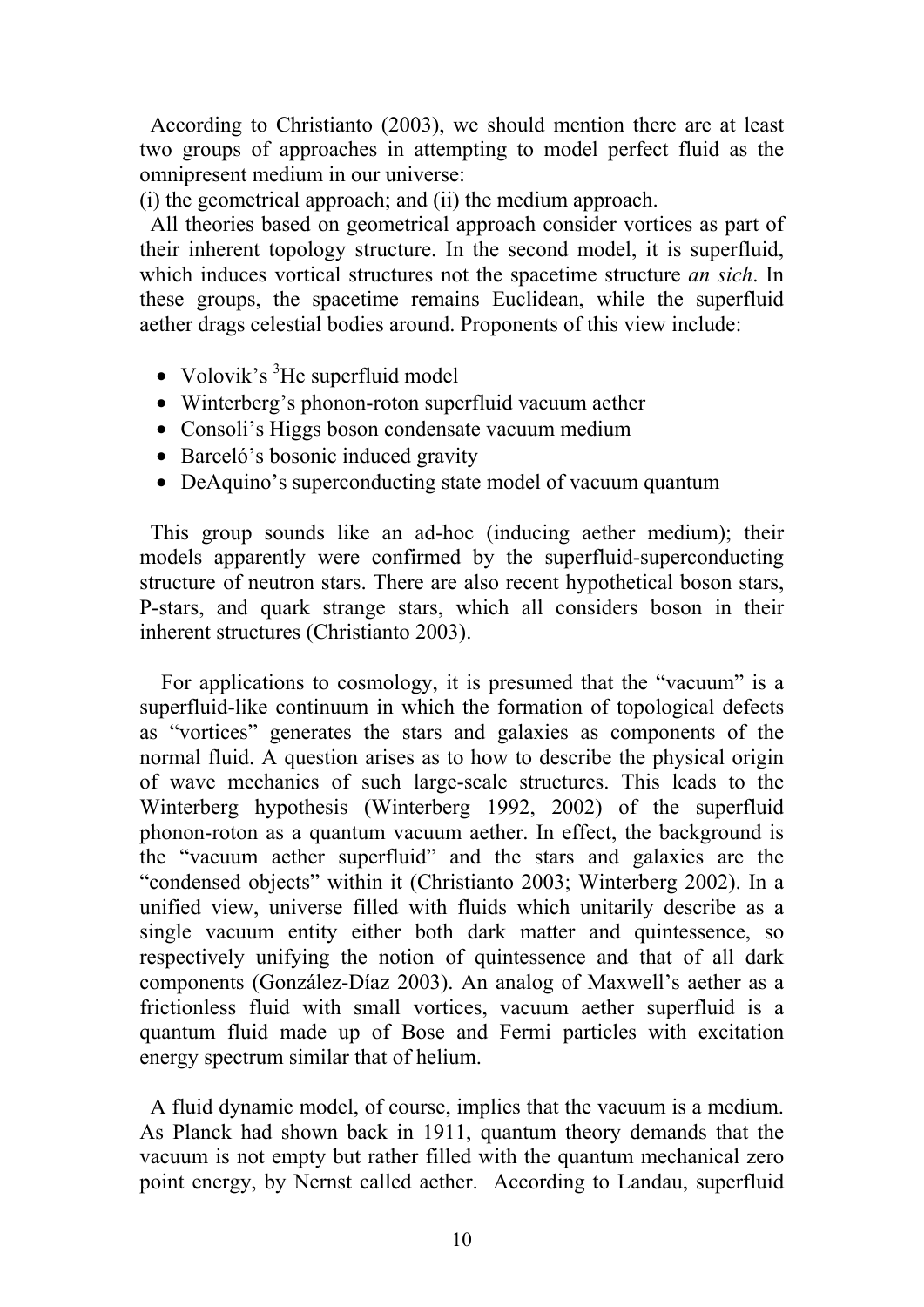According to Christianto (2003), we should mention there are at least two groups of approaches in attempting to model perfect fluid as the omnipresent medium in our universe:
(i) the geometrical approach; and (ii) the medium approach.

All theories based on geometrical approach consider vortices as part of their inherent topology structure. In the second model, it is superfluid, which induces vortical structures not the spacetime structure *an sich*. In these groups, the spacetime remains Euclidean, while the superfluid aether drags celestial bodies around. Proponents of this view include:

- Volovik's $^3$He superfluid model
- Winterberg's phonon-roton superfluid vacuum aether
- Consoli's Higgs boson condensate vacuum medium
- Barceló's bosonic induced gravity
- DeAquino's superconducting state model of vacuum quantum

This group sounds like an ad-hoc (inducing aether medium); their models apparently were confirmed by the superfluid-superconducting structure of neutron stars. There are also recent hypothetical boson stars, P-stars, and quark strange stars, which all considers boson in their inherent structures (Christianto 2003).

For applications to cosmology, it is presumed that the "vacuum" is a superfluid-like continuum in which the formation of topological defects as "vortices" generates the stars and galaxies as components of the normal fluid. A question arises as to how to describe the physical origin of wave mechanics of such large-scale structures. This leads to the Winterberg hypothesis (Winterberg 1992, 2002) of the superfluid phonon-roton as a quantum vacuum aether. In effect, the background is the "vacuum aether superfluid" and the stars and galaxies are the "condensed objects" within it (Christianto 2003; Winterberg 2002). In a unified view, universe filled with fluids which unitarily describe as a single vacuum entity either both dark matter and quintessence, so respectively unifying the notion of quintessence and that of all dark components (González-Díaz 2003). An analog of Maxwell's aether as a frictionless fluid with small vortices, vacuum aether superfluid is a quantum fluid made up of Bose and Fermi particles with excitation energy spectrum similar that of helium.

A fluid dynamic model, of course, implies that the vacuum is a medium. As Planck had shown back in 1911, quantum theory demands that the vacuum is not empty but rather filled with the quantum mechanical zero point energy, by Nernst called aether. According to Landau, superfluid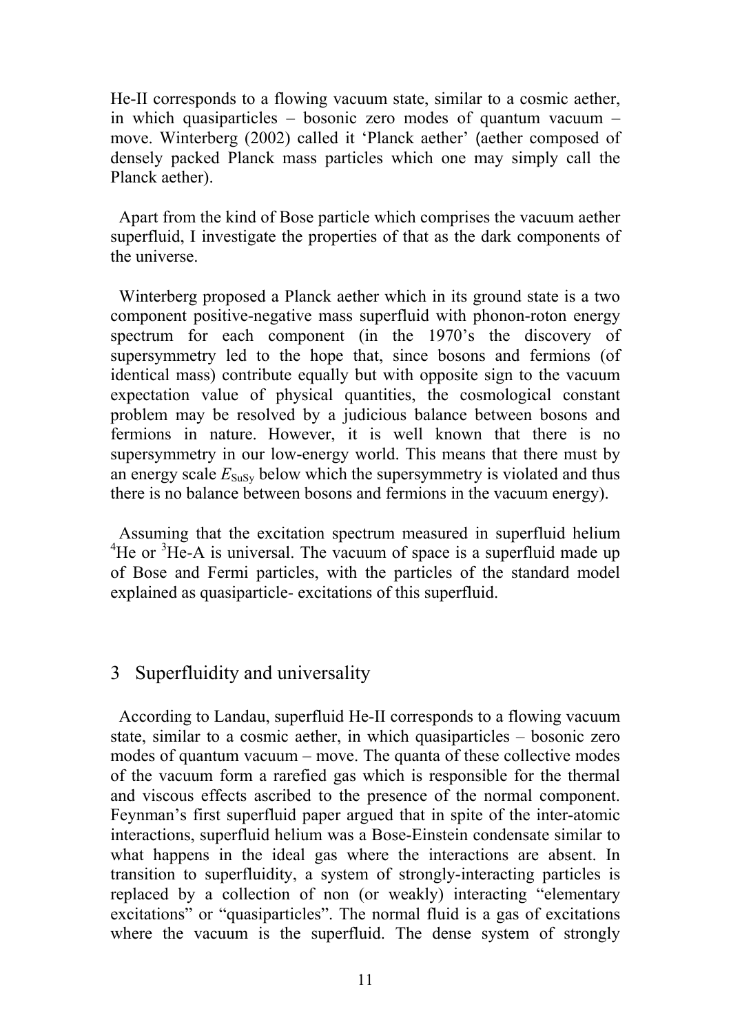He-II corresponds to a flowing vacuum state, similar to a cosmic aether, in which quasiparticles – bosonic zero modes of quantum vacuum – move. Winterberg (2002) called it 'Planck aether' (aether composed of densely packed Planck mass particles which one may simply call the Planck aether).

Apart from the kind of Bose particle which comprises the vacuum aether superfluid, I investigate the properties of that as the dark components of the universe.

Winterberg proposed a Planck aether which in its ground state is a two component positive-negative mass superfluid with phonon-roton energy spectrum for each component (in the 1970's the discovery of supersymmetry led to the hope that, since bosons and fermions (of identical mass) contribute equally but with opposite sign to the vacuum expectation value of physical quantities, the cosmological constant problem may be resolved by a judicious balance between bosons and fermions in nature. However, it is well known that there is no supersymmetry in our low-energy world. This means that there must by an energy scale $E_{\mathrm{SuSy}}$ below which the supersymmetry is violated and thus there is no balance between bosons and fermions in the vacuum energy).

Assuming that the excitation spectrum measured in superfluid helium $^4$He or $^3$He-A is universal. The vacuum of space is a superfluid made up of Bose and Fermi particles, with the particles of the standard model explained as quasiparticle- excitations of this superfluid.

## 3 Superfluidity and universality

According to Landau, superfluid He-II corresponds to a flowing vacuum state, similar to a cosmic aether, in which quasiparticles – bosonic zero modes of quantum vacuum – move. The quanta of these collective modes of the vacuum form a rarefied gas which is responsible for the thermal and viscous effects ascribed to the presence of the normal component. Feynman's first superfluid paper argued that in spite of the inter-atomic interactions, superfluid helium was a Bose-Einstein condensate similar to what happens in the ideal gas where the interactions are absent. In transition to superfluidity, a system of strongly-interacting particles is replaced by a collection of non (or weakly) interacting "elementary excitations" or "quasiparticles". The normal fluid is a gas of excitations where the vacuum is the superfluid. The dense system of strongly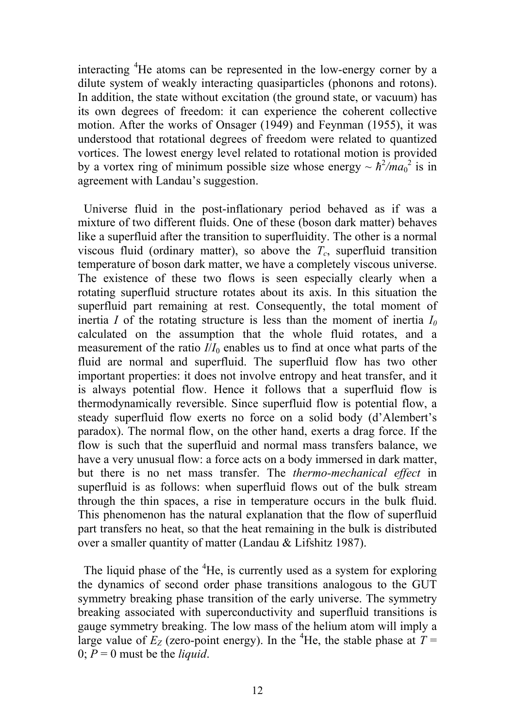interacting $^4$He atoms can be represented in the low-energy corner by a dilute system of weakly interacting quasiparticles (phonons and rotons). In addition, the state without excitation (the ground state, or vacuum) has its own degrees of freedom: it can experience the coherent collective motion. After the works of Onsager (1949) and Feynman (1955), it was understood that rotational degrees of freedom were related to quantized vortices. The lowest energy level related to rotational motion is provided by a vortex ring of minimum possible size whose energy ~ $\hbar^2/ma_0^2$ is in agreement with Landau's suggestion.

Universe fluid in the post-inflationary period behaved as if was a mixture of two different fluids. One of these (boson dark matter) behaves like a superfluid after the transition to superfluidity. The other is a normal viscous fluid (ordinary matter), so above the $T_c$, superfluid transition temperature of boson dark matter, we have a completely viscous universe. The existence of these two flows is seen especially clearly when a rotating superfluid structure rotates about its axis. In this situation the superfluid part remaining at rest. Consequently, the total moment of inertia $I$ of the rotating structure is less than the moment of inertia $I_0$ calculated on the assumption that the whole fluid rotates, and a measurement of the ratio $I/I_0$ enables us to find at once what parts of the fluid are normal and superfluid. The superfluid flow has two other important properties: it does not involve entropy and heat transfer, and it is always potential flow. Hence it follows that a superfluid flow is thermodynamically reversible. Since superfluid flow is potential flow, a steady superfluid flow exerts no force on a solid body (d'Alembert's paradox). The normal flow, on the other hand, exerts a drag force. If the flow is such that the superfluid and normal mass transfers balance, we have a very unusual flow: a force acts on a body immersed in dark matter, but there is no net mass transfer. The *thermo-mechanical effect* in superfluid is as follows: when superfluid flows out of the bulk stream through the thin spaces, a rise in temperature occurs in the bulk fluid. This phenomenon has the natural explanation that the flow of superfluid part transfers no heat, so that the heat remaining in the bulk is distributed over a smaller quantity of matter (Landau & Lifshitz 1987).

The liquid phase of the $^4$He, is currently used as a system for exploring the dynamics of second order phase transitions analogous to the GUT symmetry breaking phase transition of the early universe. The symmetry breaking associated with superconductivity and superfluid transitions is gauge symmetry breaking. The low mass of the helium atom will imply a large value of $E_Z$ (zero-point energy). In the $^4$He, the stable phase at $T$ = 0; $P$ = 0 must be the *liquid*.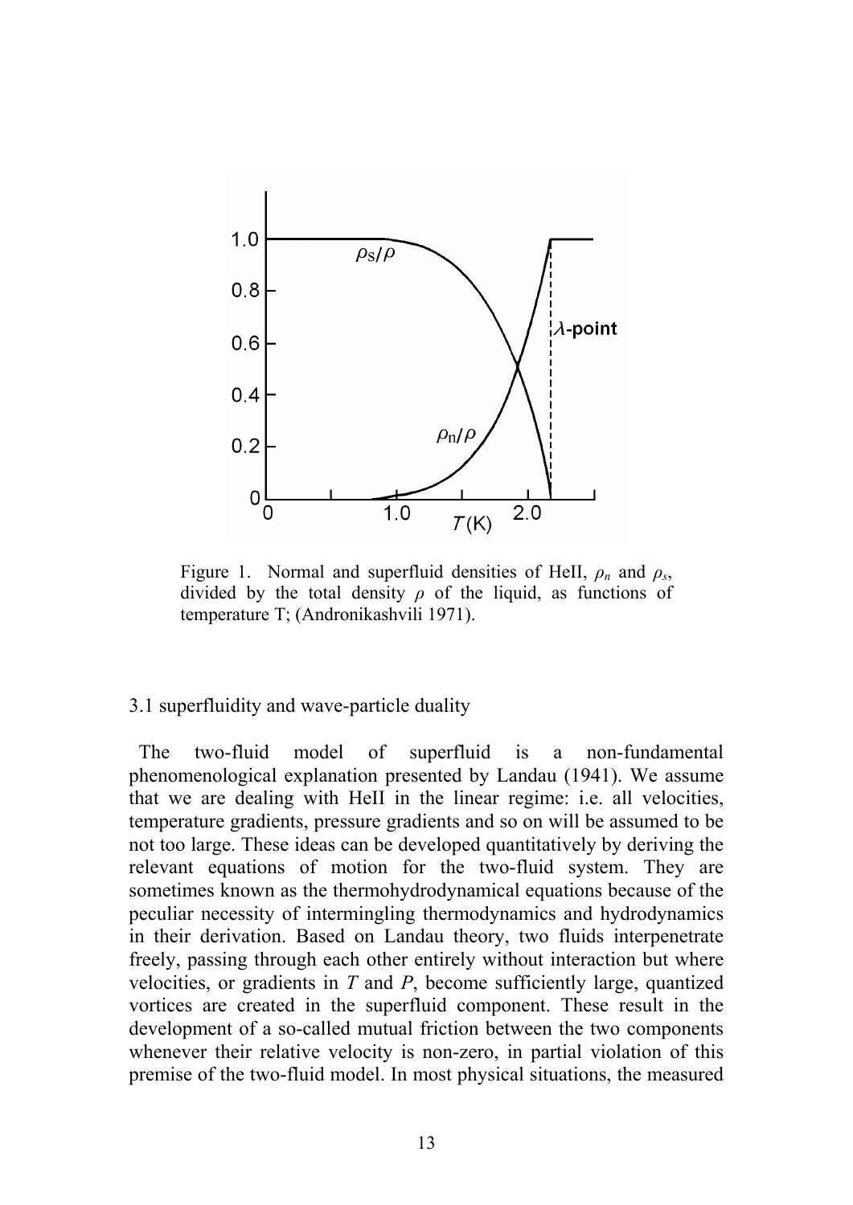Figure 1. Normal and superfluid densities of HeII, $\rho_n$ and $\rho_s$, divided by the total density $\rho$ of the liquid, as functions of temperature T; (Andronikashvili 1971).

### 3.1 superfluidity and wave-particle duality

The two-fluid model of superfluid is a non-fundamental phenomenological explanation presented by Landau (1941). We assume that we are dealing with HeII in the linear regime: i.e. all velocities, temperature gradients, pressure gradients and so on will be assumed to be not too large. These ideas can be developed quantitatively by deriving the relevant equations of motion for the two-fluid system. They are sometimes known as the thermohydrodynamical equations because of the peculiar necessity of intermingling thermodynamics and hydrodynamics in their derivation. Based on Landau theory, two fluids interpenetrate freely, passing through each other entirely without interaction but where velocities, or gradients in $T$ and $P$, become sufficiently large, quantized vortices are created in the superfluid component. These result in the development of a so-called mutual friction between the two components whenever their relative velocity is non-zero, in partial violation of this premise of the two-fluid model. In most physical situations, the measured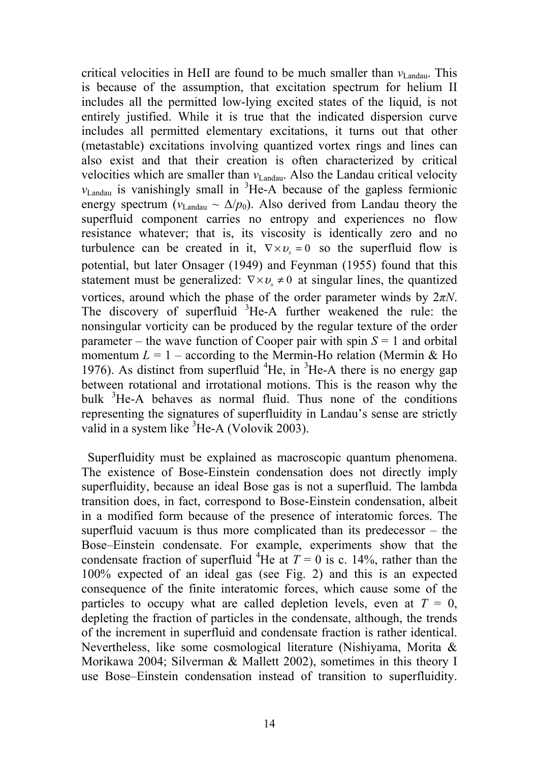critical velocities in HeII are found to be much smaller than $v_{\text{Landau}}$. This is because of the assumption, that excitation spectrum for helium II includes all the permitted low-lying excited states of the liquid, is not entirely justified. While it is true that the indicated dispersion curve includes all permitted elementary excitations, it turns out that other (metastable) excitations involving quantized vortex rings and lines can also exist and that their creation is often characterized by critical velocities which are smaller than $v_{\text{Landau}}$. Also the Landau critical velocity $v_{\text{Landau}}$ is vanishingly small in $^3$He-A because of the gapless fermionic energy spectrum ($v_{\text{Landau}} \sim \Delta/p_0$). Also derived from Landau theory the superfluid component carries no entropy and experiences no flow resistance whatever; that is, its viscosity is identically zero and no turbulence can be created in it, $\nabla \times \upsilon_s = 0$ so the superfluid flow is potential, but later Onsager (1949) and Feynman (1955) found that this statement must be generalized: $\nabla \times \upsilon_s \neq 0$ at singular lines, the quantized vortices, around which the phase of the order parameter winds by $2\pi N$. The discovery of superfluid $^3$He-A further weakened the rule: the nonsingular vorticity can be produced by the regular texture of the order parameter – the wave function of Cooper pair with spin $S = 1$ and orbital momentum $L = 1$ – according to the Mermin-Ho relation (Mermin & Ho 1976). As distinct from superfluid $^4$He, in $^3$He-A there is no energy gap between rotational and irrotational motions. This is the reason why the bulk $^3$He-A behaves as normal fluid. Thus none of the conditions representing the signatures of superfluidity in Landau's sense are strictly valid in a system like $^3$He-A (Volovik 2003).

Superfluidity must be explained as macroscopic quantum phenomena. The existence of Bose-Einstein condensation does not directly imply superfluidity, because an ideal Bose gas is not a superfluid. The lambda transition does, in fact, correspond to Bose-Einstein condensation, albeit in a modified form because of the presence of interatomic forces. The superfluid vacuum is thus more complicated than its predecessor – the Bose–Einstein condensate. For example, experiments show that the condensate fraction of superfluid $^4$He at $T = 0$ is c. 14%, rather than the 100% expected of an ideal gas (see Fig. 2) and this is an expected consequence of the finite interatomic forces, which cause some of the particles to occupy what are called depletion levels, even at $T = 0$, depleting the fraction of particles in the condensate, although, the trends of the increment in superfluid and condensate fraction is rather identical. Nevertheless, like some cosmological literature (Nishiyama, Morita & Morikawa 2004; Silverman & Mallett 2002), sometimes in this theory I use Bose–Einstein condensation instead of transition to superfluidity.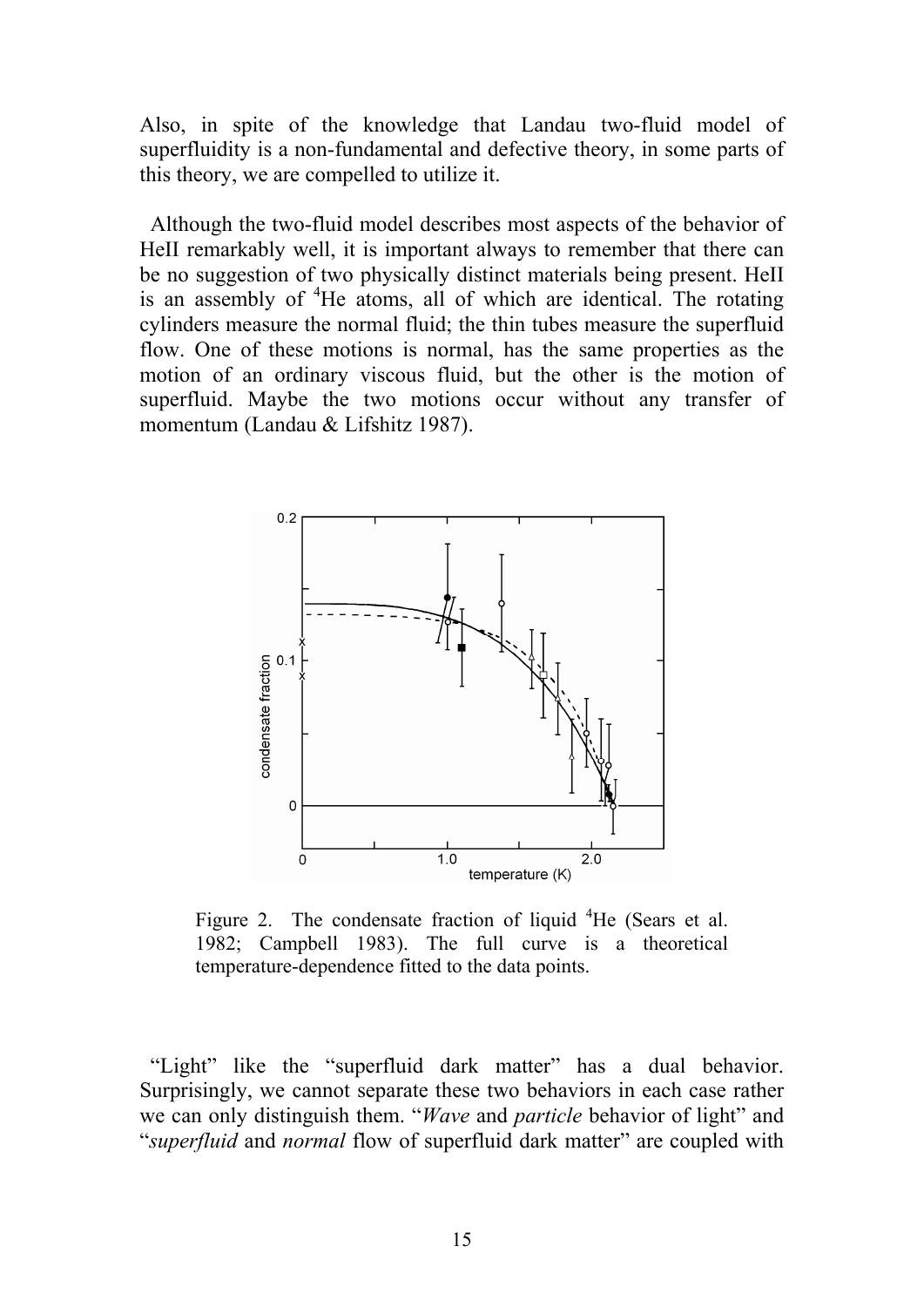Also, in spite of the knowledge that Landau two-fluid model of superfluidity is a non-fundamental and defective theory, in some parts of this theory, we are compelled to utilize it.

Although the two-fluid model describes most aspects of the behavior of HeII remarkably well, it is important always to remember that there can be no suggestion of two physically distinct materials being present. HeII is an assembly of $^4$He atoms, all of which are identical. The rotating cylinders measure the normal fluid; the thin tubes measure the superfluid flow. One of these motions is normal, has the same properties as the motion of an ordinary viscous fluid, but the other is the motion of superfluid. Maybe the two motions occur without any transfer of momentum (Landau & Lifshitz 1987).

Figure 2. The condensate fraction of liquid $^4$He (Sears et al. 1982; Campbell 1983). The full curve is a theoretical temperature-dependence fitted to the data points.

"Light" like the "superfluid dark matter" has a dual behavior. Surprisingly, we cannot separate these two behaviors in each case rather we can only distinguish them. "*Wave* and *particle* behavior of light" and "*superfluid* and *normal* flow of superfluid dark matter" are coupled with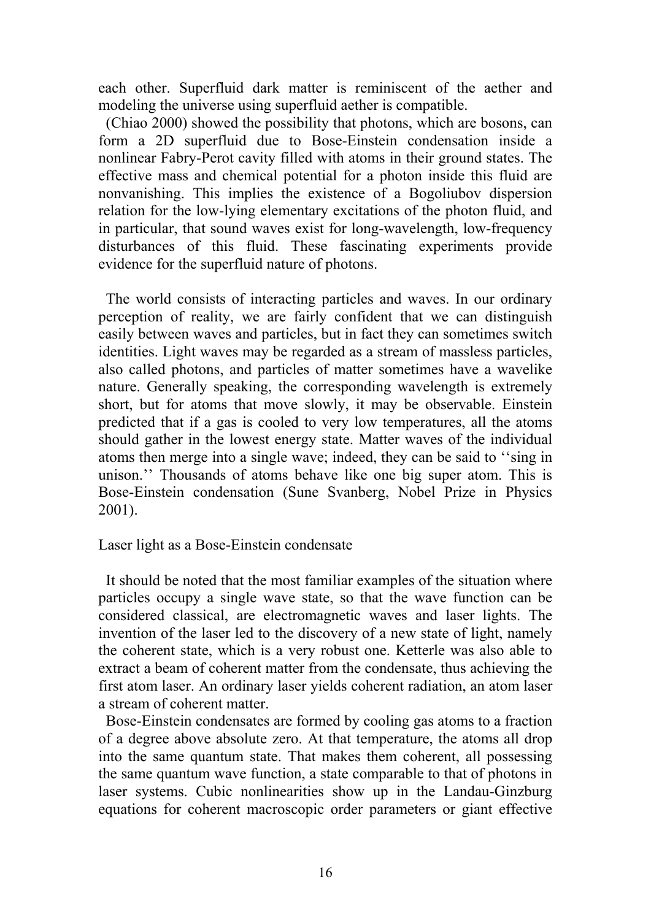each other. Superfluid dark matter is reminiscent of the aether and modeling the universe using superfluid aether is compatible.

(Chiao 2000) showed the possibility that photons, which are bosons, can form a 2D superfluid due to Bose-Einstein condensation inside a nonlinear Fabry-Perot cavity filled with atoms in their ground states. The effective mass and chemical potential for a photon inside this fluid are nonvanishing. This implies the existence of a Bogoliubov dispersion relation for the low-lying elementary excitations of the photon fluid, and in particular, that sound waves exist for long-wavelength, low-frequency disturbances of this fluid. These fascinating experiments provide evidence for the superfluid nature of photons.

The world consists of interacting particles and waves. In our ordinary perception of reality, we are fairly confident that we can distinguish easily between waves and particles, but in fact they can sometimes switch identities. Light waves may be regarded as a stream of massless particles, also called photons, and particles of matter sometimes have a wavelike nature. Generally speaking, the corresponding wavelength is extremely short, but for atoms that move slowly, it may be observable. Einstein predicted that if a gas is cooled to very low temperatures, all the atoms should gather in the lowest energy state. Matter waves of the individual atoms then merge into a single wave; indeed, they can be said to ''sing in unison.'' Thousands of atoms behave like one big super atom. This is Bose-Einstein condensation (Sune Svanberg, Nobel Prize in Physics 2001).

Laser light as a Bose-Einstein condensate

It should be noted that the most familiar examples of the situation where particles occupy a single wave state, so that the wave function can be considered classical, are electromagnetic waves and laser lights. The invention of the laser led to the discovery of a new state of light, namely the coherent state, which is a very robust one. Ketterle was also able to extract a beam of coherent matter from the condensate, thus achieving the first atom laser. An ordinary laser yields coherent radiation, an atom laser a stream of coherent matter.

Bose-Einstein condensates are formed by cooling gas atoms to a fraction of a degree above absolute zero. At that temperature, the atoms all drop into the same quantum state. That makes them coherent, all possessing the same quantum wave function, a state comparable to that of photons in laser systems. Cubic nonlinearities show up in the Landau-Ginzburg equations for coherent macroscopic order parameters or giant effective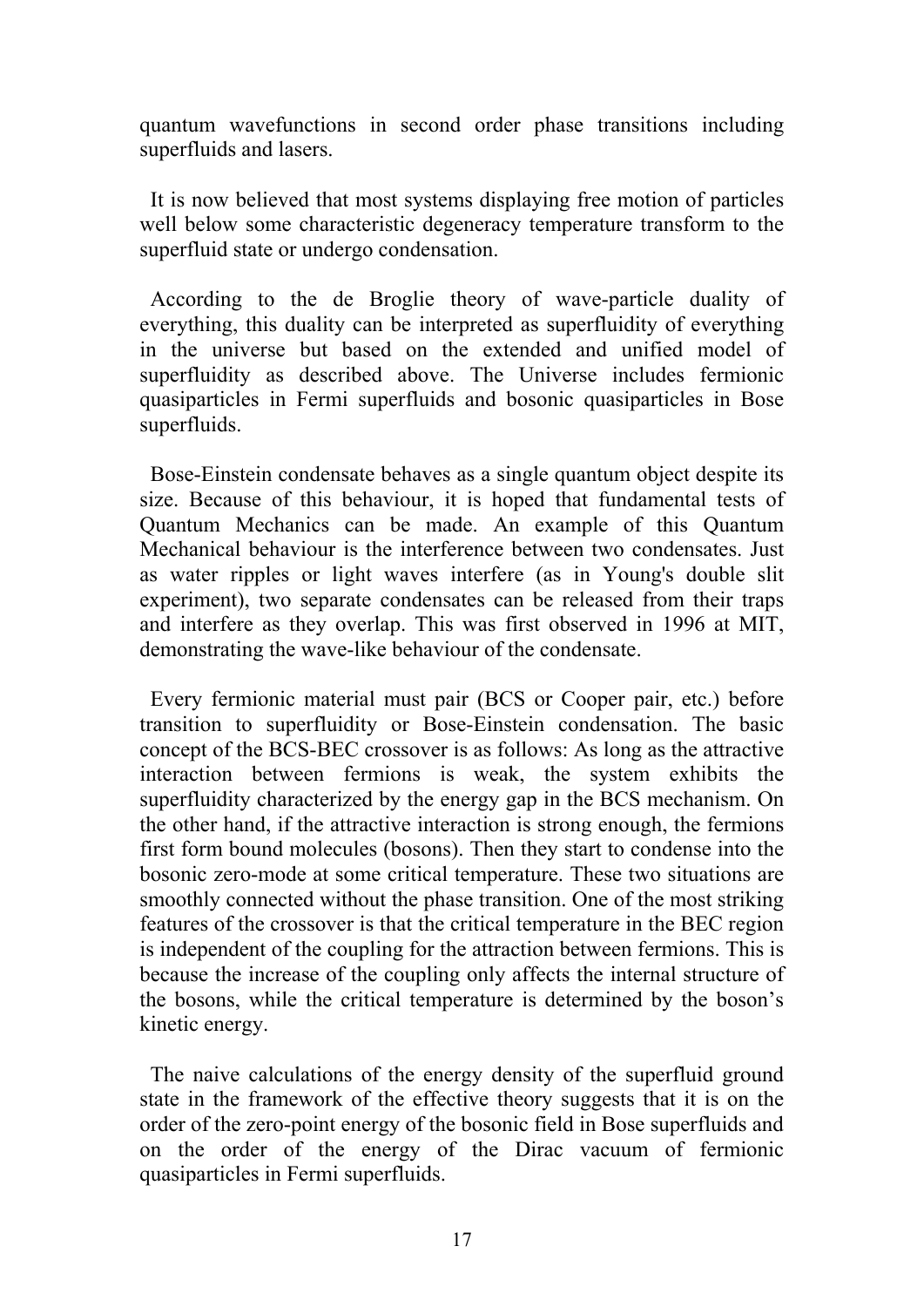quantum wavefunctions in second order phase transitions including superfluids and lasers.

It is now believed that most systems displaying free motion of particles well below some characteristic degeneracy temperature transform to the superfluid state or undergo condensation.

According to the de Broglie theory of wave-particle duality of everything, this duality can be interpreted as superfluidity of everything in the universe but based on the extended and unified model of superfluidity as described above. The Universe includes fermionic quasiparticles in Fermi superfluids and bosonic quasiparticles in Bose superfluids.

Bose-Einstein condensate behaves as a single quantum object despite its size. Because of this behaviour, it is hoped that fundamental tests of Quantum Mechanics can be made. An example of this Quantum Mechanical behaviour is the interference between two condensates. Just as water ripples or light waves interfere (as in Young's double slit experiment), two separate condensates can be released from their traps and interfere as they overlap. This was first observed in 1996 at MIT, demonstrating the wave-like behaviour of the condensate.

Every fermionic material must pair (BCS or Cooper pair, etc.) before transition to superfluidity or Bose-Einstein condensation. The basic concept of the BCS-BEC crossover is as follows: As long as the attractive interaction between fermions is weak, the system exhibits the superfluidity characterized by the energy gap in the BCS mechanism. On the other hand, if the attractive interaction is strong enough, the fermions first form bound molecules (bosons). Then they start to condense into the bosonic zero-mode at some critical temperature. These two situations are smoothly connected without the phase transition. One of the most striking features of the crossover is that the critical temperature in the BEC region is independent of the coupling for the attraction between fermions. This is because the increase of the coupling only affects the internal structure of the bosons, while the critical temperature is determined by the boson's kinetic energy.

The naive calculations of the energy density of the superfluid ground state in the framework of the effective theory suggests that it is on the order of the zero-point energy of the bosonic field in Bose superfluids and on the order of the energy of the Dirac vacuum of fermionic quasiparticles in Fermi superfluids.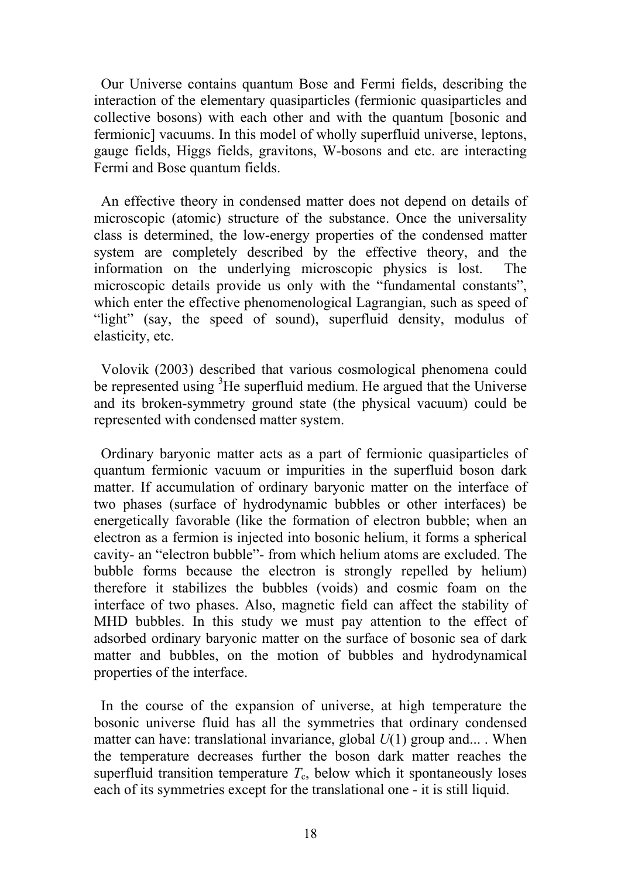Our Universe contains quantum Bose and Fermi fields, describing the interaction of the elementary quasiparticles (fermionic quasiparticles and collective bosons) with each other and with the quantum [bosonic and fermionic] vacuums. In this model of wholly superfluid universe, leptons, gauge fields, Higgs fields, gravitons, W-bosons and etc. are interacting Fermi and Bose quantum fields.

An effective theory in condensed matter does not depend on details of microscopic (atomic) structure of the substance. Once the universality class is determined, the low-energy properties of the condensed matter system are completely described by the effective theory, and the information on the underlying microscopic physics is lost. The microscopic details provide us only with the "fundamental constants", which enter the effective phenomenological Lagrangian, such as speed of "light" (say, the speed of sound), superfluid density, modulus of elasticity, etc.

Volovik (2003) described that various cosmological phenomena could be represented using $^3$He superfluid medium. He argued that the Universe and its broken-symmetry ground state (the physical vacuum) could be represented with condensed matter system.

Ordinary baryonic matter acts as a part of fermionic quasiparticles of quantum fermionic vacuum or impurities in the superfluid boson dark matter. If accumulation of ordinary baryonic matter on the interface of two phases (surface of hydrodynamic bubbles or other interfaces) be energetically favorable (like the formation of electron bubble; when an electron as a fermion is injected into bosonic helium, it forms a spherical cavity- an "electron bubble"- from which helium atoms are excluded. The bubble forms because the electron is strongly repelled by helium) therefore it stabilizes the bubbles (voids) and cosmic foam on the interface of two phases. Also, magnetic field can affect the stability of MHD bubbles. In this study we must pay attention to the effect of adsorbed ordinary baryonic matter on the surface of bosonic sea of dark matter and bubbles, on the motion of bubbles and hydrodynamical properties of the interface.

In the course of the expansion of universe, at high temperature the bosonic universe fluid has all the symmetries that ordinary condensed matter can have: translational invariance, global $U(1)$ group and... . When the temperature decreases further the boson dark matter reaches the superfluid transition temperature $T_c$, below which it spontaneously loses each of its symmetries except for the translational one - it is still liquid.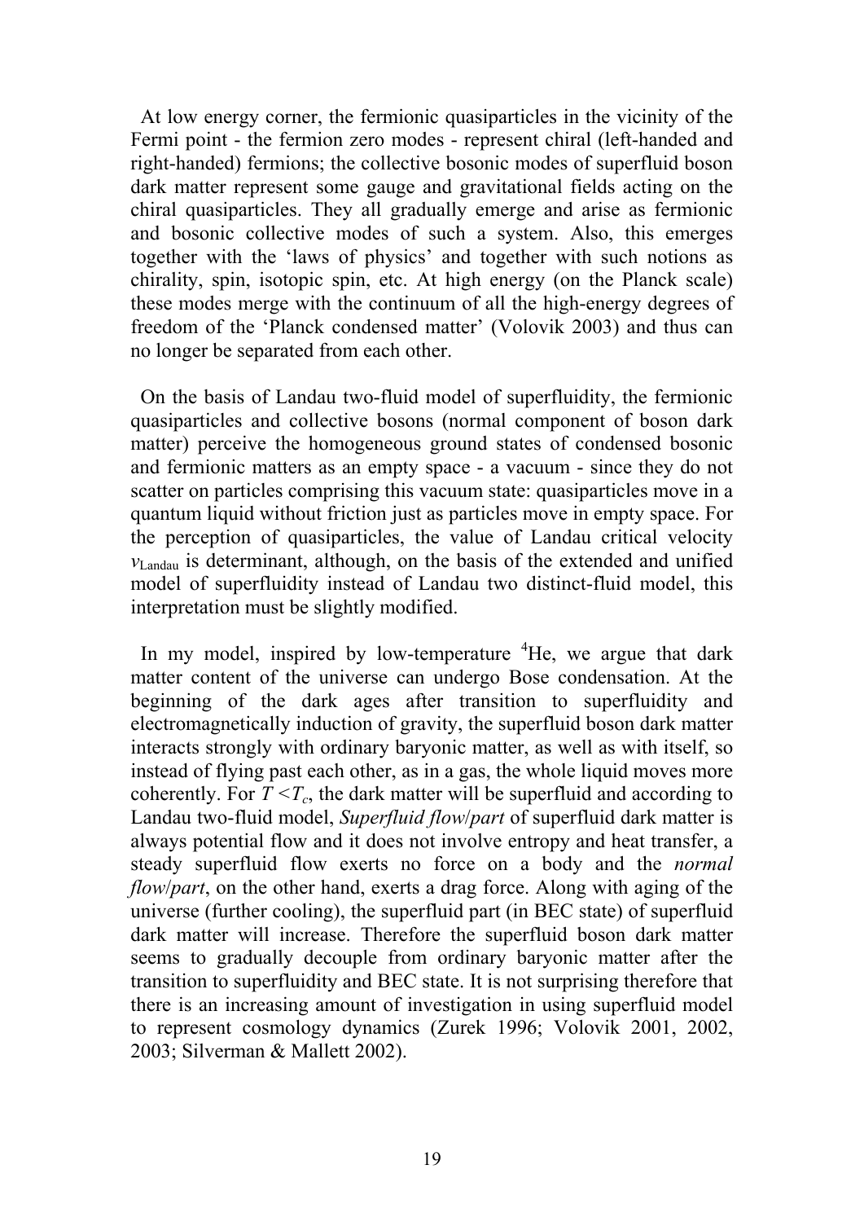At low energy corner, the fermionic quasiparticles in the vicinity of the Fermi point - the fermion zero modes - represent chiral (left-handed and right-handed) fermions; the collective bosonic modes of superfluid boson dark matter represent some gauge and gravitational fields acting on the chiral quasiparticles. They all gradually emerge and arise as fermionic and bosonic collective modes of such a system. Also, this emerges together with the 'laws of physics' and together with such notions as chirality, spin, isotopic spin, etc. At high energy (on the Planck scale) these modes merge with the continuum of all the high-energy degrees of freedom of the 'Planck condensed matter' (Volovik 2003) and thus can no longer be separated from each other.

On the basis of Landau two-fluid model of superfluidity, the fermionic quasiparticles and collective bosons (normal component of boson dark matter) perceive the homogeneous ground states of condensed bosonic and fermionic matters as an empty space - a vacuum - since they do not scatter on particles comprising this vacuum state: quasiparticles move in a quantum liquid without friction just as particles move in empty space. For the perception of quasiparticles, the value of Landau critical velocity $v_{\mathrm{Landau}}$ is determinant, although, on the basis of the extended and unified model of superfluidity instead of Landau two distinct-fluid model, this interpretation must be slightly modified.

In my model, inspired by low-temperature $^4$He, we argue that dark matter content of the universe can undergo Bose condensation. At the beginning of the dark ages after transition to superfluidity and electromagnetically induction of gravity, the superfluid boson dark matter interacts strongly with ordinary baryonic matter, as well as with itself, so instead of flying past each other, as in a gas, the whole liquid moves more coherently. For $T < T_c$, the dark matter will be superfluid and according to Landau two-fluid model, *Superfluid flow*/*part* of superfluid dark matter is always potential flow and it does not involve entropy and heat transfer, a steady superfluid flow exerts no force on a body and the *normal flow*/*part*, on the other hand, exerts a drag force. Along with aging of the universe (further cooling), the superfluid part (in BEC state) of superfluid dark matter will increase. Therefore the superfluid boson dark matter seems to gradually decouple from ordinary baryonic matter after the transition to superfluidity and BEC state. It is not surprising therefore that there is an increasing amount of investigation in using superfluid model to represent cosmology dynamics (Zurek 1996; Volovik 2001, 2002, 2003; Silverman & Mallett 2002).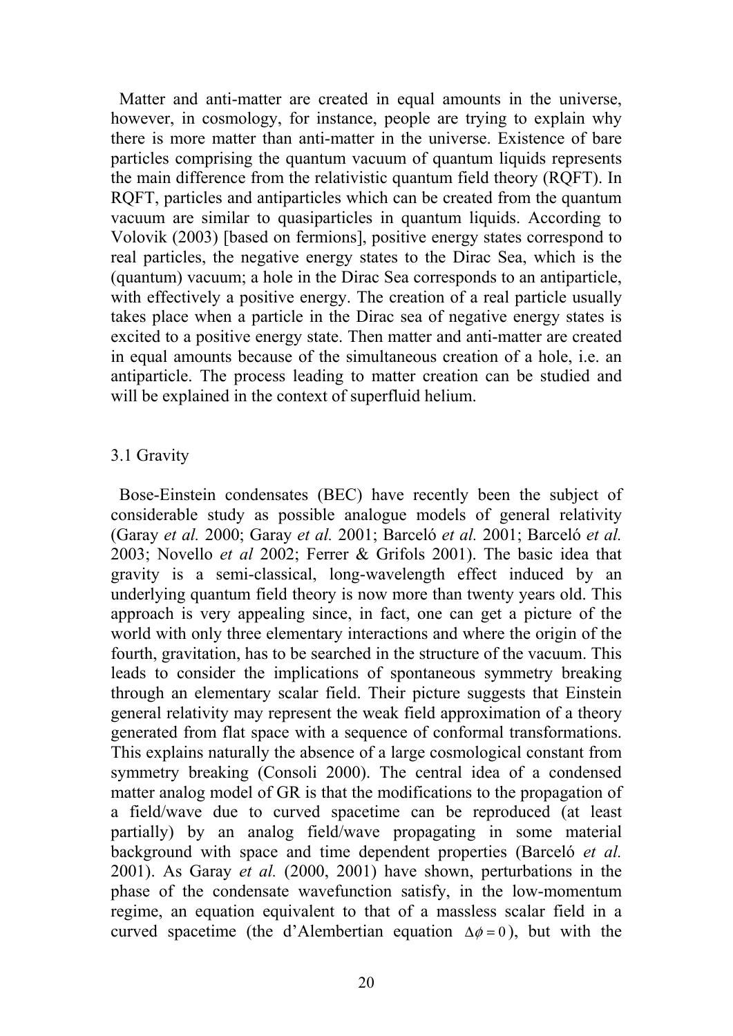Matter and anti-matter are created in equal amounts in the universe, however, in cosmology, for instance, people are trying to explain why there is more matter than anti-matter in the universe. Existence of bare particles comprising the quantum vacuum of quantum liquids represents the main difference from the relativistic quantum field theory (RQFT). In RQFT, particles and antiparticles which can be created from the quantum vacuum are similar to quasiparticles in quantum liquids. According to Volovik (2003) [based on fermions], positive energy states correspond to real particles, the negative energy states to the Dirac Sea, which is the (quantum) vacuum; a hole in the Dirac Sea corresponds to an antiparticle, with effectively a positive energy. The creation of a real particle usually takes place when a particle in the Dirac sea of negative energy states is excited to a positive energy state. Then matter and anti-matter are created in equal amounts because of the simultaneous creation of a hole, i.e. an antiparticle. The process leading to matter creation can be studied and will be explained in the context of superfluid helium.

### 3.1 Gravity

Bose-Einstein condensates (BEC) have recently been the subject of considerable study as possible analogue models of general relativity (Garay *et al.* 2000; Garay *et al.* 2001; Barceló *et al.* 2001; Barceló *et al.* 2003; Novello *et al* 2002; Ferrer & Grifols 2001). The basic idea that gravity is a semi-classical, long-wavelength effect induced by an underlying quantum field theory is now more than twenty years old. This approach is very appealing since, in fact, one can get a picture of the world with only three elementary interactions and where the origin of the fourth, gravitation, has to be searched in the structure of the vacuum. This leads to consider the implications of spontaneous symmetry breaking through an elementary scalar field. Their picture suggests that Einstein general relativity may represent the weak field approximation of a theory generated from flat space with a sequence of conformal transformations. This explains naturally the absence of a large cosmological constant from symmetry breaking (Consoli 2000). The central idea of a condensed matter analog model of GR is that the modifications to the propagation of a field/wave due to curved spacetime can be reproduced (at least partially) by an analog field/wave propagating in some material background with space and time dependent properties (Barceló *et al.* 2001). As Garay *et al.* (2000, 2001) have shown, perturbations in the phase of the condensate wavefunction satisfy, in the low-momentum regime, an equation equivalent to that of a massless scalar field in a curved spacetime (the d'Alembertian equation $\Delta\phi = 0$), but with the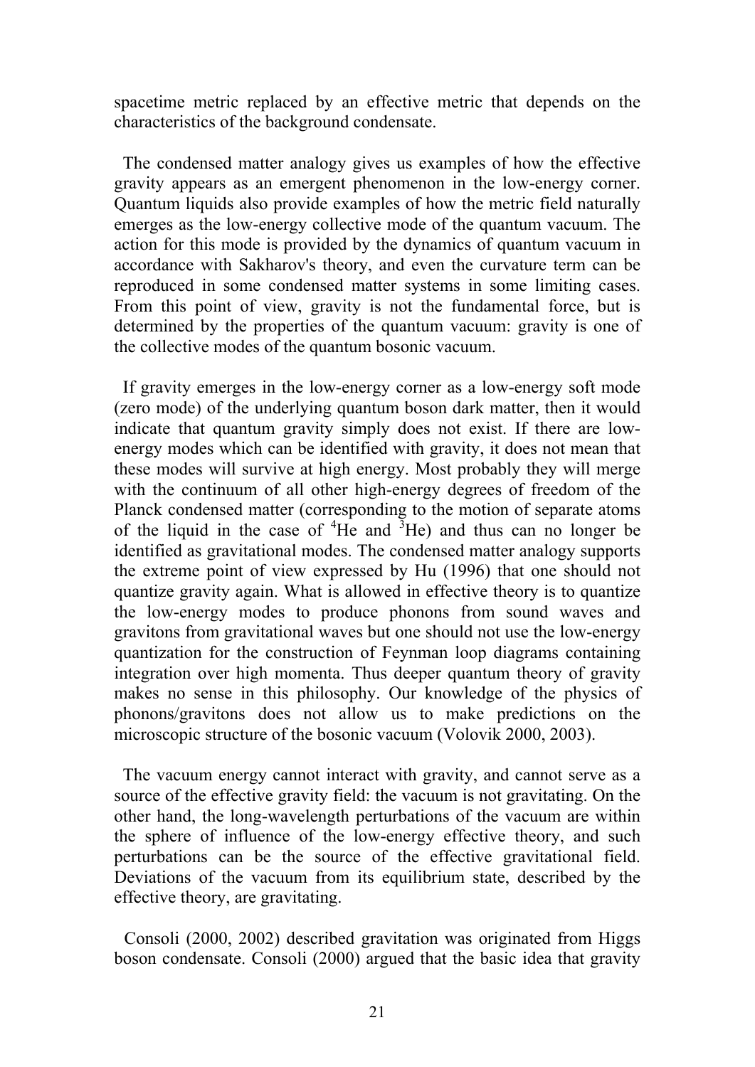spacetime metric replaced by an effective metric that depends on the characteristics of the background condensate.

The condensed matter analogy gives us examples of how the effective gravity appears as an emergent phenomenon in the low-energy corner. Quantum liquids also provide examples of how the metric field naturally emerges as the low-energy collective mode of the quantum vacuum. The action for this mode is provided by the dynamics of quantum vacuum in accordance with Sakharov's theory, and even the curvature term can be reproduced in some condensed matter systems in some limiting cases. From this point of view, gravity is not the fundamental force, but is determined by the properties of the quantum vacuum: gravity is one of the collective modes of the quantum bosonic vacuum.

If gravity emerges in the low-energy corner as a low-energy soft mode (zero mode) of the underlying quantum boson dark matter, then it would indicate that quantum gravity simply does not exist. If there are low-energy modes which can be identified with gravity, it does not mean that these modes will survive at high energy. Most probably they will merge with the continuum of all other high-energy degrees of freedom of the Planck condensed matter (corresponding to the motion of separate atoms of the liquid in the case of $^4$He and $^3$He) and thus can no longer be identified as gravitational modes. The condensed matter analogy supports the extreme point of view expressed by Hu (1996) that one should not quantize gravity again. What is allowed in effective theory is to quantize the low-energy modes to produce phonons from sound waves and gravitons from gravitational waves but one should not use the low-energy quantization for the construction of Feynman loop diagrams containing integration over high momenta. Thus deeper quantum theory of gravity makes no sense in this philosophy. Our knowledge of the physics of phonons/gravitons does not allow us to make predictions on the microscopic structure of the bosonic vacuum (Volovik 2000, 2003).

The vacuum energy cannot interact with gravity, and cannot serve as a source of the effective gravity field: the vacuum is not gravitating. On the other hand, the long-wavelength perturbations of the vacuum are within the sphere of influence of the low-energy effective theory, and such perturbations can be the source of the effective gravitational field. Deviations of the vacuum from its equilibrium state, described by the effective theory, are gravitating.

Consoli (2000, 2002) described gravitation was originated from Higgs boson condensate. Consoli (2000) argued that the basic idea that gravity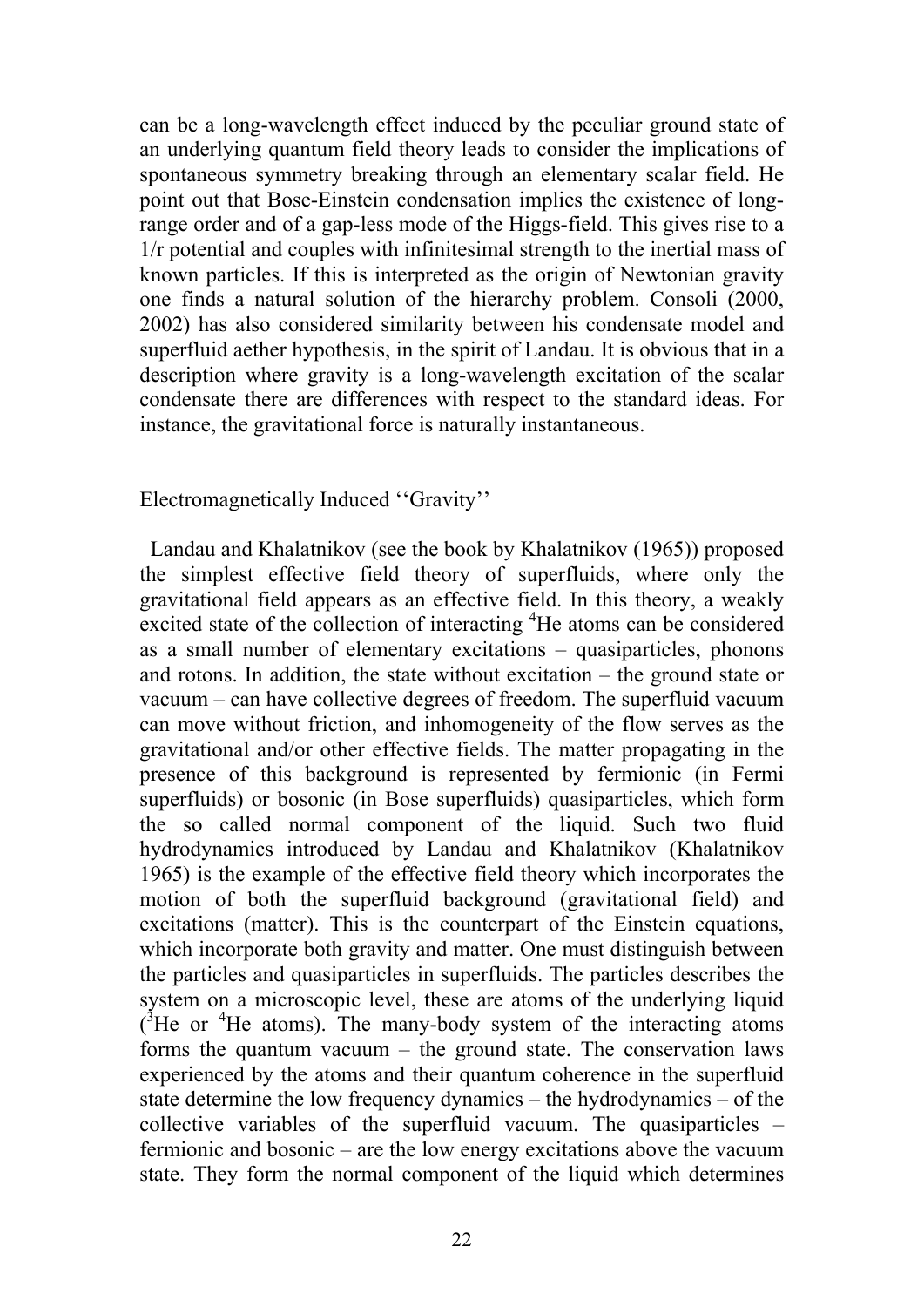can be a long-wavelength effect induced by the peculiar ground state of an underlying quantum field theory leads to consider the implications of spontaneous symmetry breaking through an elementary scalar field. He point out that Bose-Einstein condensation implies the existence of long-range order and of a gap-less mode of the Higgs-field. This gives rise to a 1/r potential and couples with infinitesimal strength to the inertial mass of known particles. If this is interpreted as the origin of Newtonian gravity one finds a natural solution of the hierarchy problem. Consoli (2000, 2002) has also considered similarity between his condensate model and superfluid aether hypothesis, in the spirit of Landau. It is obvious that in a description where gravity is a long-wavelength excitation of the scalar condensate there are differences with respect to the standard ideas. For instance, the gravitational force is naturally instantaneous.

## Electromagnetically Induced ''Gravity''

Landau and Khalatnikov (see the book by Khalatnikov (1965)) proposed the simplest effective field theory of superfluids, where only the gravitational field appears as an effective field. In this theory, a weakly excited state of the collection of interacting $^4$He atoms can be considered as a small number of elementary excitations – quasiparticles, phonons and rotons. In addition, the state without excitation – the ground state or vacuum – can have collective degrees of freedom. The superfluid vacuum can move without friction, and inhomogeneity of the flow serves as the gravitational and/or other effective fields. The matter propagating in the presence of this background is represented by fermionic (in Fermi superfluids) or bosonic (in Bose superfluids) quasiparticles, which form the so called normal component of the liquid. Such two fluid hydrodynamics introduced by Landau and Khalatnikov (Khalatnikov 1965) is the example of the effective field theory which incorporates the motion of both the superfluid background (gravitational field) and excitations (matter). This is the counterpart of the Einstein equations, which incorporate both gravity and matter. One must distinguish between the particles and quasiparticles in superfluids. The particles describes the system on a microscopic level, these are atoms of the underlying liquid ($^3$He or $^4$He atoms). The many-body system of the interacting atoms forms the quantum vacuum – the ground state. The conservation laws experienced by the atoms and their quantum coherence in the superfluid state determine the low frequency dynamics – the hydrodynamics – of the collective variables of the superfluid vacuum. The quasiparticles – fermionic and bosonic – are the low energy excitations above the vacuum state. They form the normal component of the liquid which determines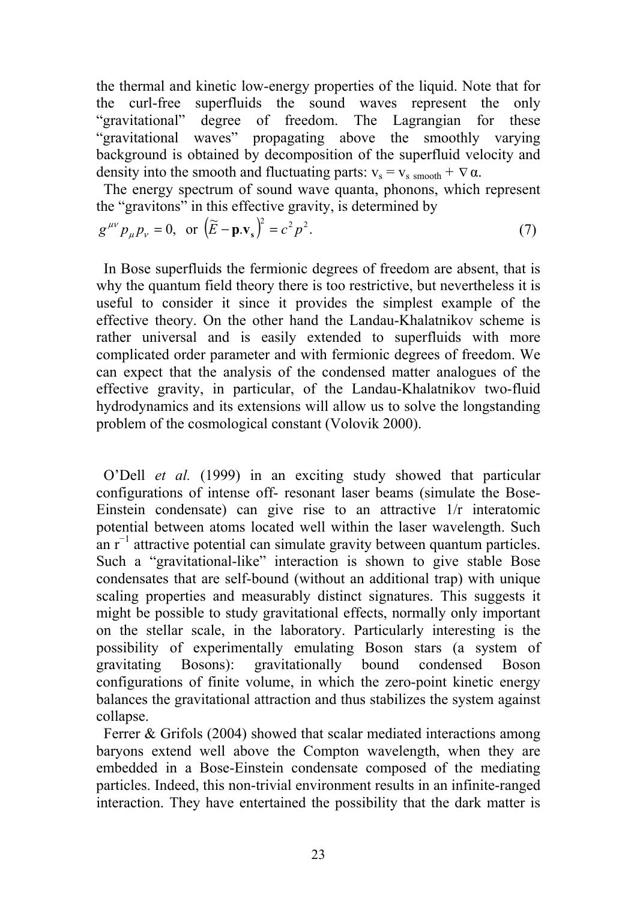the thermal and kinetic low-energy properties of the liquid. Note that for the curl-free superfluids the sound waves represent the only "gravitational" degree of freedom. The Lagrangian for these "gravitational waves" propagating above the smoothly varying background is obtained by decomposition of the superfluid velocity and density into the smooth and fluctuating parts: $v_s = v_{s\ \mathrm{smooth}} + \nabla\alpha$.

The energy spectrum of sound wave quanta, phonons, which represent the "gravitons" in this effective gravity, is determined by

$$g^{\mu\nu} p_\mu p_\nu = 0, \text{ or } \left(\tilde{E} - \mathbf{p}.\mathbf{v}_\mathbf{s}\right)^2 = c^2 p^2. \qquad (7)$$

In Bose superfluids the fermionic degrees of freedom are absent, that is why the quantum field theory there is too restrictive, but nevertheless it is useful to consider it since it provides the simplest example of the effective theory. On the other hand the Landau-Khalatnikov scheme is rather universal and is easily extended to superfluids with more complicated order parameter and with fermionic degrees of freedom. We can expect that the analysis of the condensed matter analogues of the effective gravity, in particular, of the Landau-Khalatnikov two-fluid hydrodynamics and its extensions will allow us to solve the longstanding problem of the cosmological constant (Volovik 2000).

O'Dell *et al.* (1999) in an exciting study showed that particular configurations of intense off- resonant laser beams (simulate the Bose-Einstein condensate) can give rise to an attractive 1/r interatomic potential between atoms located well within the laser wavelength. Such an $r^{-1}$ attractive potential can simulate gravity between quantum particles. Such a "gravitational-like" interaction is shown to give stable Bose condensates that are self-bound (without an additional trap) with unique scaling properties and measurably distinct signatures. This suggests it might be possible to study gravitational effects, normally only important on the stellar scale, in the laboratory. Particularly interesting is the possibility of experimentally emulating Boson stars (a system of gravitating Bosons): gravitationally bound condensed Boson configurations of finite volume, in which the zero-point kinetic energy balances the gravitational attraction and thus stabilizes the system against collapse.

Ferrer & Grifols (2004) showed that scalar mediated interactions among baryons extend well above the Compton wavelength, when they are embedded in a Bose-Einstein condensate composed of the mediating particles. Indeed, this non-trivial environment results in an infinite-ranged interaction. They have entertained the possibility that the dark matter is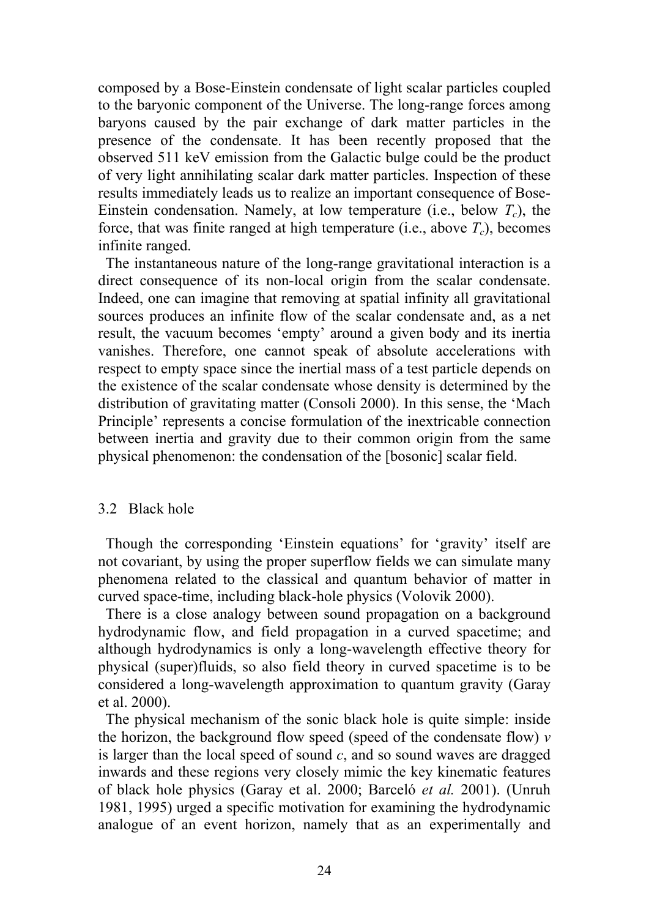composed by a Bose-Einstein condensate of light scalar particles coupled to the baryonic component of the Universe. The long-range forces among baryons caused by the pair exchange of dark matter particles in the presence of the condensate. It has been recently proposed that the observed 511 keV emission from the Galactic bulge could be the product of very light annihilating scalar dark matter particles. Inspection of these results immediately leads us to realize an important consequence of Bose-Einstein condensation. Namely, at low temperature (i.e., below $T_c$), the force, that was finite ranged at high temperature (i.e., above $T_c$), becomes infinite ranged.

The instantaneous nature of the long-range gravitational interaction is a direct consequence of its non-local origin from the scalar condensate. Indeed, one can imagine that removing at spatial infinity all gravitational sources produces an infinite flow of the scalar condensate and, as a net result, the vacuum becomes 'empty' around a given body and its inertia vanishes. Therefore, one cannot speak of absolute accelerations with respect to empty space since the inertial mass of a test particle depends on the existence of the scalar condensate whose density is determined by the distribution of gravitating matter (Consoli 2000). In this sense, the 'Mach Principle' represents a concise formulation of the inextricable connection between inertia and gravity due to their common origin from the same physical phenomenon: the condensation of the [bosonic] scalar field.

## 3.2 Black hole

Though the corresponding 'Einstein equations' for 'gravity' itself are not covariant, by using the proper superflow fields we can simulate many phenomena related to the classical and quantum behavior of matter in curved space-time, including black-hole physics (Volovik 2000).

There is a close analogy between sound propagation on a background hydrodynamic flow, and field propagation in a curved spacetime; and although hydrodynamics is only a long-wavelength effective theory for physical (super)fluids, so also field theory in curved spacetime is to be considered a long-wavelength approximation to quantum gravity (Garay et al. 2000).

The physical mechanism of the sonic black hole is quite simple: inside the horizon, the background flow speed (speed of the condensate flow) $v$ is larger than the local speed of sound $c$, and so sound waves are dragged inwards and these regions very closely mimic the key kinematic features of black hole physics (Garay et al. 2000; Barceló *et al.* 2001). (Unruh 1981, 1995) urged a specific motivation for examining the hydrodynamic analogue of an event horizon, namely that as an experimentally and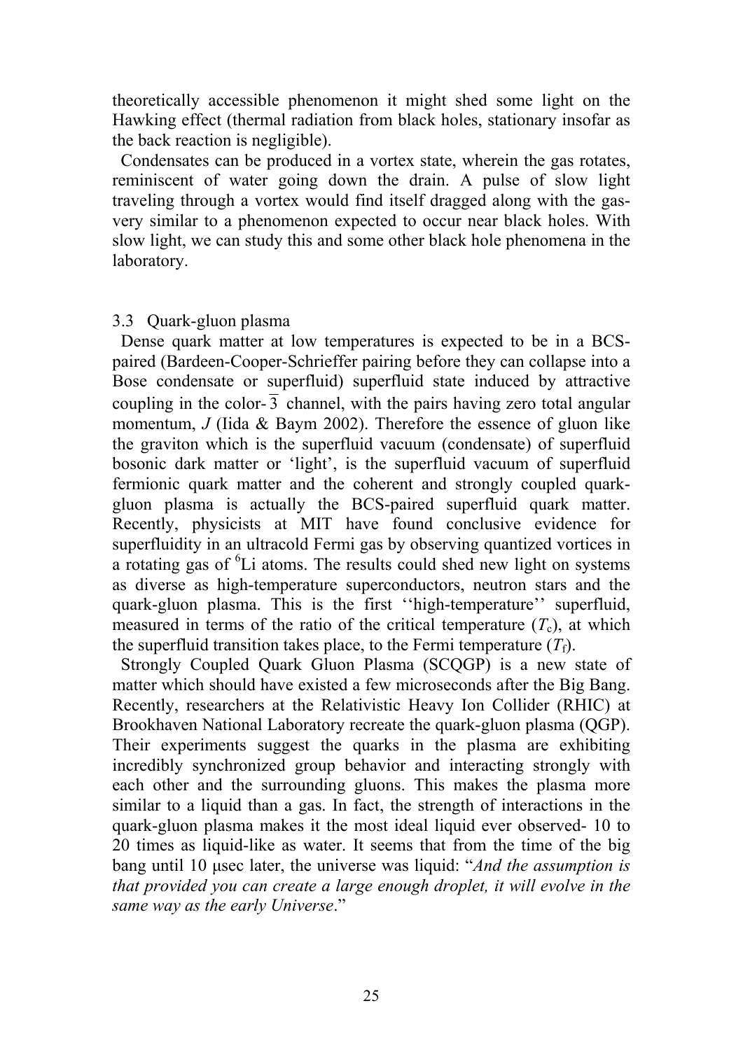theoretically accessible phenomenon it might shed some light on the Hawking effect (thermal radiation from black holes, stationary insofar as the back reaction is negligible).

Condensates can be produced in a vortex state, wherein the gas rotates, reminiscent of water going down the drain. A pulse of slow light traveling through a vortex would find itself dragged along with the gas- very similar to a phenomenon expected to occur near black holes. With slow light, we can study this and some other black hole phenomena in the laboratory.

### 3.3 Quark-gluon plasma

Dense quark matter at low temperatures is expected to be in a BCS-paired (Bardeen-Cooper-Schrieffer pairing before they can collapse into a Bose condensate or superfluid) superfluid state induced by attractive coupling in the color-$\overline{3}$ channel, with the pairs having zero total angular momentum, $J$ (Iida & Baym 2002). Therefore the essence of gluon like the graviton which is the superfluid vacuum (condensate) of superfluid bosonic dark matter or 'light', is the superfluid vacuum of superfluid fermionic quark matter and the coherent and strongly coupled quark-gluon plasma is actually the BCS-paired superfluid quark matter. Recently, physicists at MIT have found conclusive evidence for superfluidity in an ultracold Fermi gas by observing quantized vortices in a rotating gas of $^6$Li atoms. The results could shed new light on systems as diverse as high-temperature superconductors, neutron stars and the quark-gluon plasma. This is the first ''high-temperature'' superfluid, measured in terms of the ratio of the critical temperature ($T_c$), at which the superfluid transition takes place, to the Fermi temperature ($T_f$).

Strongly Coupled Quark Gluon Plasma (SCQGP) is a new state of matter which should have existed a few microseconds after the Big Bang. Recently, researchers at the Relativistic Heavy Ion Collider (RHIC) at Brookhaven National Laboratory recreate the quark-gluon plasma (QGP). Their experiments suggest the quarks in the plasma are exhibiting incredibly synchronized group behavior and interacting strongly with each other and the surrounding gluons. This makes the plasma more similar to a liquid than a gas. In fact, the strength of interactions in the quark-gluon plasma makes it the most ideal liquid ever observed- 10 to 20 times as liquid-like as water. It seems that from the time of the big bang until 10 μsec later, the universe was liquid: "*And the assumption is that provided you can create a large enough droplet, it will evolve in the same way as the early Universe*."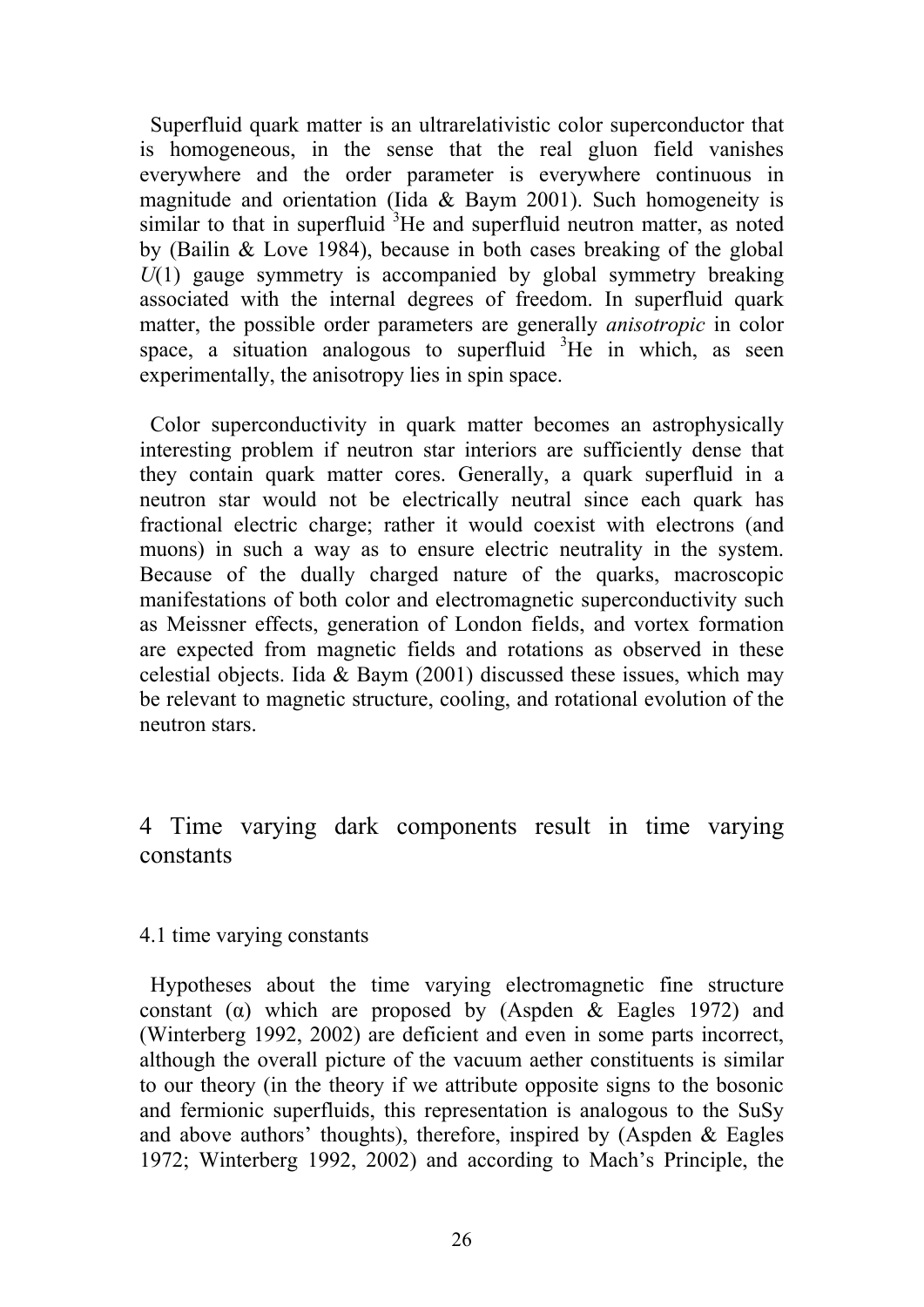Superfluid quark matter is an ultrarelativistic color superconductor that is homogeneous, in the sense that the real gluon field vanishes everywhere and the order parameter is everywhere continuous in magnitude and orientation (Iida & Baym 2001). Such homogeneity is similar to that in superfluid $^3$He and superfluid neutron matter, as noted by (Bailin & Love 1984), because in both cases breaking of the global $U(1)$ gauge symmetry is accompanied by global symmetry breaking associated with the internal degrees of freedom. In superfluid quark matter, the possible order parameters are generally *anisotropic* in color space, a situation analogous to superfluid $^3$He in which, as seen experimentally, the anisotropy lies in spin space.

Color superconductivity in quark matter becomes an astrophysically interesting problem if neutron star interiors are sufficiently dense that they contain quark matter cores. Generally, a quark superfluid in a neutron star would not be electrically neutral since each quark has fractional electric charge; rather it would coexist with electrons (and muons) in such a way as to ensure electric neutrality in the system. Because of the dually charged nature of the quarks, macroscopic manifestations of both color and electromagnetic superconductivity such as Meissner effects, generation of London fields, and vortex formation are expected from magnetic fields and rotations as observed in these celestial objects. Iida & Baym (2001) discussed these issues, which may be relevant to magnetic structure, cooling, and rotational evolution of the neutron stars.

# 4 Time varying dark components result in time varying constants

## 4.1 time varying constants

Hypotheses about the time varying electromagnetic fine structure constant (α) which are proposed by (Aspden & Eagles 1972) and (Winterberg 1992, 2002) are deficient and even in some parts incorrect, although the overall picture of the vacuum aether constituents is similar to our theory (in the theory if we attribute opposite signs to the bosonic and fermionic superfluids, this representation is analogous to the SuSy and above authors' thoughts), therefore, inspired by (Aspden & Eagles 1972; Winterberg 1992, 2002) and according to Mach's Principle, the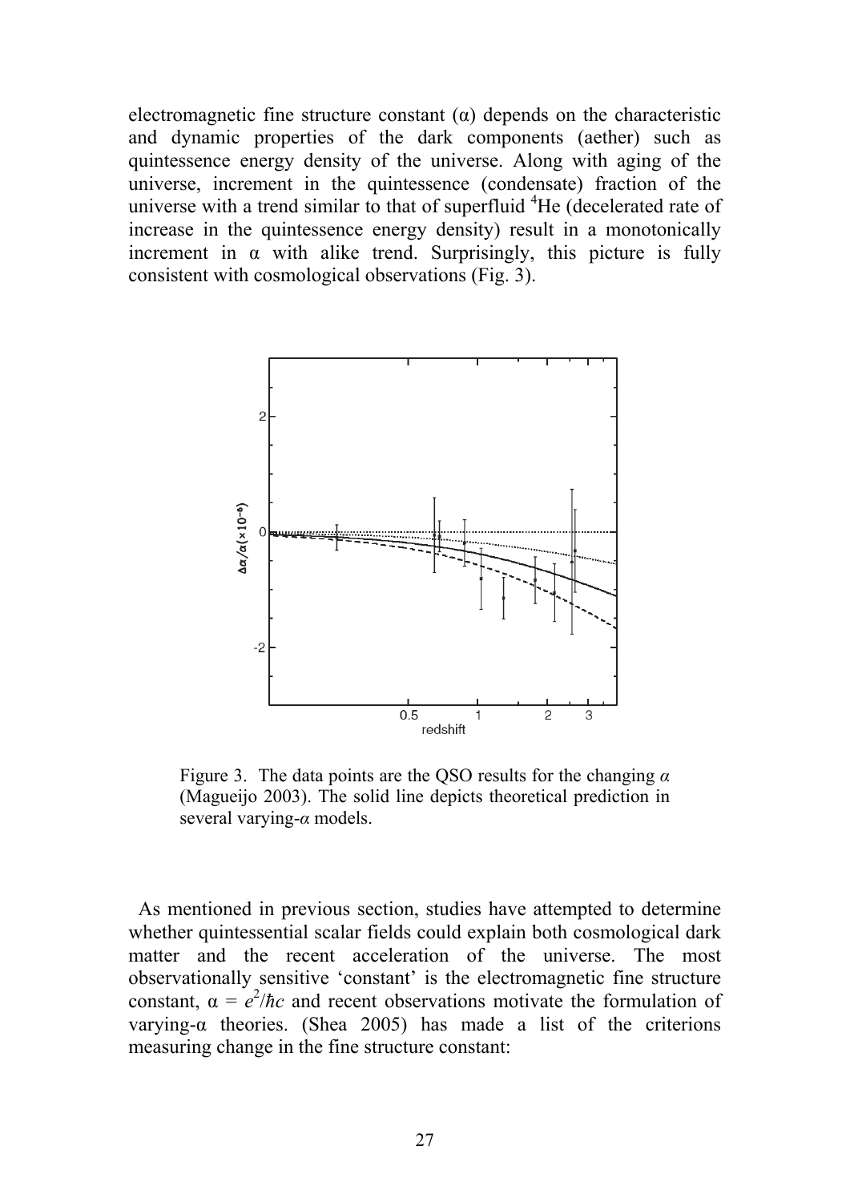electromagnetic fine structure constant (α) depends on the characteristic and dynamic properties of the dark components (aether) such as quintessence energy density of the universe. Along with aging of the universe, increment in the quintessence (condensate) fraction of the universe with a trend similar to that of superfluid $^4$He (decelerated rate of increase in the quintessence energy density) result in a monotonically increment in α with alike trend. Surprisingly, this picture is fully consistent with cosmological observations (Fig. 3).

Figure 3. The data points are the QSO results for the changing *α* (Magueijo 2003). The solid line depicts theoretical prediction in several varying-*α* models.

As mentioned in previous section, studies have attempted to determine whether quintessential scalar fields could explain both cosmological dark matter and the recent acceleration of the universe. The most observationally sensitive 'constant' is the electromagnetic fine structure constant, $\alpha = e^2/\hbar c$ and recent observations motivate the formulation of varying-α theories. (Shea 2005) has made a list of the criterions measuring change in the fine structure constant: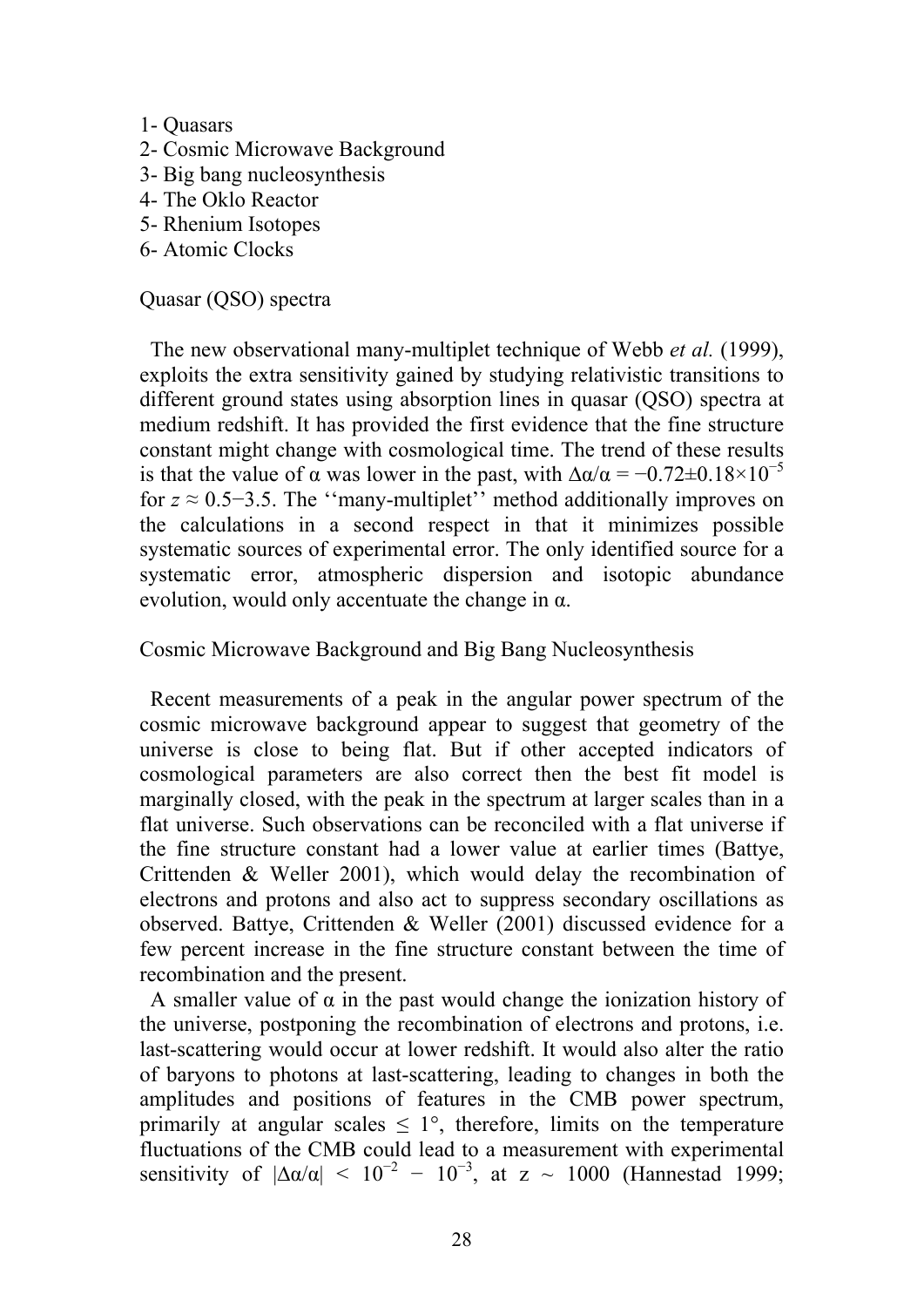1- Quasars
2- Cosmic Microwave Background
3- Big bang nucleosynthesis
4- The Oklo Reactor
5- Rhenium Isotopes
6- Atomic Clocks

Quasar (QSO) spectra

The new observational many-multiplet technique of Webb *et al.* (1999), exploits the extra sensitivity gained by studying relativistic transitions to different ground states using absorption lines in quasar (QSO) spectra at medium redshift. It has provided the first evidence that the fine structure constant might change with cosmological time. The trend of these results is that the value of α was lower in the past, with $\Delta\alpha/\alpha = -0.72\pm0.18\times10^{-5}$ for $z \approx 0.5-3.5$. The ''many-multiplet'' method additionally improves on the calculations in a second respect in that it minimizes possible systematic sources of experimental error. The only identified source for a systematic error, atmospheric dispersion and isotopic abundance evolution, would only accentuate the change in α.

Cosmic Microwave Background and Big Bang Nucleosynthesis

Recent measurements of a peak in the angular power spectrum of the cosmic microwave background appear to suggest that geometry of the universe is close to being flat. But if other accepted indicators of cosmological parameters are also correct then the best fit model is marginally closed, with the peak in the spectrum at larger scales than in a flat universe. Such observations can be reconciled with a flat universe if the fine structure constant had a lower value at earlier times (Battye, Crittenden & Weller 2001), which would delay the recombination of electrons and protons and also act to suppress secondary oscillations as observed. Battye, Crittenden & Weller (2001) discussed evidence for a few percent increase in the fine structure constant between the time of recombination and the present.

A smaller value of α in the past would change the ionization history of the universe, postponing the recombination of electrons and protons, i.e. last-scattering would occur at lower redshift. It would also alter the ratio of baryons to photons at last-scattering, leading to changes in both the amplitudes and positions of features in the CMB power spectrum, primarily at angular scales $\leq 1°$, therefore, limits on the temperature fluctuations of the CMB could lead to a measurement with experimental sensitivity of $|\Delta\alpha/\alpha| < 10^{-2} - 10^{-3}$, at $z \sim 1000$ (Hannestad 1999;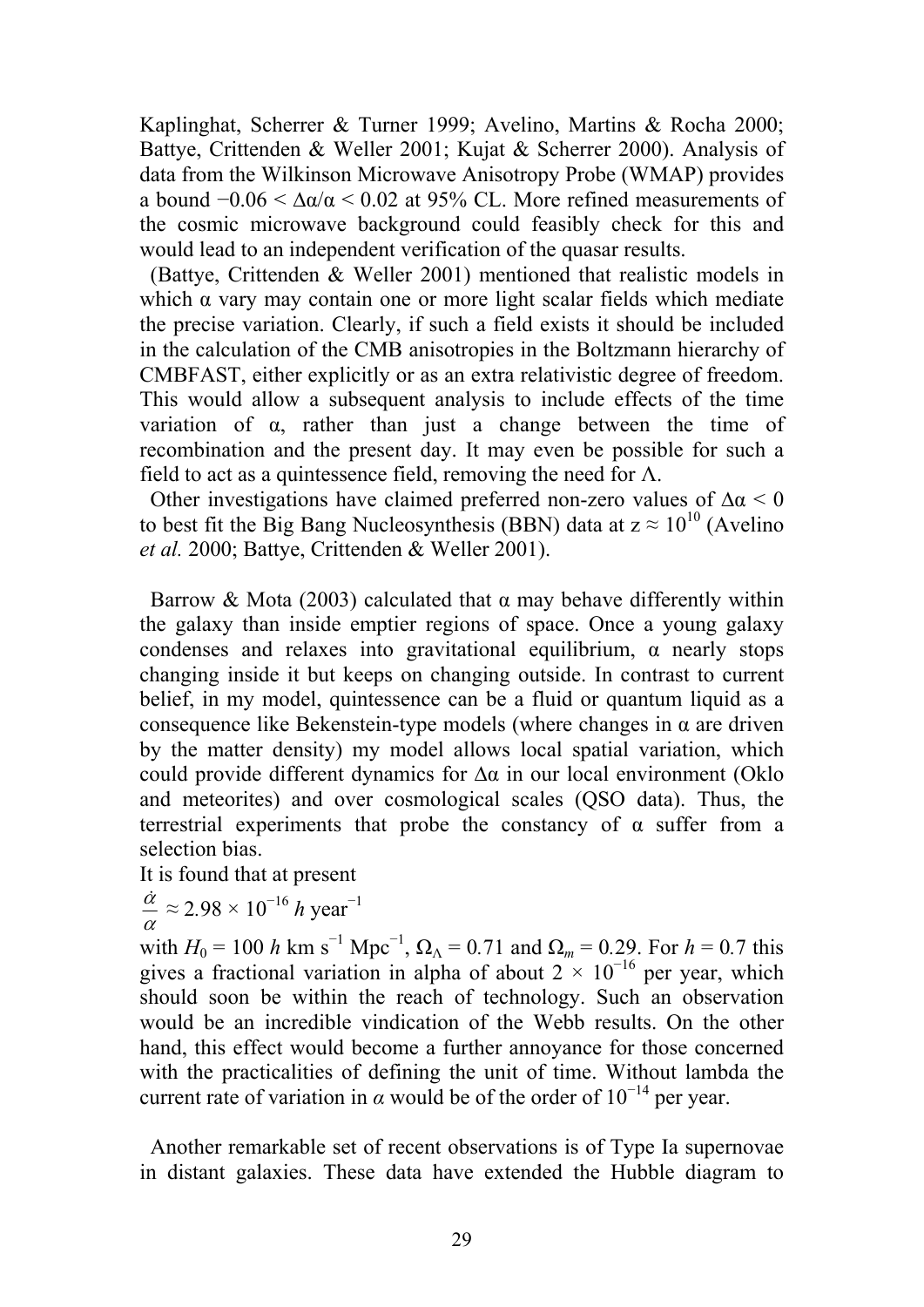Kaplinghat, Scherrer & Turner 1999; Avelino, Martins & Rocha 2000; Battye, Crittenden & Weller 2001; Kujat & Scherrer 2000). Analysis of data from the Wilkinson Microwave Anisotropy Probe (WMAP) provides a bound $-0.06 < \Delta\alpha/\alpha < 0.02$ at 95% CL. More refined measurements of the cosmic microwave background could feasibly check for this and would lead to an independent verification of the quasar results.

(Battye, Crittenden & Weller 2001) mentioned that realistic models in which α vary may contain one or more light scalar fields which mediate the precise variation. Clearly, if such a field exists it should be included in the calculation of the CMB anisotropies in the Boltzmann hierarchy of CMBFAST, either explicitly or as an extra relativistic degree of freedom. This would allow a subsequent analysis to include effects of the time variation of α, rather than just a change between the time of recombination and the present day. It may even be possible for such a field to act as a quintessence field, removing the need for Λ.

Other investigations have claimed preferred non-zero values of $\Delta\alpha < 0$ to best fit the Big Bang Nucleosynthesis (BBN) data at $z \approx 10^{10}$ (Avelino *et al.* 2000; Battye, Crittenden & Weller 2001).

Barrow & Mota (2003) calculated that α may behave differently within the galaxy than inside emptier regions of space. Once a young galaxy condenses and relaxes into gravitational equilibrium, α nearly stops changing inside it but keeps on changing outside. In contrast to current belief, in my model, quintessence can be a fluid or quantum liquid as a consequence like Bekenstein-type models (where changes in α are driven by the matter density) my model allows local spatial variation, which could provide different dynamics for Δα in our local environment (Oklo and meteorites) and over cosmological scales (QSO data). Thus, the terrestrial experiments that probe the constancy of α suffer from a selection bias.

It is found that at present

$$\frac{\dot{\alpha}}{\alpha} \approx 2.98 \times 10^{-16}\, h \text{ year}^{-1}$$

with $H_0 = 100\, h$ km s$^{-1}$ Mpc$^{-1}$, $\Omega_\Lambda = 0.71$ and $\Omega_m = 0.29$. For $h = 0.7$ this gives a fractional variation in alpha of about $2 \times 10^{-16}$ per year, which should soon be within the reach of technology. Such an observation would be an incredible vindication of the Webb results. On the other hand, this effect would become a further annoyance for those concerned with the practicalities of defining the unit of time. Without lambda the current rate of variation in $\alpha$ would be of the order of $10^{-14}$ per year.

Another remarkable set of recent observations is of Type Ia supernovae in distant galaxies. These data have extended the Hubble diagram to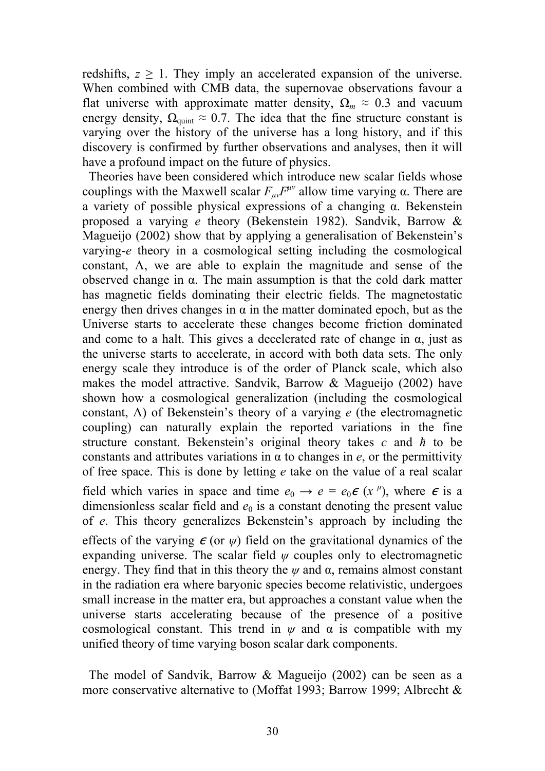redshifts, $z \geq 1$. They imply an accelerated expansion of the universe. When combined with CMB data, the supernovae observations favour a flat universe with approximate matter density, $\Omega_m \approx 0.3$ and vacuum energy density, $\Omega_{\text{quint}} \approx 0.7$. The idea that the fine structure constant is varying over the history of the universe has a long history, and if this discovery is confirmed by further observations and analyses, then it will have a profound impact on the future of physics.

Theories have been considered which introduce new scalar fields whose couplings with the Maxwell scalar $F_{\mu\nu}F^{\mu\nu}$ allow time varying α. There are a variety of possible physical expressions of a changing α. Bekenstein proposed a varying *e* theory (Bekenstein 1982). Sandvik, Barrow & Magueijo (2002) show that by applying a generalisation of Bekenstein's varying-*e* theory in a cosmological setting including the cosmological constant, Λ, we are able to explain the magnitude and sense of the observed change in α. The main assumption is that the cold dark matter has magnetic fields dominating their electric fields. The magnetostatic energy then drives changes in α in the matter dominated epoch, but as the Universe starts to accelerate these changes become friction dominated and come to a halt. This gives a decelerated rate of change in α, just as the universe starts to accelerate, in accord with both data sets. The only energy scale they introduce is of the order of Planck scale, which also makes the model attractive. Sandvik, Barrow & Magueijo (2002) have shown how a cosmological generalization (including the cosmological constant, Λ) of Bekenstein's theory of a varying *e* (the electromagnetic coupling) can naturally explain the reported variations in the fine structure constant. Bekenstein's original theory takes *c* and *ħ* to be constants and attributes variations in α to changes in *e*, or the permittivity of free space. This is done by letting *e* take on the value of a real scalar field which varies in space and time $e_0 \rightarrow e = e_0 \epsilon(x^{\mu})$, where $\epsilon$ is a dimensionless scalar field and $e_0$ is a constant denoting the present value of *e*. This theory generalizes Bekenstein's approach by including the effects of the varying $\epsilon$ (or $\psi$) field on the gravitational dynamics of the expanding universe. The scalar field $\psi$ couples only to electromagnetic energy. They find that in this theory the $\psi$ and α, remains almost constant in the radiation era where baryonic species become relativistic, undergoes small increase in the matter era, but approaches a constant value when the universe starts accelerating because of the presence of a positive cosmological constant. This trend in $\psi$ and α is compatible with my unified theory of time varying boson scalar dark components.

The model of Sandvik, Barrow & Magueijo (2002) can be seen as a more conservative alternative to (Moffat 1993; Barrow 1999; Albrecht &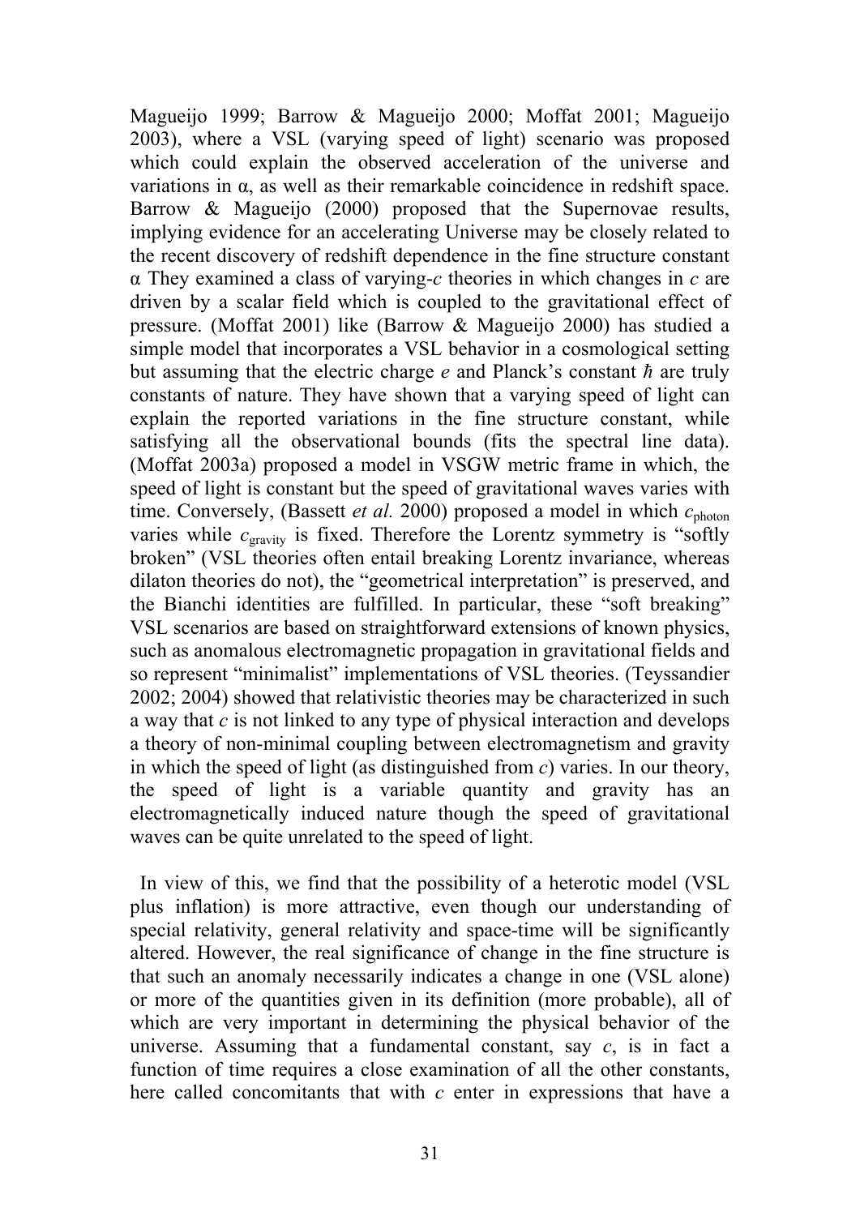Magueijo 1999; Barrow & Magueijo 2000; Moffat 2001; Magueijo 2003), where a VSL (varying speed of light) scenario was proposed which could explain the observed acceleration of the universe and variations in $\alpha$, as well as their remarkable coincidence in redshift space. Barrow & Magueijo (2000) proposed that the Supernovae results, implying evidence for an accelerating Universe may be closely related to the recent discovery of redshift dependence in the fine structure constant $\alpha$ They examined a class of varying-$c$ theories in which changes in $c$ are driven by a scalar field which is coupled to the gravitational effect of pressure. (Moffat 2001) like (Barrow & Magueijo 2000) has studied a simple model that incorporates a VSL behavior in a cosmological setting but assuming that the electric charge $e$ and Planck's constant $\hbar$ are truly constants of nature. They have shown that a varying speed of light can explain the reported variations in the fine structure constant, while satisfying all the observational bounds (fits the spectral line data). (Moffat 2003a) proposed a model in VSGW metric frame in which, the speed of light is constant but the speed of gravitational waves varies with time. Conversely, (Bassett *et al.* 2000) proposed a model in which $c_{\text{photon}}$ varies while $c_{\text{gravity}}$ is fixed. Therefore the Lorentz symmetry is "softly broken" (VSL theories often entail breaking Lorentz invariance, whereas dilaton theories do not), the "geometrical interpretation" is preserved, and the Bianchi identities are fulfilled. In particular, these "soft breaking" VSL scenarios are based on straightforward extensions of known physics, such as anomalous electromagnetic propagation in gravitational fields and so represent "minimalist" implementations of VSL theories. (Teyssandier 2002; 2004) showed that relativistic theories may be characterized in such a way that $c$ is not linked to any type of physical interaction and develops a theory of non-minimal coupling between electromagnetism and gravity in which the speed of light (as distinguished from $c$) varies. In our theory, the speed of light is a variable quantity and gravity has an electromagnetically induced nature though the speed of gravitational waves can be quite unrelated to the speed of light.

In view of this, we find that the possibility of a heterotic model (VSL plus inflation) is more attractive, even though our understanding of special relativity, general relativity and space-time will be significantly altered. However, the real significance of change in the fine structure is that such an anomaly necessarily indicates a change in one (VSL alone) or more of the quantities given in its definition (more probable), all of which are very important in determining the physical behavior of the universe. Assuming that a fundamental constant, say $c$, is in fact a function of time requires a close examination of all the other constants, here called concomitants that with $c$ enter in expressions that have a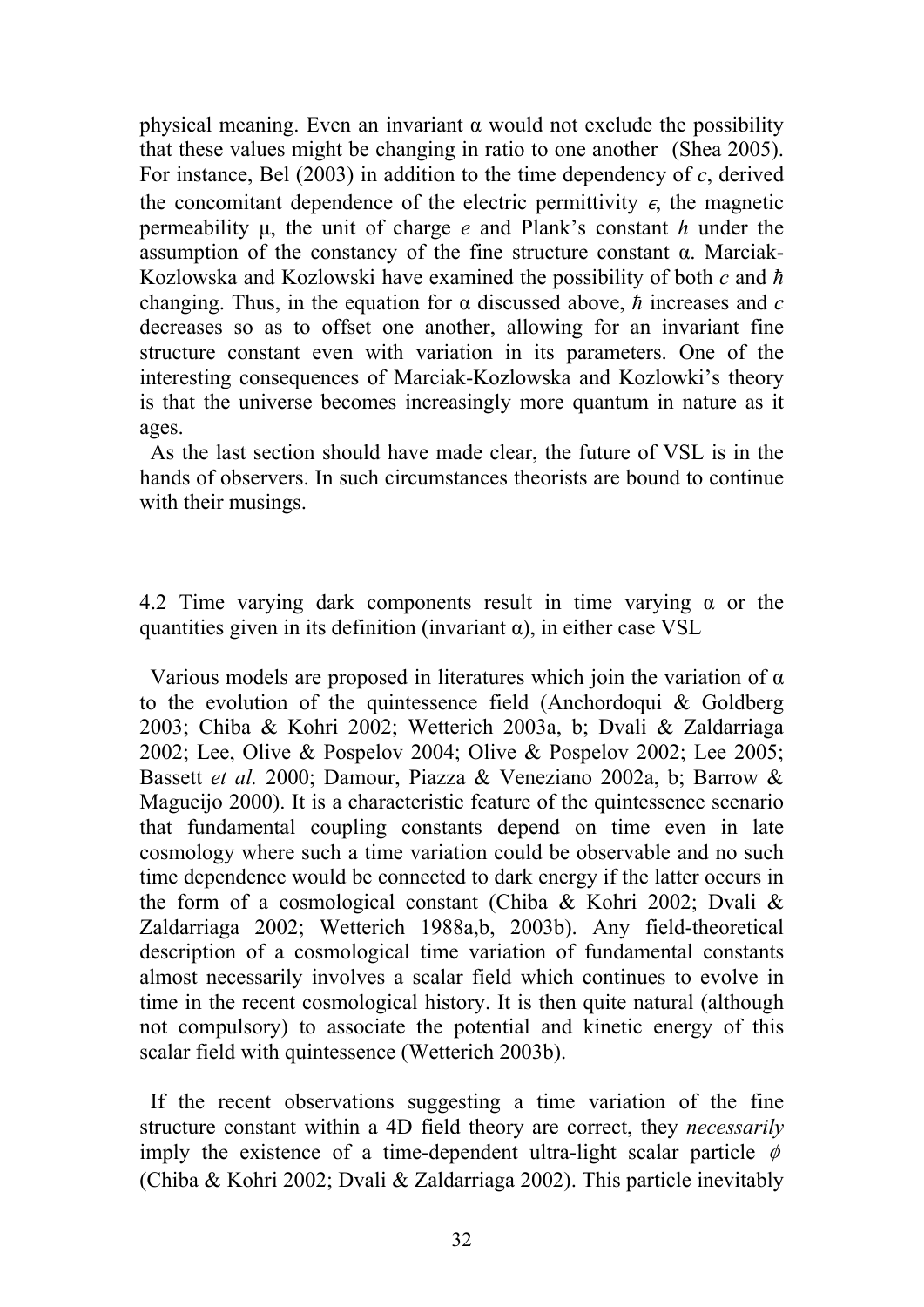physical meaning. Even an invariant $\alpha$ would not exclude the possibility that these values might be changing in ratio to one another (Shea 2005). For instance, Bel (2003) in addition to the time dependency of $c$, derived the concomitant dependence of the electric permittivity $\epsilon$, the magnetic permeability $\mu$, the unit of charge $e$ and Plank's constant $h$ under the assumption of the constancy of the fine structure constant $\alpha$. Marciak-Kozlowska and Kozlowski have examined the possibility of both $c$ and $\hbar$ changing. Thus, in the equation for $\alpha$ discussed above, $\hbar$ increases and $c$ decreases so as to offset one another, allowing for an invariant fine structure constant even with variation in its parameters. One of the interesting consequences of Marciak-Kozlowska and Kozlowki's theory is that the universe becomes increasingly more quantum in nature as it ages.

As the last section should have made clear, the future of VSL is in the hands of observers. In such circumstances theorists are bound to continue with their musings.

### 4.2 Time varying dark components result in time varying $\alpha$ or the quantities given in its definition (invariant $\alpha$), in either case VSL

Various models are proposed in literatures which join the variation of $\alpha$ to the evolution of the quintessence field (Anchordoqui & Goldberg 2003; Chiba & Kohri 2002; Wetterich 2003a, b; Dvali & Zaldarriaga 2002; Lee, Olive & Pospelov 2004; Olive & Pospelov 2002; Lee 2005; Bassett *et al.* 2000; Damour, Piazza & Veneziano 2002a, b; Barrow & Magueijo 2000). It is a characteristic feature of the quintessence scenario that fundamental coupling constants depend on time even in late cosmology where such a time variation could be observable and no such time dependence would be connected to dark energy if the latter occurs in the form of a cosmological constant (Chiba & Kohri 2002; Dvali & Zaldarriaga 2002; Wetterich 1988a,b, 2003b). Any field-theoretical description of a cosmological time variation of fundamental constants almost necessarily involves a scalar field which continues to evolve in time in the recent cosmological history. It is then quite natural (although not compulsory) to associate the potential and kinetic energy of this scalar field with quintessence (Wetterich 2003b).

If the recent observations suggesting a time variation of the fine structure constant within a 4D field theory are correct, they *necessarily* imply the existence of a time-dependent ultra-light scalar particle $\phi$ (Chiba & Kohri 2002; Dvali & Zaldarriaga 2002). This particle inevitably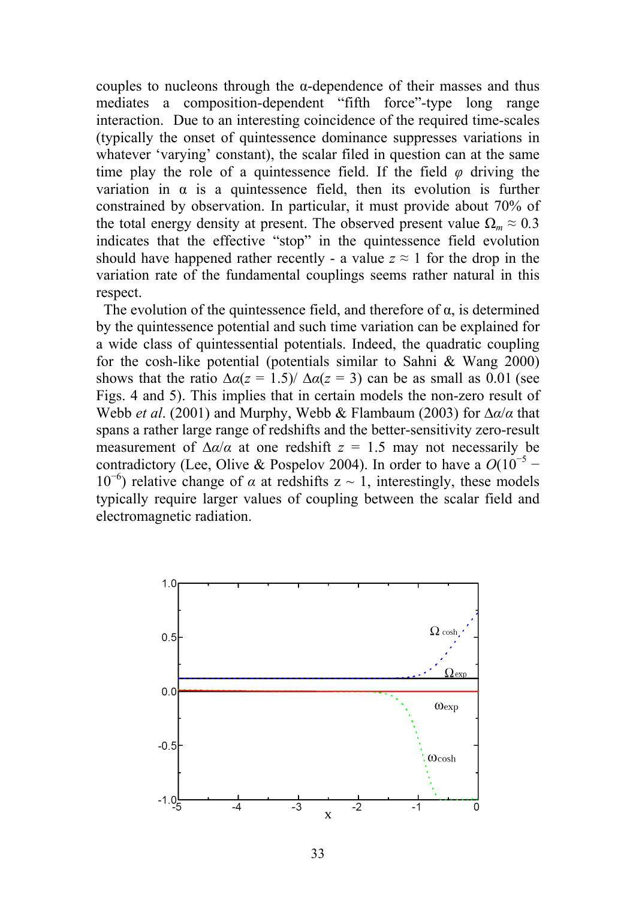couples to nucleons through the α-dependence of their masses and thus mediates a composition-dependent "fifth force"-type long range interaction. Due to an interesting coincidence of the required time-scales (typically the onset of quintessence dominance suppresses variations in whatever 'varying' constant), the scalar filed in question can at the same time play the role of a quintessence field. If the field $\varphi$ driving the variation in α is a quintessence field, then its evolution is further constrained by observation. In particular, it must provide about 70% of the total energy density at present. The observed present value $\Omega_m \approx 0.3$ indicates that the effective "stop" in the quintessence field evolution should have happened rather recently - a value $z \approx 1$ for the drop in the variation rate of the fundamental couplings seems rather natural in this respect.

The evolution of the quintessence field, and therefore of α, is determined by the quintessence potential and such time variation can be explained for a wide class of quintessential potentials. Indeed, the quadratic coupling for the cosh-like potential (potentials similar to Sahni & Wang 2000) shows that the ratio $\Delta\alpha(z = 1.5)/\Delta\alpha(z = 3)$ can be as small as 0.01 (see Figs. 4 and 5). This implies that in certain models the non-zero result of Webb *et al*. (2001) and Murphy, Webb & Flambaum (2003) for $\Delta\alpha/\alpha$ that spans a rather large range of redshifts and the better-sensitivity zero-result measurement of $\Delta\alpha/\alpha$ at one redshift $z = 1.5$ may not necessarily be contradictory (Lee, Olive & Pospelov 2004). In order to have a $O(10^{-5} - 10^{-6})$ relative change of $\alpha$ at redshifts z ~ 1, interestingly, these models typically require larger values of coupling between the scalar field and electromagnetic radiation.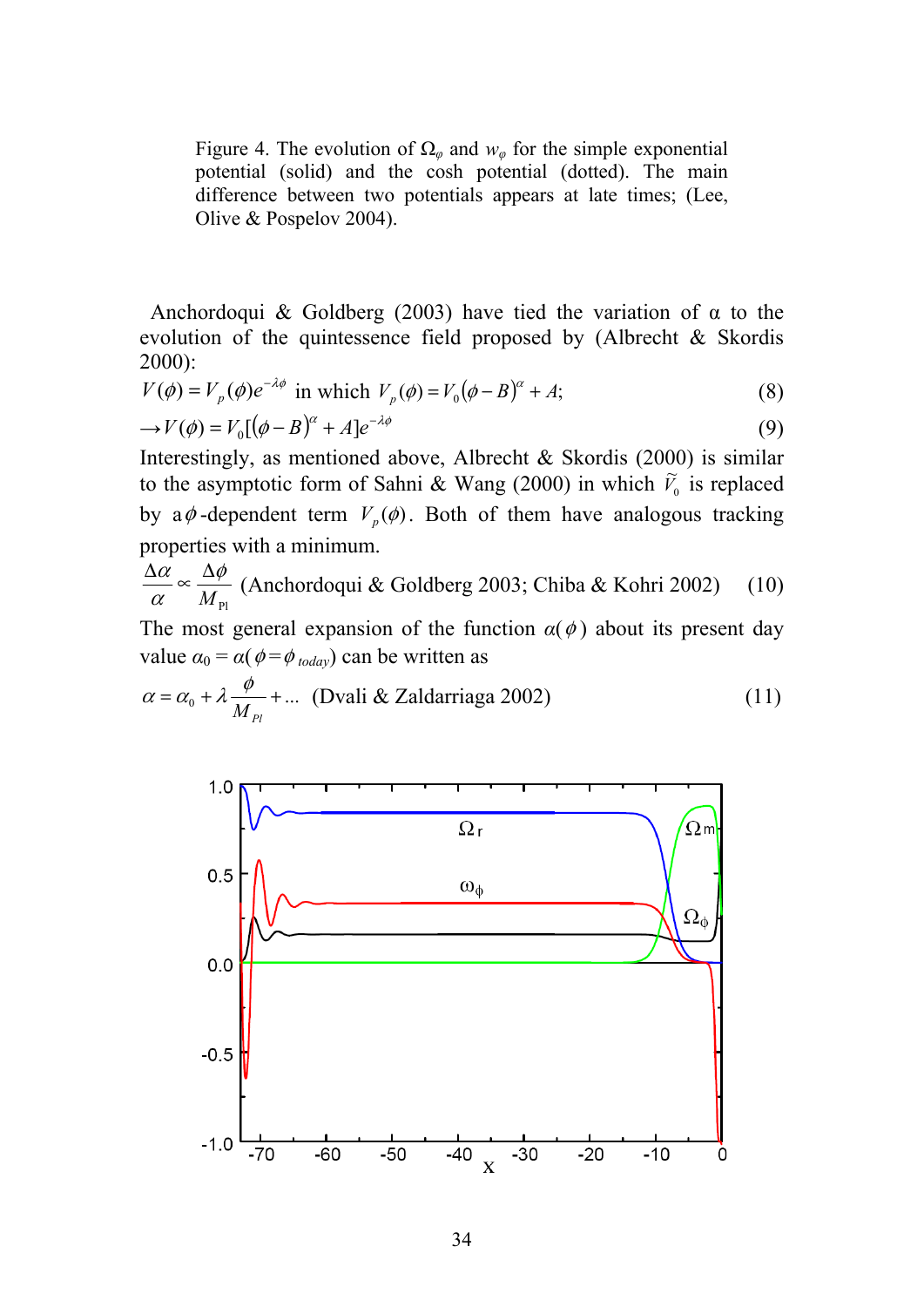Figure 4. The evolution of $\Omega_\varphi$ and $w_\varphi$ for the simple exponential potential (solid) and the cosh potential (dotted). The main difference between two potentials appears at late times; (Lee, Olive & Pospelov 2004).

Anchordoqui & Goldberg (2003) have tied the variation of α to the evolution of the quintessence field proposed by (Albrecht & Skordis 2000):

$$V(\phi) = V_p(\phi)e^{-\lambda\phi} \text{ in which } V_p(\phi) = V_0(\phi - B)^\alpha + A; \tag{8}$$

$$\rightarrow V(\phi) = V_0[(\phi - B)^\alpha + A]e^{-\lambda\phi} \tag{9}$$

Interestingly, as mentioned above, Albrecht & Skordis (2000) is similar to the asymptotic form of Sahni & Wang (2000) in which $\tilde{V}_0$ is replaced by a $\phi$-dependent term $V_p(\phi)$. Both of them have analogous tracking properties with a minimum.

$$\frac{\Delta\alpha}{\alpha} \propto \frac{\Delta\phi}{M_{\rm Pl}} \text{ (Anchordoqui \& Goldberg 2003; Chiba \& Kohri 2002)} \tag{10}$$

The most general expansion of the function $\alpha(\phi)$ about its present day value $\alpha_0 = \alpha(\phi = \phi_{today})$ can be written as

$$\alpha = \alpha_0 + \lambda\frac{\phi}{M_{Pl}} + \ldots \text{ (Dvali \& Zaldarriaga 2002)} \tag{11}$$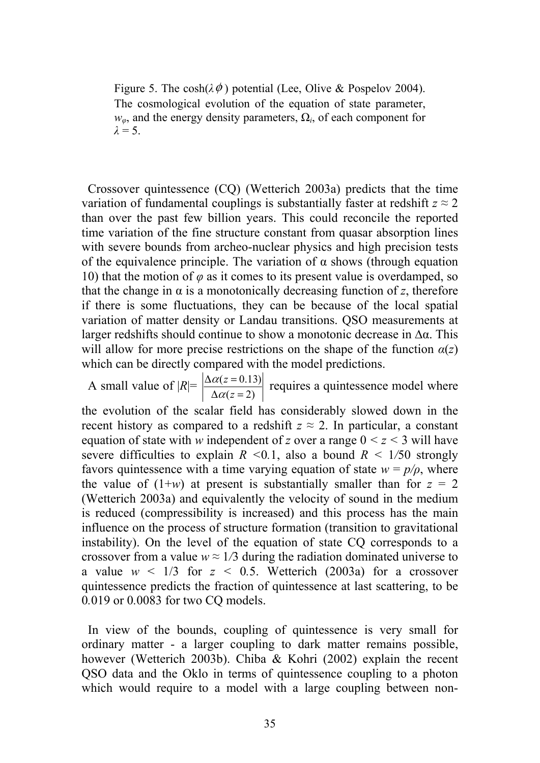Figure 5. The cosh($\lambda\phi$) potential (Lee, Olive & Pospelov 2004). The cosmological evolution of the equation of state parameter, $w_\varphi$, and the energy density parameters, $\Omega_i$, of each component for $\lambda = 5$.

Crossover quintessence (CQ) (Wetterich 2003a) predicts that the time variation of fundamental couplings is substantially faster at redshift $z \approx 2$ than over the past few billion years. This could reconcile the reported time variation of the fine structure constant from quasar absorption lines with severe bounds from archeo-nuclear physics and high precision tests of the equivalence principle. The variation of α shows (through equation 10) that the motion of $\varphi$ as it comes to its present value is overdamped, so that the change in α is a monotonically decreasing function of $z$, therefore if there is some fluctuations, they can be because of the local spatial variation of matter density or Landau transitions. QSO measurements at larger redshifts should continue to show a monotonic decrease in Δα. This will allow for more precise restrictions on the shape of the function $\alpha(z)$ which can be directly compared with the model predictions.

A small value of $|R| = \left|\frac{\Delta\alpha(z=0.13)}{\Delta\alpha(z=2)}\right|$ requires a quintessence model where the evolution of the scalar field has considerably slowed down in the recent history as compared to a redshift $z \approx 2$. In particular, a constant equation of state with $w$ independent of $z$ over a range $0 < z < 3$ will have severe difficulties to explain $R < 0.1$, also a bound $R < 1/50$ strongly favors quintessence with a time varying equation of state $w = p/\rho$, where the value of $(1+w)$ at present is substantially smaller than for $z = 2$ (Wetterich 2003a) and equivalently the velocity of sound in the medium is reduced (compressibility is increased) and this process has the main influence on the process of structure formation (transition to gravitational instability). On the level of the equation of state CQ corresponds to a crossover from a value $w \approx 1/3$ during the radiation dominated universe to a value $w < 1/3$ for $z < 0.5$. Wetterich (2003a) for a crossover quintessence predicts the fraction of quintessence at last scattering, to be 0.019 or 0.0083 for two CQ models.

In view of the bounds, coupling of quintessence is very small for ordinary matter - a larger coupling to dark matter remains possible, however (Wetterich 2003b). Chiba & Kohri (2002) explain the recent QSO data and the Oklo in terms of quintessence coupling to a photon which would require to a model with a large coupling between non-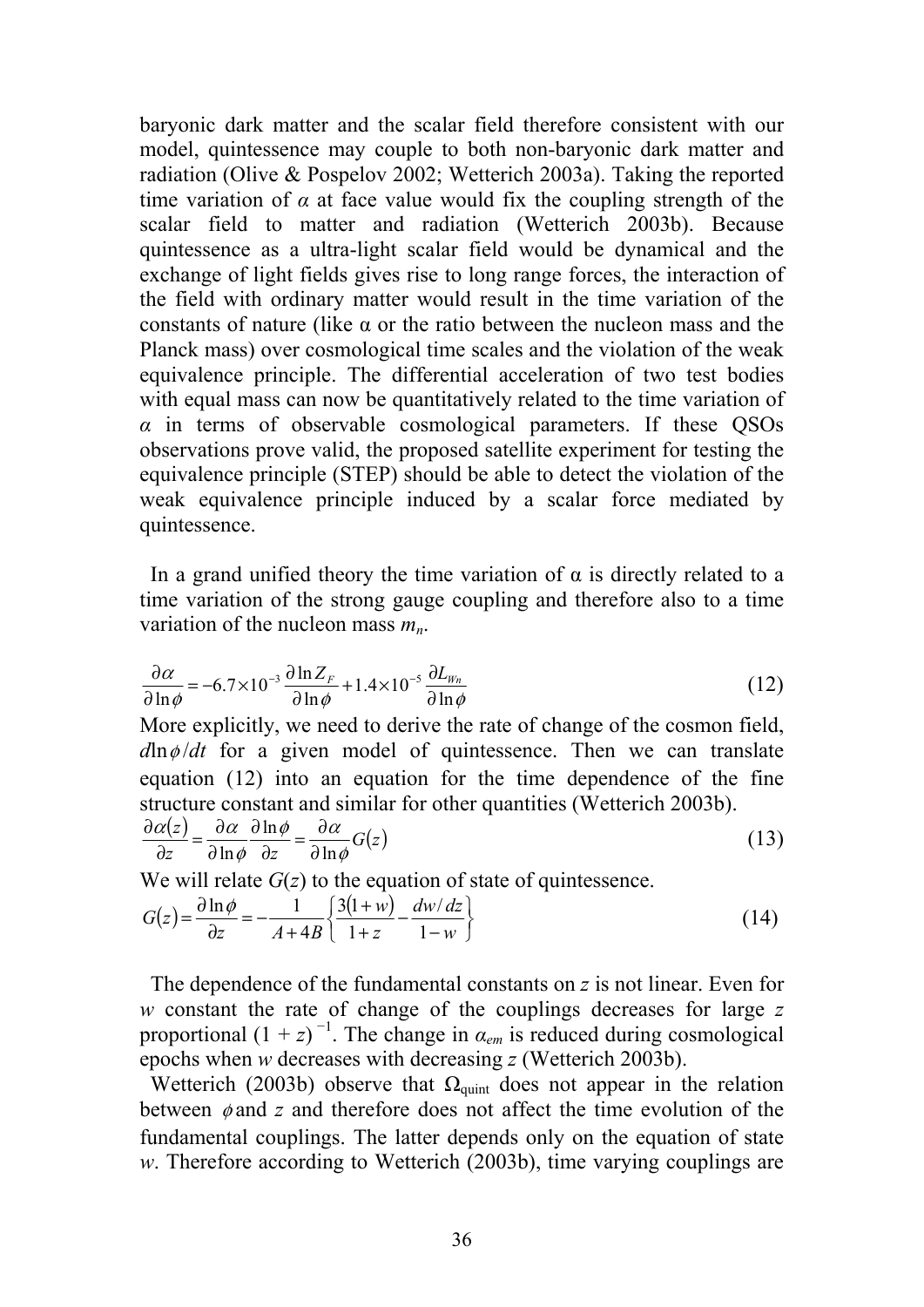baryonic dark matter and the scalar field therefore consistent with our model, quintessence may couple to both non-baryonic dark matter and radiation (Olive & Pospelov 2002; Wetterich 2003a). Taking the reported time variation of $\alpha$ at face value would fix the coupling strength of the scalar field to matter and radiation (Wetterich 2003b). Because quintessence as a ultra-light scalar field would be dynamical and the exchange of light fields gives rise to long range forces, the interaction of the field with ordinary matter would result in the time variation of the constants of nature (like $\alpha$ or the ratio between the nucleon mass and the Planck mass) over cosmological time scales and the violation of the weak equivalence principle. The differential acceleration of two test bodies with equal mass can now be quantitatively related to the time variation of $\alpha$ in terms of observable cosmological parameters. If these QSOs observations prove valid, the proposed satellite experiment for testing the equivalence principle (STEP) should be able to detect the violation of the weak equivalence principle induced by a scalar force mediated by quintessence.

In a grand unified theory the time variation of $\alpha$ is directly related to a time variation of the strong gauge coupling and therefore also to a time variation of the nucleon mass $m_n$.

$$\frac{\partial \alpha}{\partial \ln \phi} = -6.7 \times 10^{-3} \frac{\partial \ln Z_F}{\partial \ln \phi} + 1.4 \times 10^{-5} \frac{\partial L_{Wn}}{\partial \ln \phi} \tag{12}$$

More explicitly, we need to derive the rate of change of the cosmon field, $d\ln\phi/dt$ for a given model of quintessence. Then we can translate equation (12) into an equation for the time dependence of the fine structure constant and similar for other quantities (Wetterich 2003b).

$$\frac{\partial \alpha(z)}{\partial z} = \frac{\partial \alpha}{\partial \ln \phi} \frac{\partial \ln \phi}{\partial z} = \frac{\partial \alpha}{\partial \ln \phi} G(z) \tag{13}$$

We will relate $G(z)$ to the equation of state of quintessence.

$$G(z) = \frac{\partial \ln \phi}{\partial z} = -\frac{1}{A + 4B} \left\{ \frac{3(1+w)}{1+z} - \frac{dw/dz}{1-w} \right\} \tag{14}$$

The dependence of the fundamental constants on $z$ is not linear. Even for $w$ constant the rate of change of the couplings decreases for large $z$ proportional $(1 + z)^{-1}$. The change in $\alpha_{em}$ is reduced during cosmological epochs when $w$ decreases with decreasing $z$ (Wetterich 2003b).

Wetterich (2003b) observe that $\Omega_{\text{quint}}$ does not appear in the relation between $\phi$ and $z$ and therefore does not affect the time evolution of the fundamental couplings. The latter depends only on the equation of state $w$. Therefore according to Wetterich (2003b), time varying couplings are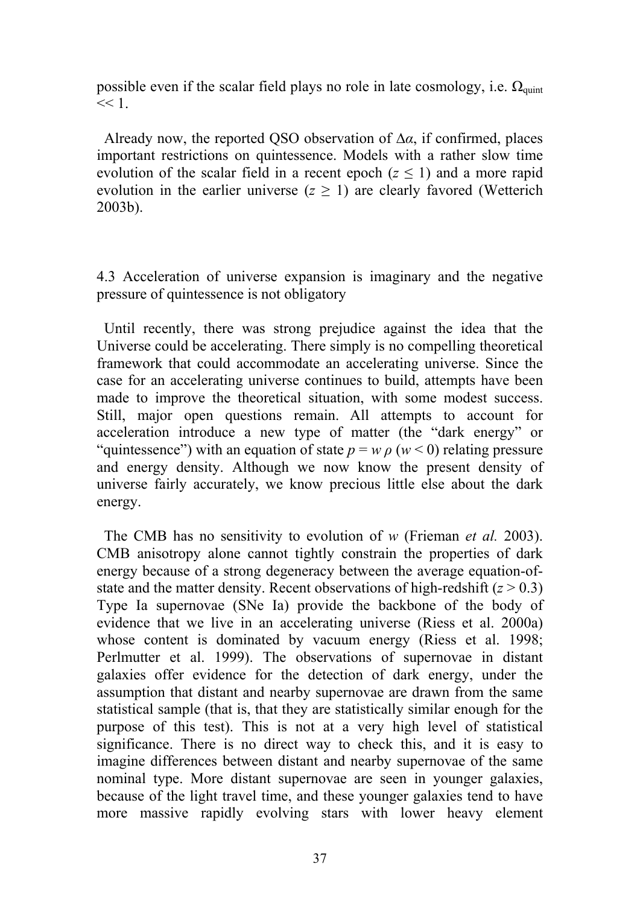possible even if the scalar field plays no role in late cosmology, i.e. $\Omega_{quint} << 1$.

Already now, the reported QSO observation of $\Delta\alpha$, if confirmed, places important restrictions on quintessence. Models with a rather slow time evolution of the scalar field in a recent epoch ($z \leq 1$) and a more rapid evolution in the earlier universe ($z \geq 1$) are clearly favored (Wetterich 2003b).

### 4.3 Acceleration of universe expansion is imaginary and the negative pressure of quintessence is not obligatory

Until recently, there was strong prejudice against the idea that the Universe could be accelerating. There simply is no compelling theoretical framework that could accommodate an accelerating universe. Since the case for an accelerating universe continues to build, attempts have been made to improve the theoretical situation, with some modest success. Still, major open questions remain. All attempts to account for acceleration introduce a new type of matter (the "dark energy" or "quintessence") with an equation of state $p = w\rho$ ($w < 0$) relating pressure and energy density. Although we now know the present density of universe fairly accurately, we know precious little else about the dark energy.

The CMB has no sensitivity to evolution of $w$ (Frieman *et al.* 2003). CMB anisotropy alone cannot tightly constrain the properties of dark energy because of a strong degeneracy between the average equation-of-state and the matter density. Recent observations of high-redshift ($z > 0.3$) Type Ia supernovae (SNe Ia) provide the backbone of the body of evidence that we live in an accelerating universe (Riess et al. 2000a) whose content is dominated by vacuum energy (Riess et al. 1998; Perlmutter et al. 1999). The observations of supernovae in distant galaxies offer evidence for the detection of dark energy, under the assumption that distant and nearby supernovae are drawn from the same statistical sample (that is, that they are statistically similar enough for the purpose of this test). This is not at a very high level of statistical significance. There is no direct way to check this, and it is easy to imagine differences between distant and nearby supernovae of the same nominal type. More distant supernovae are seen in younger galaxies, because of the light travel time, and these younger galaxies tend to have more massive rapidly evolving stars with lower heavy element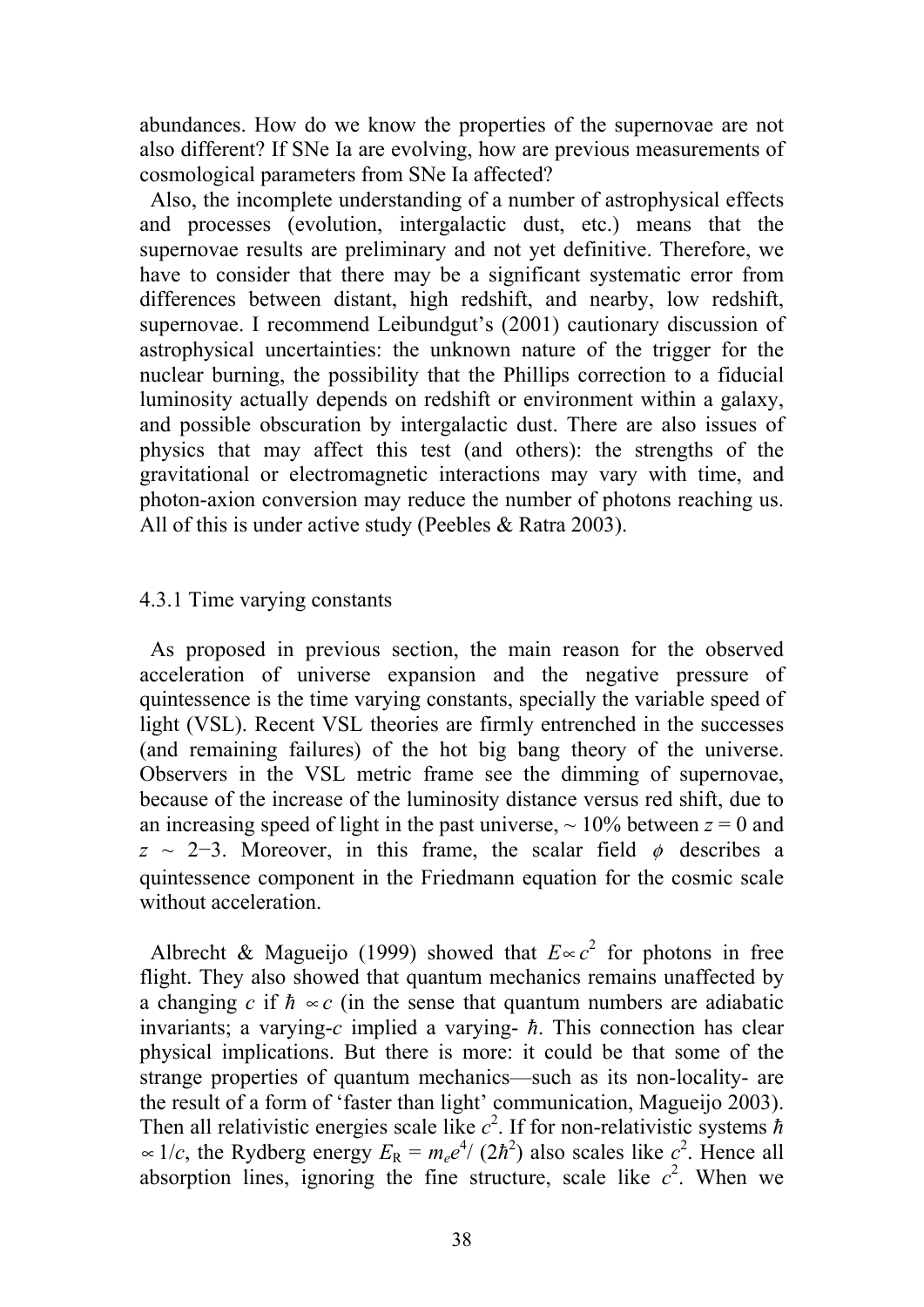abundances. How do we know the properties of the supernovae are not also different? If SNe Ia are evolving, how are previous measurements of cosmological parameters from SNe Ia affected?

Also, the incomplete understanding of a number of astrophysical effects and processes (evolution, intergalactic dust, etc.) means that the supernovae results are preliminary and not yet definitive. Therefore, we have to consider that there may be a significant systematic error from differences between distant, high redshift, and nearby, low redshift, supernovae. I recommend Leibundgut's (2001) cautionary discussion of astrophysical uncertainties: the unknown nature of the trigger for the nuclear burning, the possibility that the Phillips correction to a fiducial luminosity actually depends on redshift or environment within a galaxy, and possible obscuration by intergalactic dust. There are also issues of physics that may affect this test (and others): the strengths of the gravitational or electromagnetic interactions may vary with time, and photon-axion conversion may reduce the number of photons reaching us. All of this is under active study (Peebles & Ratra 2003).

### 4.3.1 Time varying constants

As proposed in previous section, the main reason for the observed acceleration of universe expansion and the negative pressure of quintessence is the time varying constants, specially the variable speed of light (VSL). Recent VSL theories are firmly entrenched in the successes (and remaining failures) of the hot big bang theory of the universe. Observers in the VSL metric frame see the dimming of supernovae, because of the increase of the luminosity distance versus red shift, due to an increasing speed of light in the past universe, ~ 10% between $z = 0$ and $z \sim 2-3$. Moreover, in this frame, the scalar field $\phi$ describes a quintessence component in the Friedmann equation for the cosmic scale without acceleration.

Albrecht & Magueijo (1999) showed that $E \propto c^2$ for photons in free flight. They also showed that quantum mechanics remains unaffected by a changing $c$ if $\hbar \propto c$ (in the sense that quantum numbers are adiabatic invariants; a varying-$c$ implied a varying- $\hbar$. This connection has clear physical implications. But there is more: it could be that some of the strange properties of quantum mechanics—such as its non-locality- are the result of a form of 'faster than light' communication, Magueijo 2003). Then all relativistic energies scale like $c^2$. If for non-relativistic systems $\hbar \propto 1/c$, the Rydberg energy $E_R = m_e e^4/(2\hbar^2)$ also scales like $c^2$. Hence all absorption lines, ignoring the fine structure, scale like $c^2$. When we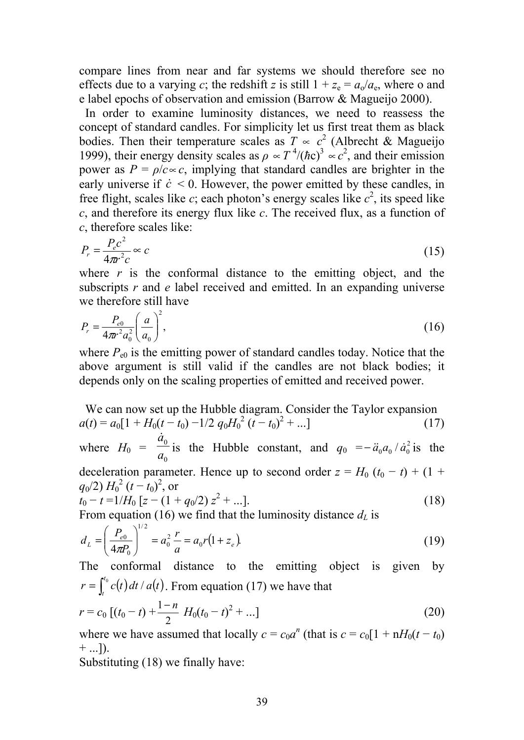compare lines from near and far systems we should therefore see no effects due to a varying $c$; the redshift $z$ is still $1 + z_e = a_o/a_e$, where o and e label epochs of observation and emission (Barrow & Magueijo 2000).

In order to examine luminosity distances, we need to reassess the concept of standard candles. For simplicity let us first treat them as black bodies. Then their temperature scales as $T \propto c^2$ (Albrecht & Magueijo 1999), their energy density scales as $\rho \propto T^4/(\hbar c)^3 \propto c^2$, and their emission power as $P = \rho/c \propto c$, implying that standard candles are brighter in the early universe if $\dot{c} < 0$. However, the power emitted by these candles, in free flight, scales like $c$; each photon's energy scales like $c^2$, its speed like $c$, and therefore its energy flux like $c$. The received flux, as a function of $c$, therefore scales like:

$$P_r = \frac{P_e c^2}{4\pi r^2 c} \propto c \tag{15}$$

where $r$ is the conformal distance to the emitting object, and the subscripts $r$ and $e$ label received and emitted. In an expanding universe we therefore still have

$$P_r = \frac{P_{e0}}{4\pi r^2 a_0^2}\left(\frac{a}{a_0}\right)^2, \tag{16}$$

where $P_{e0}$ is the emitting power of standard candles today. Notice that the above argument is still valid if the candles are not black bodies; it depends only on the scaling properties of emitted and received power.

We can now set up the Hubble diagram. Consider the Taylor expansion

$$a(t) = a_0[1 + H_0(t - t_0) - 1/2\, q_0 H_0^2\, (t - t_0)^2 + ...] \tag{17}$$

where $H_0 = \dfrac{\dot{a}_0}{a_0}$ is the Hubble constant, and $q_0 = -\ddot{a}_0 a_0/\dot{a}_0^2$ is the deceleration parameter. Hence up to second order $z = H_0\,(t_0 - t) + (1 + q_0/2)\, H_0^2\, (t - t_0)^2$, or

$$t_0 - t = 1/H_0\,[z - (1 + q_0/2)\, z^2 + ...]. \tag{18}$$

From equation (16) we find that the luminosity distance $d_L$ is

$$d_L = \left(\frac{P_{e0}}{4\pi P_0}\right)^{1/2} = a_0^2 \frac{r}{a} = a_0 r(1 + z_e). \tag{19}$$

The conformal distance to the emitting object is given by $r = \int_t^{t_0} c(t)\, dt/a(t)$. From equation (17) we have that

$$r = c_0\,[(t_0 - t) + \frac{1-n}{2}\, H_0(t_0 - t)^2 + ...] \tag{20}$$

where we have assumed that locally $c = c_0 a^n$ (that is $c = c_0[1 + nH_0(t - t_0) + ...]$).

Substituting (18) we finally have: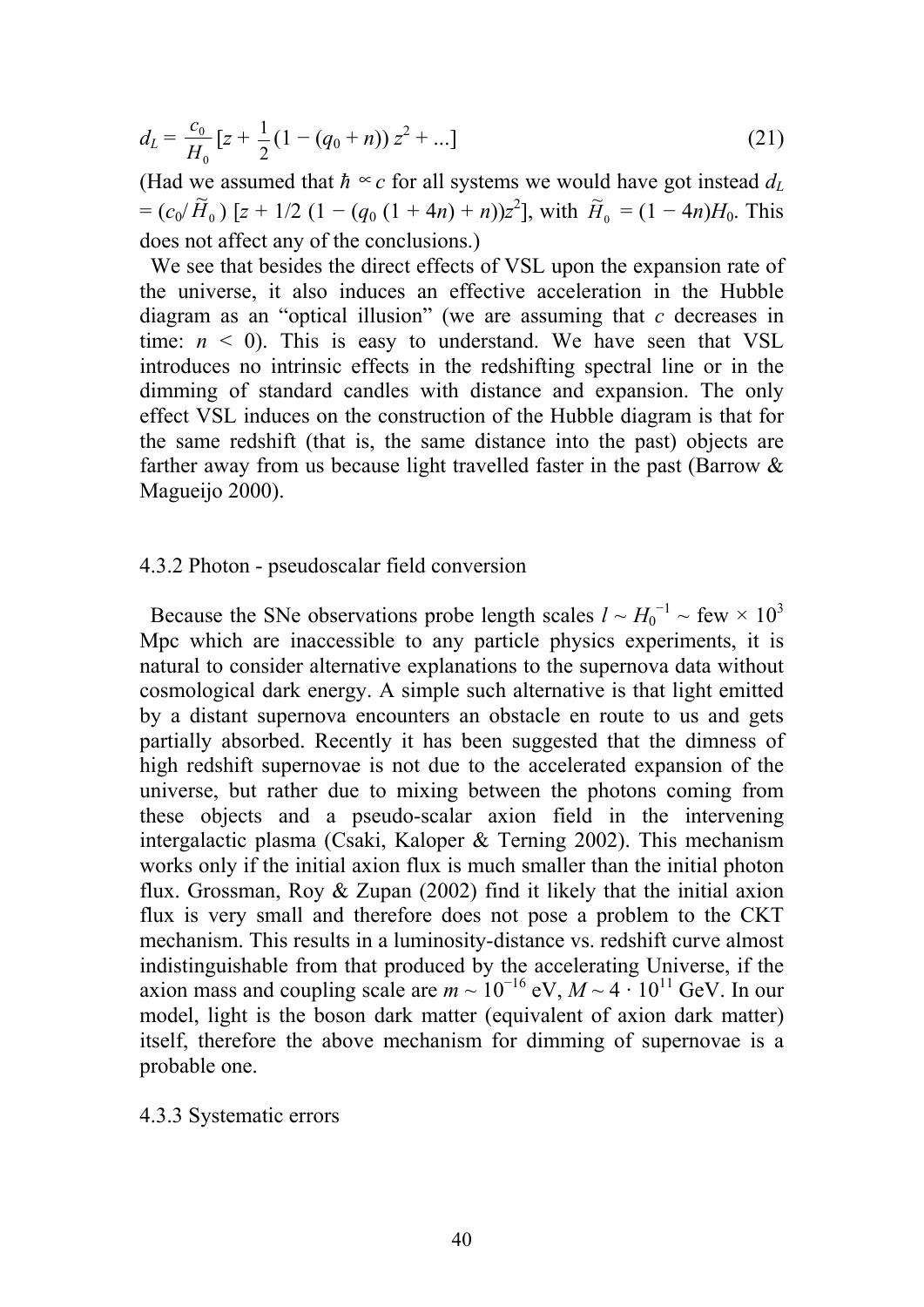$$d_L = \frac{c_0}{H_0}\left[z + \frac{1}{2}(1 - (q_0 + n))\, z^2 + ...\right] \tag{21}$$

(Had we assumed that $\hbar \propto c$ for all systems we would have got instead $d_L = (c_0/\widetilde{H}_0)\,[z + 1/2\,(1 - (q_0\,(1 + 4n) + n))z^2]$, with $\widetilde{H}_0 = (1 - 4n)H_0$. This does not affect any of the conclusions.)

We see that besides the direct effects of VSL upon the expansion rate of the universe, it also induces an effective acceleration in the Hubble diagram as an "optical illusion" (we are assuming that $c$ decreases in time: $n < 0$). This is easy to understand. We have seen that VSL introduces no intrinsic effects in the redshifting spectral line or in the dimming of standard candles with distance and expansion. The only effect VSL induces on the construction of the Hubble diagram is that for the same redshift (that is, the same distance into the past) objects are farther away from us because light travelled faster in the past (Barrow & Magueijo 2000).

### 4.3.2 Photon - pseudoscalar field conversion

Because the SNe observations probe length scales $l \sim H_0^{-1} \sim$ few $\times 10^3$ Mpc which are inaccessible to any particle physics experiments, it is natural to consider alternative explanations to the supernova data without cosmological dark energy. A simple such alternative is that light emitted by a distant supernova encounters an obstacle en route to us and gets partially absorbed. Recently it has been suggested that the dimness of high redshift supernovae is not due to the accelerated expansion of the universe, but rather due to mixing between the photons coming from these objects and a pseudo-scalar axion field in the intervening intergalactic plasma (Csaki, Kaloper & Terning 2002). This mechanism works only if the initial axion flux is much smaller than the initial photon flux. Grossman, Roy & Zupan (2002) find it likely that the initial axion flux is very small and therefore does not pose a problem to the CKT mechanism. This results in a luminosity-distance vs. redshift curve almost indistinguishable from that produced by the accelerating Universe, if the axion mass and coupling scale are $m \sim 10^{-16}$ eV, $M \sim 4 \cdot 10^{11}$ GeV. In our model, light is the boson dark matter (equivalent of axion dark matter) itself, therefore the above mechanism for dimming of supernovae is a probable one.

### 4.3.3 Systematic errors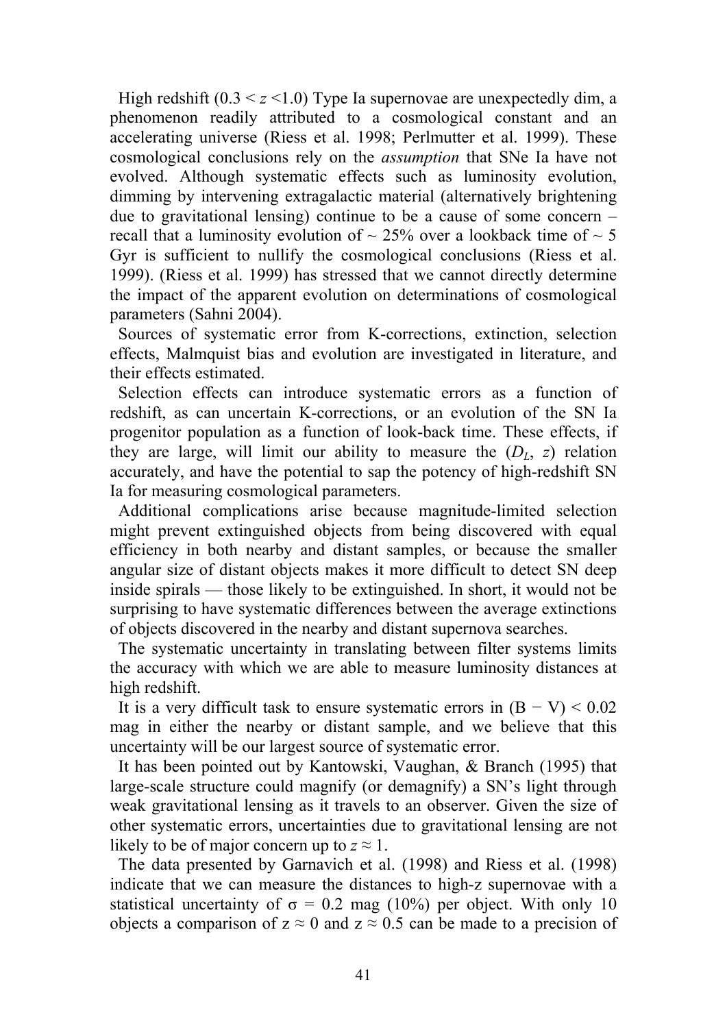High redshift ($0.3 < z < 1.0$) Type Ia supernovae are unexpectedly dim, a phenomenon readily attributed to a cosmological constant and an accelerating universe (Riess et al. 1998; Perlmutter et al. 1999). These cosmological conclusions rely on the *assumption* that SNe Ia have not evolved. Although systematic effects such as luminosity evolution, dimming by intervening extragalactic material (alternatively brightening due to gravitational lensing) continue to be a cause of some concern – recall that a luminosity evolution of ~ 25% over a lookback time of ~ 5 Gyr is sufficient to nullify the cosmological conclusions (Riess et al. 1999). (Riess et al. 1999) has stressed that we cannot directly determine the impact of the apparent evolution on determinations of cosmological parameters (Sahni 2004).

Sources of systematic error from K-corrections, extinction, selection effects, Malmquist bias and evolution are investigated in literature, and their effects estimated.

Selection effects can introduce systematic errors as a function of redshift, as can uncertain K-corrections, or an evolution of the SN Ia progenitor population as a function of look-back time. These effects, if they are large, will limit our ability to measure the ($D_L$, $z$) relation accurately, and have the potential to sap the potency of high-redshift SN Ia for measuring cosmological parameters.

Additional complications arise because magnitude-limited selection might prevent extinguished objects from being discovered with equal efficiency in both nearby and distant samples, or because the smaller angular size of distant objects makes it more difficult to detect SN deep inside spirals — those likely to be extinguished. In short, it would not be surprising to have systematic differences between the average extinctions of objects discovered in the nearby and distant supernova searches.

The systematic uncertainty in translating between filter systems limits the accuracy with which we are able to measure luminosity distances at high redshift.

It is a very difficult task to ensure systematic errors in $(B - V) < 0.02$ mag in either the nearby or distant sample, and we believe that this uncertainty will be our largest source of systematic error.

It has been pointed out by Kantowski, Vaughan, & Branch (1995) that large-scale structure could magnify (or demagnify) a SN's light through weak gravitational lensing as it travels to an observer. Given the size of other systematic errors, uncertainties due to gravitational lensing are not likely to be of major concern up to $z \approx 1$.

The data presented by Garnavich et al. (1998) and Riess et al. (1998) indicate that we can measure the distances to high-z supernovae with a statistical uncertainty of $\sigma = 0.2$ mag (10%) per object. With only 10 objects a comparison of $z \approx 0$ and $z \approx 0.5$ can be made to a precision of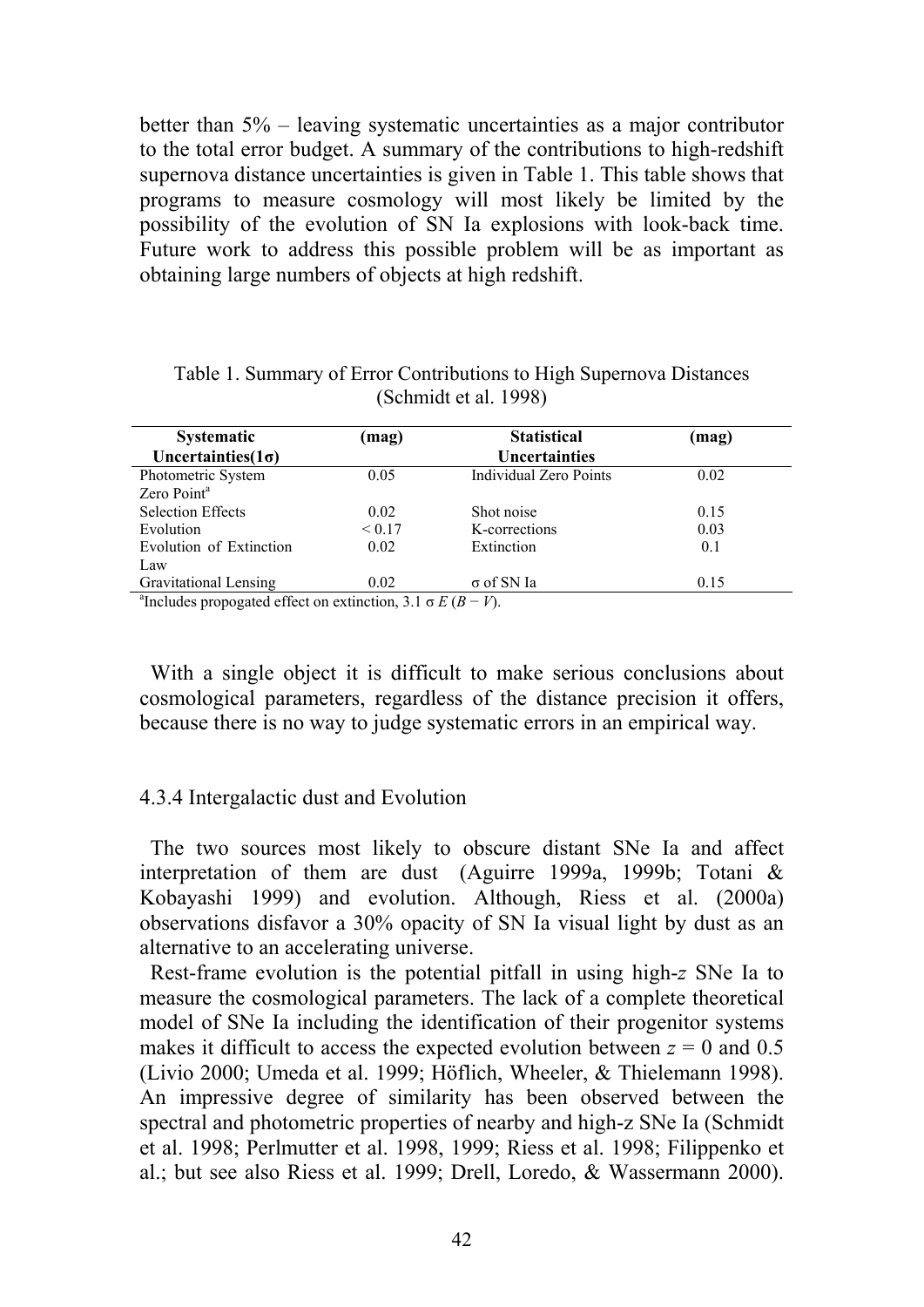better than 5% – leaving systematic uncertainties as a major contributor to the total error budget. A summary of the contributions to high-redshift supernova distance uncertainties is given in Table 1. This table shows that programs to measure cosmology will most likely be limited by the possibility of the evolution of SN Ia explosions with look-back time. Future work to address this possible problem will be as important as obtaining large numbers of objects at high redshift.

Table 1. Summary of Error Contributions to High Supernova Distances (Schmidt et al. 1998)

| Systematic Uncertainties(1σ) | (mag) | Statistical Uncertainties | (mag) |
|---|---|---|---|
| Photometric System Zero Point[a] | 0.05 | Individual Zero Points | 0.02 |
| Selection Effects | 0.02 | Shot noise | 0.15 |
| Evolution | < 0.17 | K-corrections | 0.03 |
| Evolution of Extinction Law | 0.02 | Extinction | 0.1 |
| Gravitational Lensing | 0.02 | σ of SN Ia | 0.15 |

[a]Includes propogated effect on extinction, $3.1\ \sigma\ E\,(B-V)$.

With a single object it is difficult to make serious conclusions about cosmological parameters, regardless of the distance precision it offers, because there is no way to judge systematic errors in an empirical way.

#### 4.3.4 Intergalactic dust and Evolution

The two sources most likely to obscure distant SNe Ia and affect interpretation of them are dust (Aguirre 1999a, 1999b; Totani & Kobayashi 1999) and evolution. Although, Riess et al. (2000a) observations disfavor a 30% opacity of SN Ia visual light by dust as an alternative to an accelerating universe.

Rest-frame evolution is the potential pitfall in using high-$z$ SNe Ia to measure the cosmological parameters. The lack of a complete theoretical model of SNe Ia including the identification of their progenitor systems makes it difficult to access the expected evolution between $z = 0$ and 0.5 (Livio 2000; Umeda et al. 1999; Höflich, Wheeler, & Thielemann 1998). An impressive degree of similarity has been observed between the spectral and photometric properties of nearby and high-z SNe Ia (Schmidt et al. 1998; Perlmutter et al. 1998, 1999; Riess et al. 1998; Filippenko et al.; but see also Riess et al. 1999; Drell, Loredo, & Wassermann 2000).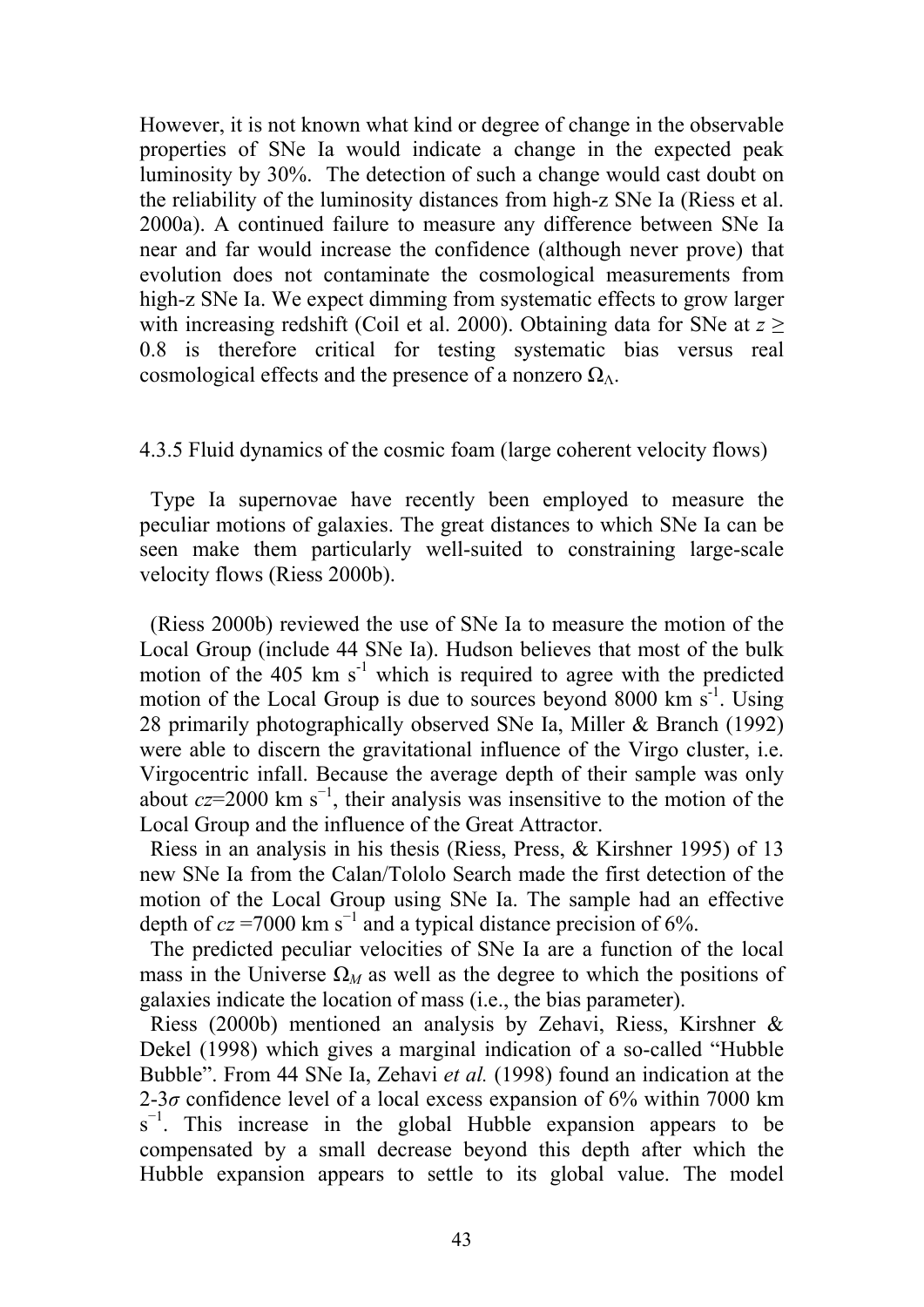However, it is not known what kind or degree of change in the observable properties of SNe Ia would indicate a change in the expected peak luminosity by 30%. The detection of such a change would cast doubt on the reliability of the luminosity distances from high-z SNe Ia (Riess et al. 2000a). A continued failure to measure any difference between SNe Ia near and far would increase the confidence (although never prove) that evolution does not contaminate the cosmological measurements from high-z SNe Ia. We expect dimming from systematic effects to grow larger with increasing redshift (Coil et al. 2000). Obtaining data for SNe at $z \geq 0.8$ is therefore critical for testing systematic bias versus real cosmological effects and the presence of a nonzero $\Omega_\Lambda$.

### 4.3.5 Fluid dynamics of the cosmic foam (large coherent velocity flows)

Type Ia supernovae have recently been employed to measure the peculiar motions of galaxies. The great distances to which SNe Ia can be seen make them particularly well-suited to constraining large-scale velocity flows (Riess 2000b).

(Riess 2000b) reviewed the use of SNe Ia to measure the motion of the Local Group (include 44 SNe Ia). Hudson believes that most of the bulk motion of the 405 km $s^{-1}$ which is required to agree with the predicted motion of the Local Group is due to sources beyond 8000 km $s^{-1}$. Using 28 primarily photographically observed SNe Ia, Miller & Branch (1992) were able to discern the gravitational influence of the Virgo cluster, i.e. Virgocentric infall. Because the average depth of their sample was only about $cz$=2000 km $s^{-1}$, their analysis was insensitive to the motion of the Local Group and the influence of the Great Attractor.

Riess in an analysis in his thesis (Riess, Press, & Kirshner 1995) of 13 new SNe Ia from the Calan/Tololo Search made the first detection of the motion of the Local Group using SNe Ia. The sample had an effective depth of $cz$ =7000 km $s^{-1}$ and a typical distance precision of 6%.

The predicted peculiar velocities of SNe Ia are a function of the local mass in the Universe $\Omega_M$ as well as the degree to which the positions of galaxies indicate the location of mass (i.e., the bias parameter).

Riess (2000b) mentioned an analysis by Zehavi, Riess, Kirshner & Dekel (1998) which gives a marginal indication of a so-called "Hubble Bubble". From 44 SNe Ia, Zehavi *et al.* (1998) found an indication at the 2-3$\sigma$ confidence level of a local excess expansion of 6% within 7000 km $s^{-1}$. This increase in the global Hubble expansion appears to be compensated by a small decrease beyond this depth after which the Hubble expansion appears to settle to its global value. The model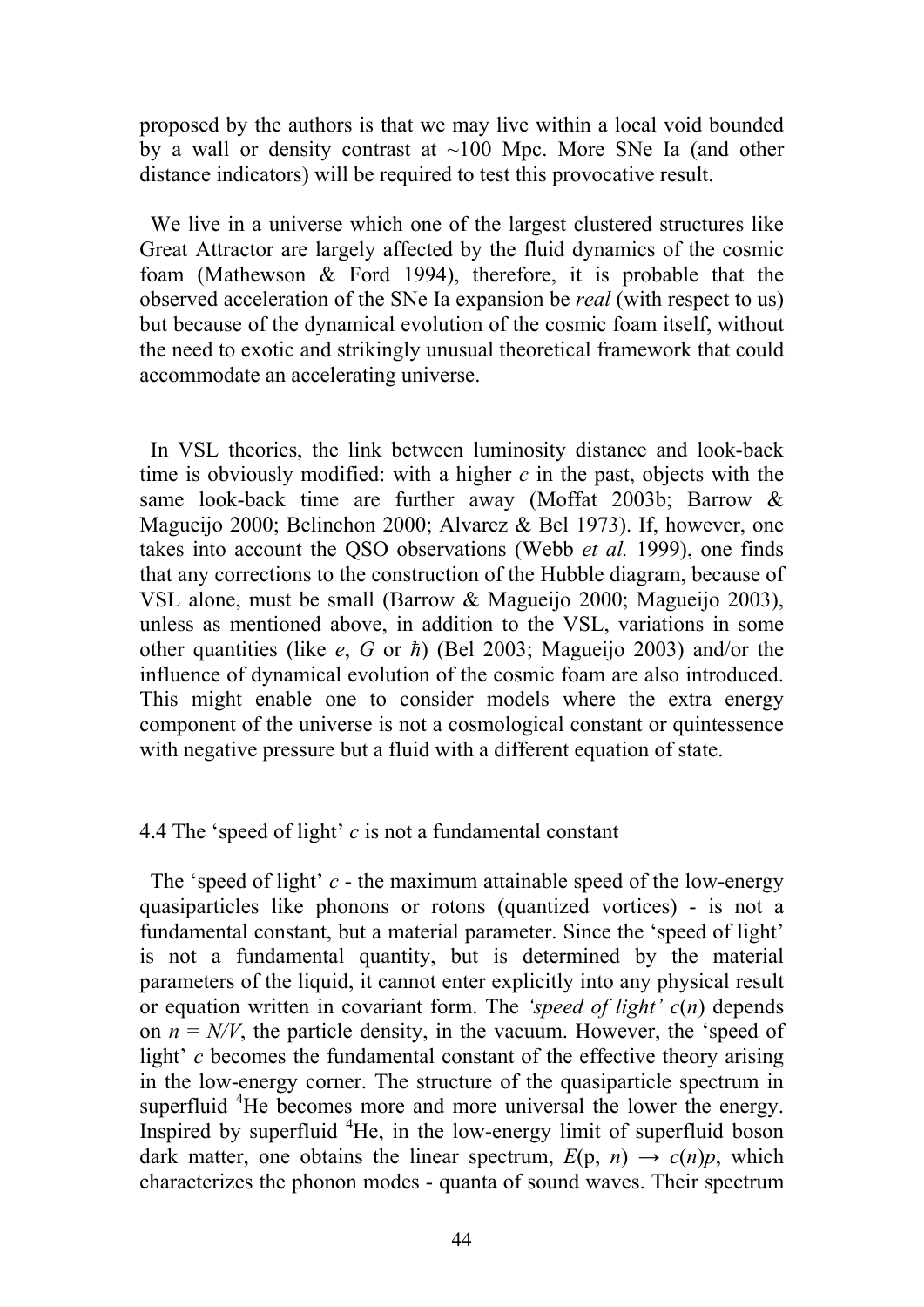proposed by the authors is that we may live within a local void bounded by a wall or density contrast at ~100 Mpc. More SNe Ia (and other distance indicators) will be required to test this provocative result.

We live in a universe which one of the largest clustered structures like Great Attractor are largely affected by the fluid dynamics of the cosmic foam (Mathewson & Ford 1994), therefore, it is probable that the observed acceleration of the SNe Ia expansion be *real* (with respect to us) but because of the dynamical evolution of the cosmic foam itself, without the need to exotic and strikingly unusual theoretical framework that could accommodate an accelerating universe.

In VSL theories, the link between luminosity distance and look-back time is obviously modified: with a higher $c$ in the past, objects with the same look-back time are further away (Moffat 2003b; Barrow & Magueijo 2000; Belinchon 2000; Alvarez & Bel 1973). If, however, one takes into account the QSO observations (Webb *et al.* 1999), one finds that any corrections to the construction of the Hubble diagram, because of VSL alone, must be small (Barrow & Magueijo 2000; Magueijo 2003), unless as mentioned above, in addition to the VSL, variations in some other quantities (like $e$, $G$ or $\hbar$) (Bel 2003; Magueijo 2003) and/or the influence of dynamical evolution of the cosmic foam are also introduced. This might enable one to consider models where the extra energy component of the universe is not a cosmological constant or quintessence with negative pressure but a fluid with a different equation of state.

### 4.4 The 'speed of light' $c$ is not a fundamental constant

The 'speed of light' $c$ - the maximum attainable speed of the low-energy quasiparticles like phonons or rotons (quantized vortices) - is not a fundamental constant, but a material parameter. Since the 'speed of light' is not a fundamental quantity, but is determined by the material parameters of the liquid, it cannot enter explicitly into any physical result or equation written in covariant form. The *'speed of light'* $c(n)$ depends on $n = N/V$, the particle density, in the vacuum. However, the 'speed of light' $c$ becomes the fundamental constant of the effective theory arising in the low-energy corner. The structure of the quasiparticle spectrum in superfluid $^4$He becomes more and more universal the lower the energy. Inspired by superfluid $^4$He, in the low-energy limit of superfluid boson dark matter, one obtains the linear spectrum, $E(\mathrm{p}, n) \rightarrow c(n)p$, which characterizes the phonon modes - quanta of sound waves. Their spectrum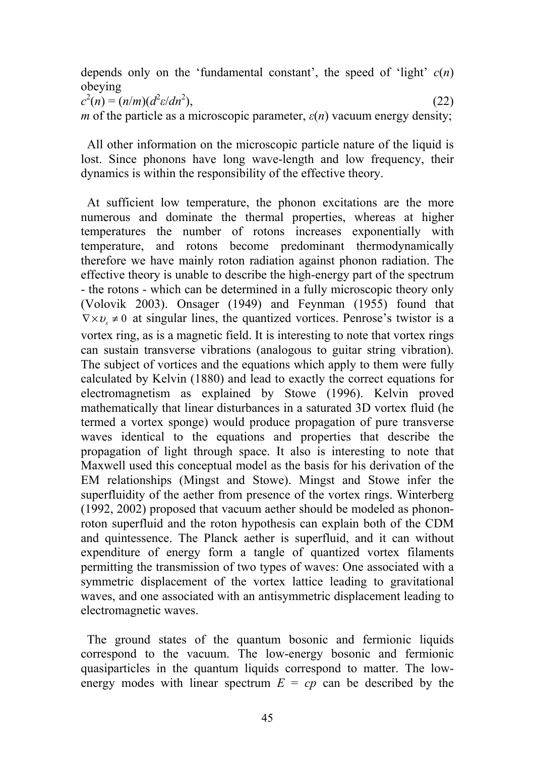depends only on the 'fundamental constant', the speed of 'light' $c(n)$ obeying

$$c^2(n) = (n/m)(d^2\varepsilon/dn^2), \quad (22)$$

$m$ of the particle as a microscopic parameter, $\varepsilon(n)$ vacuum energy density;

All other information on the microscopic particle nature of the liquid is lost. Since phonons have long wave-length and low frequency, their dynamics is within the responsibility of the effective theory.

At sufficient low temperature, the phonon excitations are the more numerous and dominate the thermal properties, whereas at higher temperatures the number of rotons increases exponentially with temperature, and rotons become predominant thermodynamically therefore we have mainly roton radiation against phonon radiation. The effective theory is unable to describe the high-energy part of the spectrum - the rotons - which can be determined in a fully microscopic theory only (Volovik 2003). Onsager (1949) and Feynman (1955) found that $\nabla \times \upsilon_s \neq 0$ at singular lines, the quantized vortices. Penrose's twistor is a vortex ring, as is a magnetic field. It is interesting to note that vortex rings can sustain transverse vibrations (analogous to guitar string vibration). The subject of vortices and the equations which apply to them were fully calculated by Kelvin (1880) and lead to exactly the correct equations for electromagnetism as explained by Stowe (1996). Kelvin proved mathematically that linear disturbances in a saturated 3D vortex fluid (he termed a vortex sponge) would produce propagation of pure transverse waves identical to the equations and properties that describe the propagation of light through space. It also is interesting to note that Maxwell used this conceptual model as the basis for his derivation of the EM relationships (Mingst and Stowe). Mingst and Stowe infer the superfluidity of the aether from presence of the vortex rings. Winterberg (1992, 2002) proposed that vacuum aether should be modeled as phonon-roton superfluid and the roton hypothesis can explain both of the CDM and quintessence. The Planck aether is superfluid, and it can without expenditure of energy form a tangle of quantized vortex filaments permitting the transmission of two types of waves: One associated with a symmetric displacement of the vortex lattice leading to gravitational waves, and one associated with an antisymmetric displacement leading to electromagnetic waves.

The ground states of the quantum bosonic and fermionic liquids correspond to the vacuum. The low-energy bosonic and fermionic quasiparticles in the quantum liquids correspond to matter. The low-energy modes with linear spectrum $E = cp$ can be described by the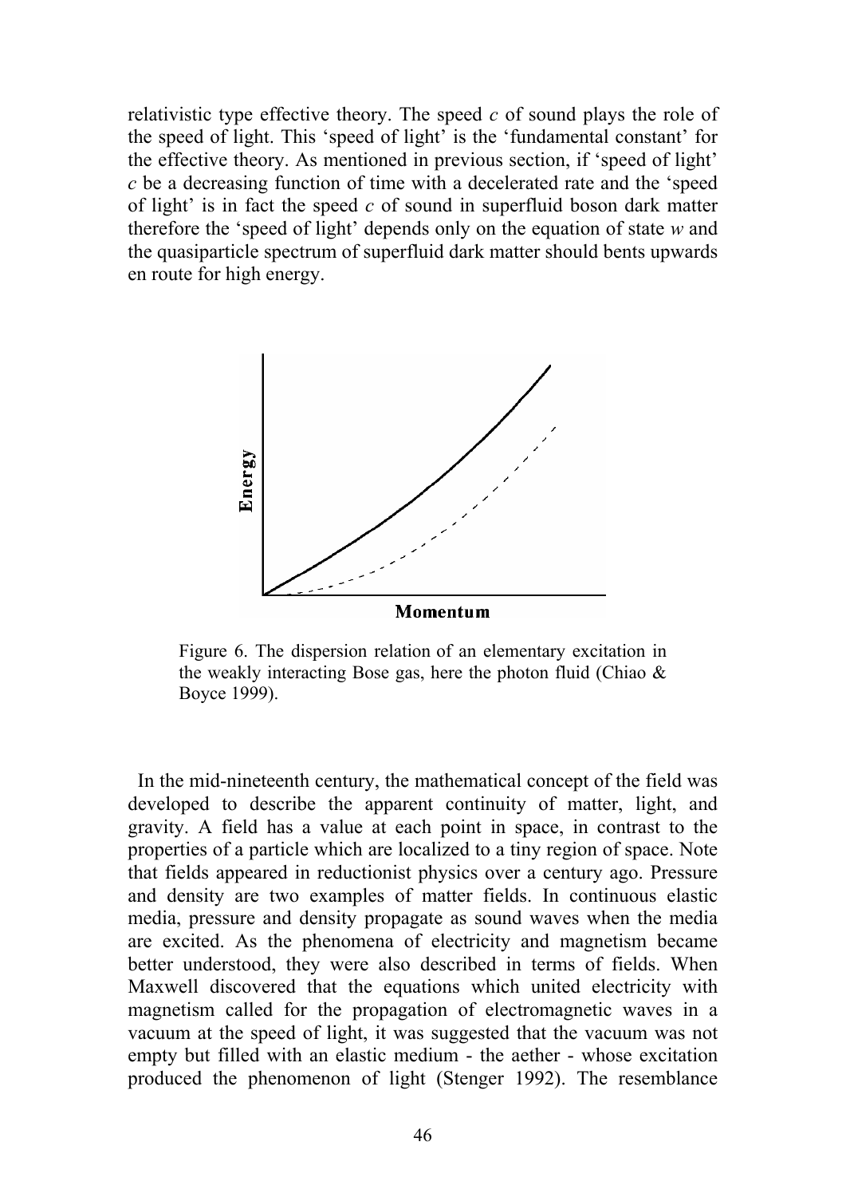relativistic type effective theory. The speed *c* of sound plays the role of the speed of light. This 'speed of light' is the 'fundamental constant' for the effective theory. As mentioned in previous section, if 'speed of light' *c* be a decreasing function of time with a decelerated rate and the 'speed of light' is in fact the speed *c* of sound in superfluid boson dark matter therefore the 'speed of light' depends only on the equation of state *w* and the quasiparticle spectrum of superfluid dark matter should bents upwards en route for high energy.

Figure 6. The dispersion relation of an elementary excitation in the weakly interacting Bose gas, here the photon fluid (Chiao & Boyce 1999).

In the mid-nineteenth century, the mathematical concept of the field was developed to describe the apparent continuity of matter, light, and gravity. A field has a value at each point in space, in contrast to the properties of a particle which are localized to a tiny region of space. Note that fields appeared in reductionist physics over a century ago. Pressure and density are two examples of matter fields. In continuous elastic media, pressure and density propagate as sound waves when the media are excited. As the phenomena of electricity and magnetism became better understood, they were also described in terms of fields. When Maxwell discovered that the equations which united electricity with magnetism called for the propagation of electromagnetic waves in a vacuum at the speed of light, it was suggested that the vacuum was not empty but filled with an elastic medium - the aether - whose excitation produced the phenomenon of light (Stenger 1992). The resemblance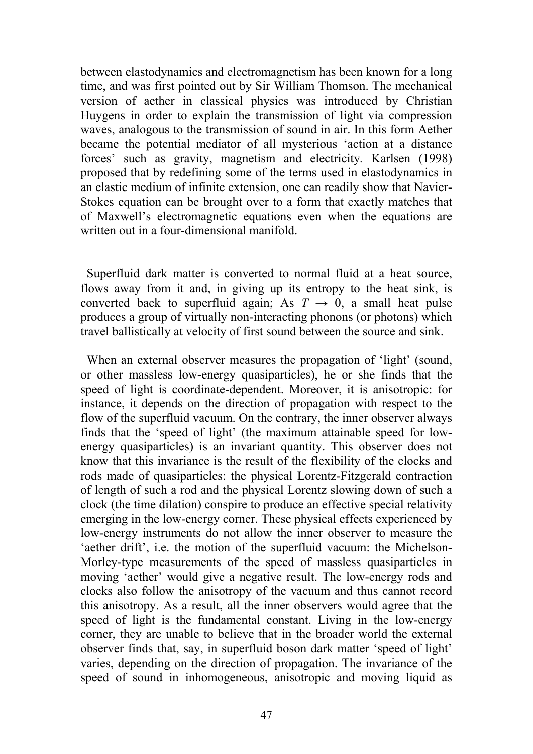between elastodynamics and electromagnetism has been known for a long time, and was first pointed out by Sir William Thomson. The mechanical version of aether in classical physics was introduced by Christian Huygens in order to explain the transmission of light via compression waves, analogous to the transmission of sound in air. In this form Aether became the potential mediator of all mysterious 'action at a distance forces' such as gravity, magnetism and electricity. Karlsen (1998) proposed that by redefining some of the terms used in elastodynamics in an elastic medium of infinite extension, one can readily show that Navier-Stokes equation can be brought over to a form that exactly matches that of Maxwell's electromagnetic equations even when the equations are written out in a four-dimensional manifold.

Superfluid dark matter is converted to normal fluid at a heat source, flows away from it and, in giving up its entropy to the heat sink, is converted back to superfluid again; As $T \to 0$, a small heat pulse produces a group of virtually non-interacting phonons (or photons) which travel ballistically at velocity of first sound between the source and sink.

When an external observer measures the propagation of 'light' (sound, or other massless low-energy quasiparticles), he or she finds that the speed of light is coordinate-dependent. Moreover, it is anisotropic: for instance, it depends on the direction of propagation with respect to the flow of the superfluid vacuum. On the contrary, the inner observer always finds that the 'speed of light' (the maximum attainable speed for low-energy quasiparticles) is an invariant quantity. This observer does not know that this invariance is the result of the flexibility of the clocks and rods made of quasiparticles: the physical Lorentz-Fitzgerald contraction of length of such a rod and the physical Lorentz slowing down of such a clock (the time dilation) conspire to produce an effective special relativity emerging in the low-energy corner. These physical effects experienced by low-energy instruments do not allow the inner observer to measure the 'aether drift', i.e. the motion of the superfluid vacuum: the Michelson-Morley-type measurements of the speed of massless quasiparticles in moving 'aether' would give a negative result. The low-energy rods and clocks also follow the anisotropy of the vacuum and thus cannot record this anisotropy. As a result, all the inner observers would agree that the speed of light is the fundamental constant. Living in the low-energy corner, they are unable to believe that in the broader world the external observer finds that, say, in superfluid boson dark matter 'speed of light' varies, depending on the direction of propagation. The invariance of the speed of sound in inhomogeneous, anisotropic and moving liquid as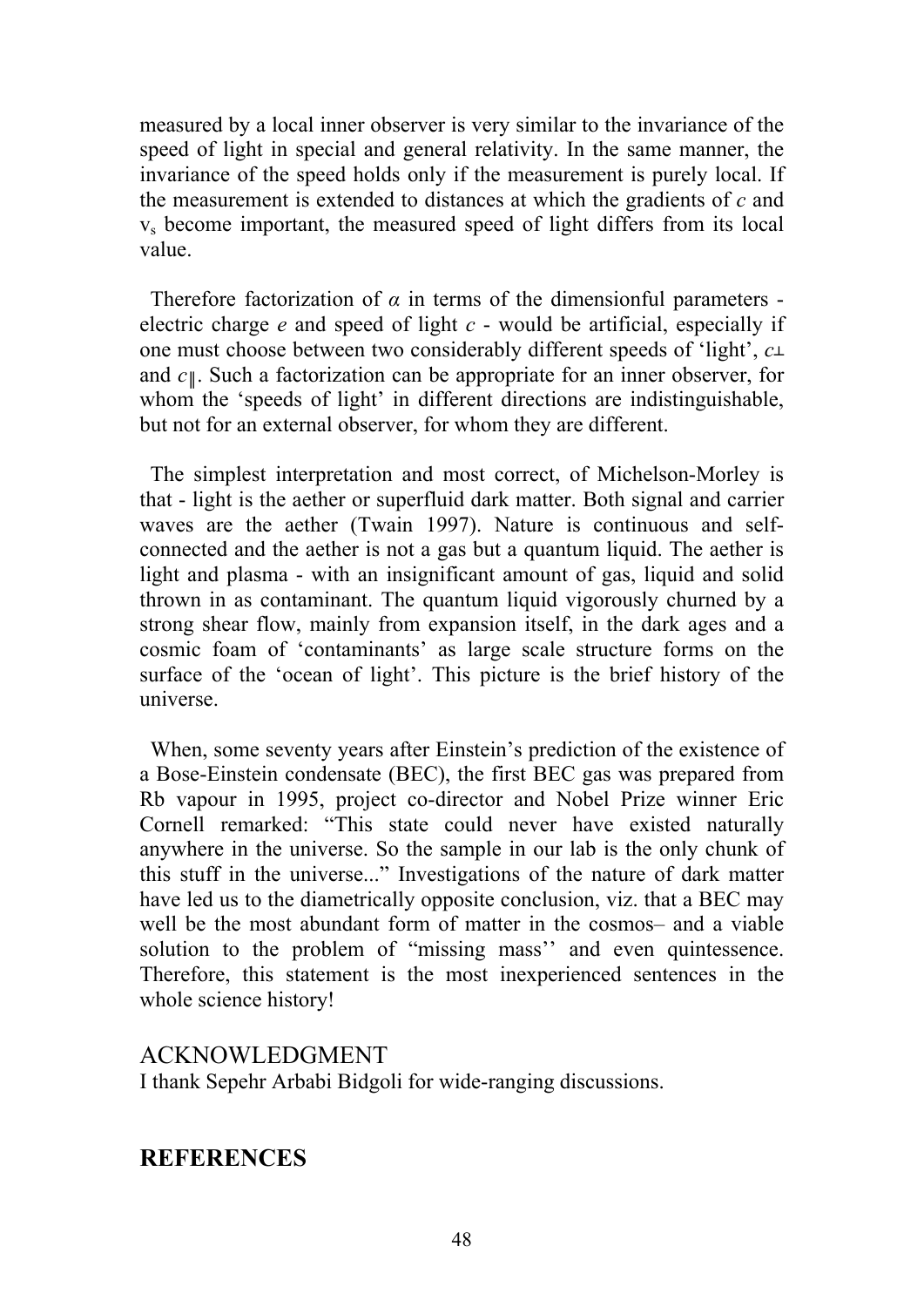measured by a local inner observer is very similar to the invariance of the speed of light in special and general relativity. In the same manner, the invariance of the speed holds only if the measurement is purely local. If the measurement is extended to distances at which the gradients of $c$ and $v_s$ become important, the measured speed of light differs from its local value.

Therefore factorization of $\alpha$ in terms of the dimensionful parameters - electric charge $e$ and speed of light $c$ - would be artificial, especially if one must choose between two considerably different speeds of 'light', $c_\perp$ and $c_\parallel$. Such a factorization can be appropriate for an inner observer, for whom the 'speeds of light' in different directions are indistinguishable, but not for an external observer, for whom they are different.

The simplest interpretation and most correct, of Michelson-Morley is that - light is the aether or superfluid dark matter. Both signal and carrier waves are the aether (Twain 1997). Nature is continuous and self-connected and the aether is not a gas but a quantum liquid. The aether is light and plasma - with an insignificant amount of gas, liquid and solid thrown in as contaminant. The quantum liquid vigorously churned by a strong shear flow, mainly from expansion itself, in the dark ages and a cosmic foam of 'contaminants' as large scale structure forms on the surface of the 'ocean of light'. This picture is the brief history of the universe.

When, some seventy years after Einstein's prediction of the existence of a Bose-Einstein condensate (BEC), the first BEC gas was prepared from Rb vapour in 1995, project co-director and Nobel Prize winner Eric Cornell remarked: "This state could never have existed naturally anywhere in the universe. So the sample in our lab is the only chunk of this stuff in the universe..." Investigations of the nature of dark matter have led us to the diametrically opposite conclusion, viz. that a BEC may well be the most abundant form of matter in the cosmos– and a viable solution to the problem of "missing mass'' and even quintessence. Therefore, this statement is the most inexperienced sentences in the whole science history!

ACKNOWLEDGMENT

I thank Sepehr Arbabi Bidgoli for wide-ranging discussions.

## REFERENCES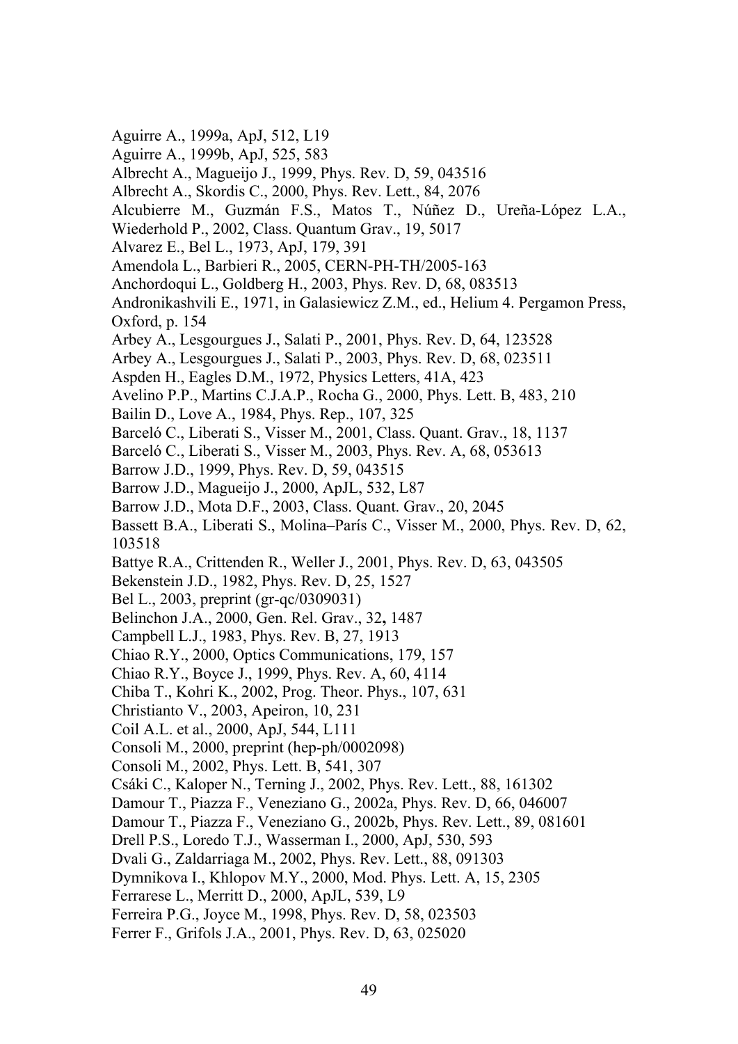Aguirre A., 1999a, ApJ, 512, L19

Aguirre A., 1999b, ApJ, 525, 583

Albrecht A., Magueijo J., 1999, Phys. Rev. D, 59, 043516

Albrecht A., Skordis C., 2000, Phys. Rev. Lett., 84, 2076

Alcubierre M., Guzmán F.S., Matos T., Núñez D., Ureña-López L.A., Wiederhold P., 2002, Class. Quantum Grav., 19, 5017

Alvarez E., Bel L., 1973, ApJ, 179, 391

Amendola L., Barbieri R., 2005, CERN-PH-TH/2005-163

Anchordoqui L., Goldberg H., 2003, Phys. Rev. D, 68, 083513

Andronikashvili E., 1971, in Galasiewicz Z.M., ed., Helium 4. Pergamon Press, Oxford, p. 154

Arbey A., Lesgourgues J., Salati P., 2001, Phys. Rev. D, 64, 123528

Arbey A., Lesgourgues J., Salati P., 2003, Phys. Rev. D, 68, 023511

Aspden H., Eagles D.M., 1972, Physics Letters, 41A, 423

Avelino P.P., Martins C.J.A.P., Rocha G., 2000, Phys. Lett. B, 483, 210

Bailin D., Love A., 1984, Phys. Rep., 107, 325

Barceló C., Liberati S., Visser M., 2001, Class. Quant. Grav., 18, 1137

Barceló C., Liberati S., Visser M., 2003, Phys. Rev. A, 68, 053613

Barrow J.D., 1999, Phys. Rev. D, 59, 043515

Barrow J.D., Magueijo J., 2000, ApJL, 532, L87

Barrow J.D., Mota D.F., 2003, Class. Quant. Grav., 20, 2045

Bassett B.A., Liberati S., Molina–París C., Visser M., 2000, Phys. Rev. D, 62, 103518

Battye R.A., Crittenden R., Weller J., 2001, Phys. Rev. D, 63, 043505

Bekenstein J.D., 1982, Phys. Rev. D, 25, 1527

Bel L., 2003, preprint (gr-qc/0309031)

Belinchon J.A., 2000, Gen. Rel. Grav., 32**,** 1487

Campbell L.J., 1983, Phys. Rev. B, 27, 1913

Chiao R.Y., 2000, Optics Communications, 179, 157

Chiao R.Y., Boyce J., 1999, Phys. Rev. A, 60, 4114

Chiba T., Kohri K., 2002, Prog. Theor. Phys., 107, 631

Christianto V., 2003, Apeiron, 10, 231

Coil A.L. et al., 2000, ApJ, 544, L111

Consoli M., 2000, preprint (hep-ph/0002098)

Consoli M., 2002, Phys. Lett. B, 541, 307

Csáki C., Kaloper N., Terning J., 2002, Phys. Rev. Lett., 88, 161302

Damour T., Piazza F., Veneziano G., 2002a, Phys. Rev. D, 66, 046007

Damour T., Piazza F., Veneziano G., 2002b, Phys. Rev. Lett., 89, 081601

Drell P.S., Loredo T.J., Wasserman I., 2000, ApJ, 530, 593

Dvali G., Zaldarriaga M., 2002, Phys. Rev. Lett., 88, 091303

Dymnikova I., Khlopov M.Y., 2000, Mod. Phys. Lett. A, 15, 2305

Ferrarese L., Merritt D., 2000, ApJL, 539, L9

Ferreira P.G., Joyce M., 1998, Phys. Rev. D, 58, 023503

Ferrer F., Grifols J.A., 2001, Phys. Rev. D, 63, 025020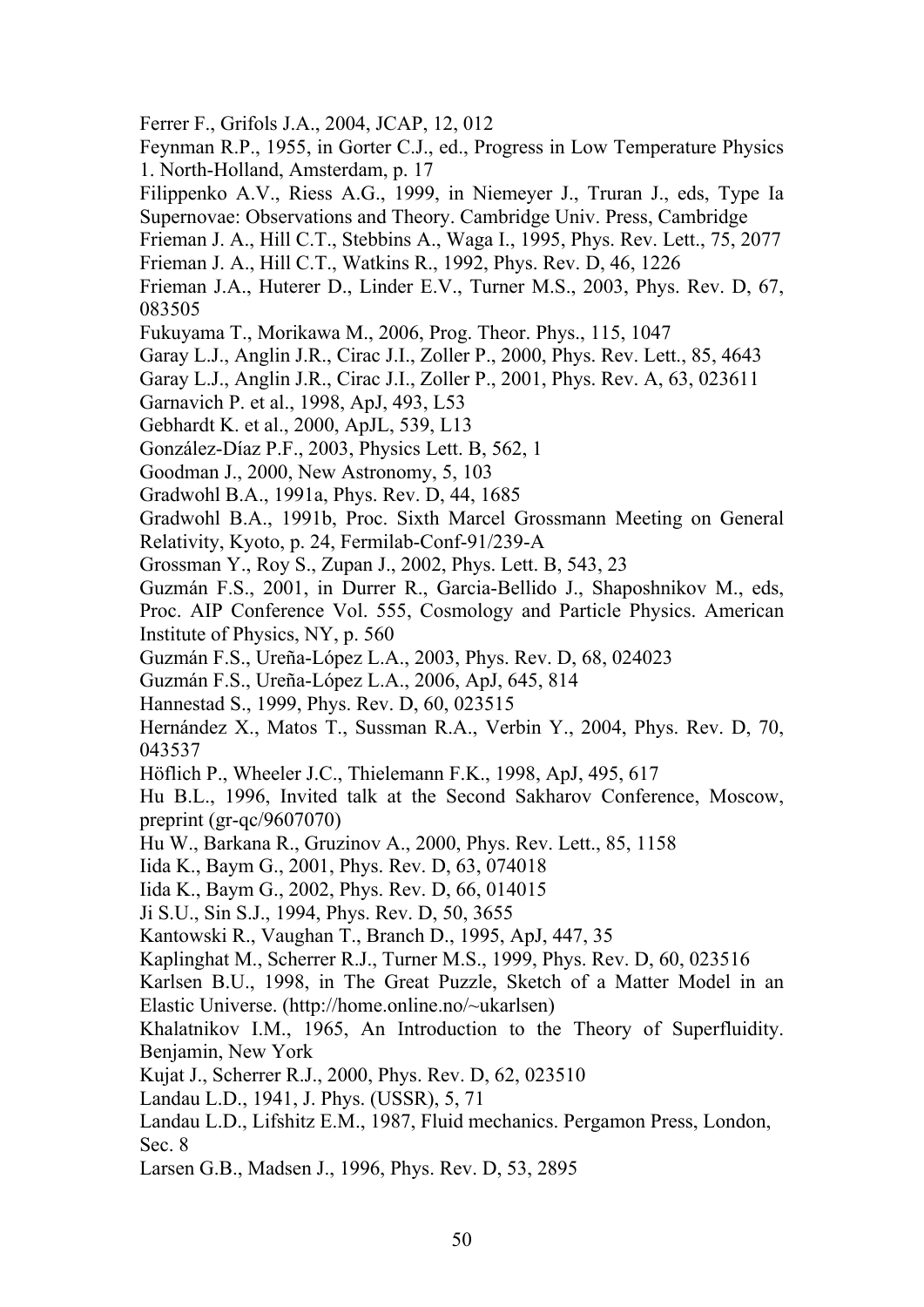Ferrer F., Grifols J.A., 2004, JCAP, 12, 012

Feynman R.P., 1955, in Gorter C.J., ed., Progress in Low Temperature Physics 1. North-Holland, Amsterdam, p. 17

Filippenko A.V., Riess A.G., 1999, in Niemeyer J., Truran J., eds, Type Ia Supernovae: Observations and Theory. Cambridge Univ. Press, Cambridge

Frieman J. A., Hill C.T., Stebbins A., Waga I., 1995, Phys. Rev. Lett., 75, 2077

Frieman J. A., Hill C.T., Watkins R., 1992, Phys. Rev. D, 46, 1226

Frieman J.A., Huterer D., Linder E.V., Turner M.S., 2003, Phys. Rev. D, 67, 083505

Fukuyama T., Morikawa M., 2006, Prog. Theor. Phys., 115, 1047

Garay L.J., Anglin J.R., Cirac J.I., Zoller P., 2000, Phys. Rev. Lett., 85, 4643

Garay L.J., Anglin J.R., Cirac J.I., Zoller P., 2001, Phys. Rev. A, 63, 023611

Garnavich P. et al., 1998, ApJ, 493, L53

Gebhardt K. et al., 2000, ApJL, 539, L13

González-Díaz P.F., 2003, Physics Lett. B, 562, 1

Goodman J., 2000, New Astronomy, 5, 103

Gradwohl B.A., 1991a, Phys. Rev. D, 44, 1685

Gradwohl B.A., 1991b, Proc. Sixth Marcel Grossmann Meeting on General Relativity, Kyoto, p. 24, Fermilab-Conf-91/239-A

Grossman Y., Roy S., Zupan J., 2002, Phys. Lett. B, 543, 23

Guzmán F.S., 2001, in Durrer R., Garcia-Bellido J., Shaposhnikov M., eds, Proc. AIP Conference Vol. 555, Cosmology and Particle Physics. American Institute of Physics, NY, p. 560

Guzmán F.S., Ureña-López L.A., 2003, Phys. Rev. D, 68, 024023

Guzmán F.S., Ureña-López L.A., 2006, ApJ, 645, 814

Hannestad S., 1999, Phys. Rev. D, 60, 023515

Hernández X., Matos T., Sussman R.A., Verbin Y., 2004, Phys. Rev. D, 70, 043537

Höflich P., Wheeler J.C., Thielemann F.K., 1998, ApJ, 495, 617

Hu B.L., 1996, Invited talk at the Second Sakharov Conference, Moscow, preprint (gr-qc/9607070)

Hu W., Barkana R., Gruzinov A., 2000, Phys. Rev. Lett., 85, 1158

Iida K., Baym G., 2001, Phys. Rev. D, 63, 074018

Iida K., Baym G., 2002, Phys. Rev. D, 66, 014015

Ji S.U., Sin S.J., 1994, Phys. Rev. D, 50, 3655

Kantowski R., Vaughan T., Branch D., 1995, ApJ, 447, 35

Kaplinghat M., Scherrer R.J., Turner M.S., 1999, Phys. Rev. D, 60, 023516

Karlsen B.U., 1998, in The Great Puzzle, Sketch of a Matter Model in an Elastic Universe. (http://home.online.no/~ukarlsen)

Khalatnikov I.M., 1965, An Introduction to the Theory of Superfluidity. Benjamin, New York

Kujat J., Scherrer R.J., 2000, Phys. Rev. D, 62, 023510

Landau L.D., 1941, J. Phys. (USSR), 5, 71

Landau L.D., Lifshitz E.M., 1987, Fluid mechanics. Pergamon Press, London, Sec. 8

Larsen G.B., Madsen J., 1996, Phys. Rev. D, 53, 2895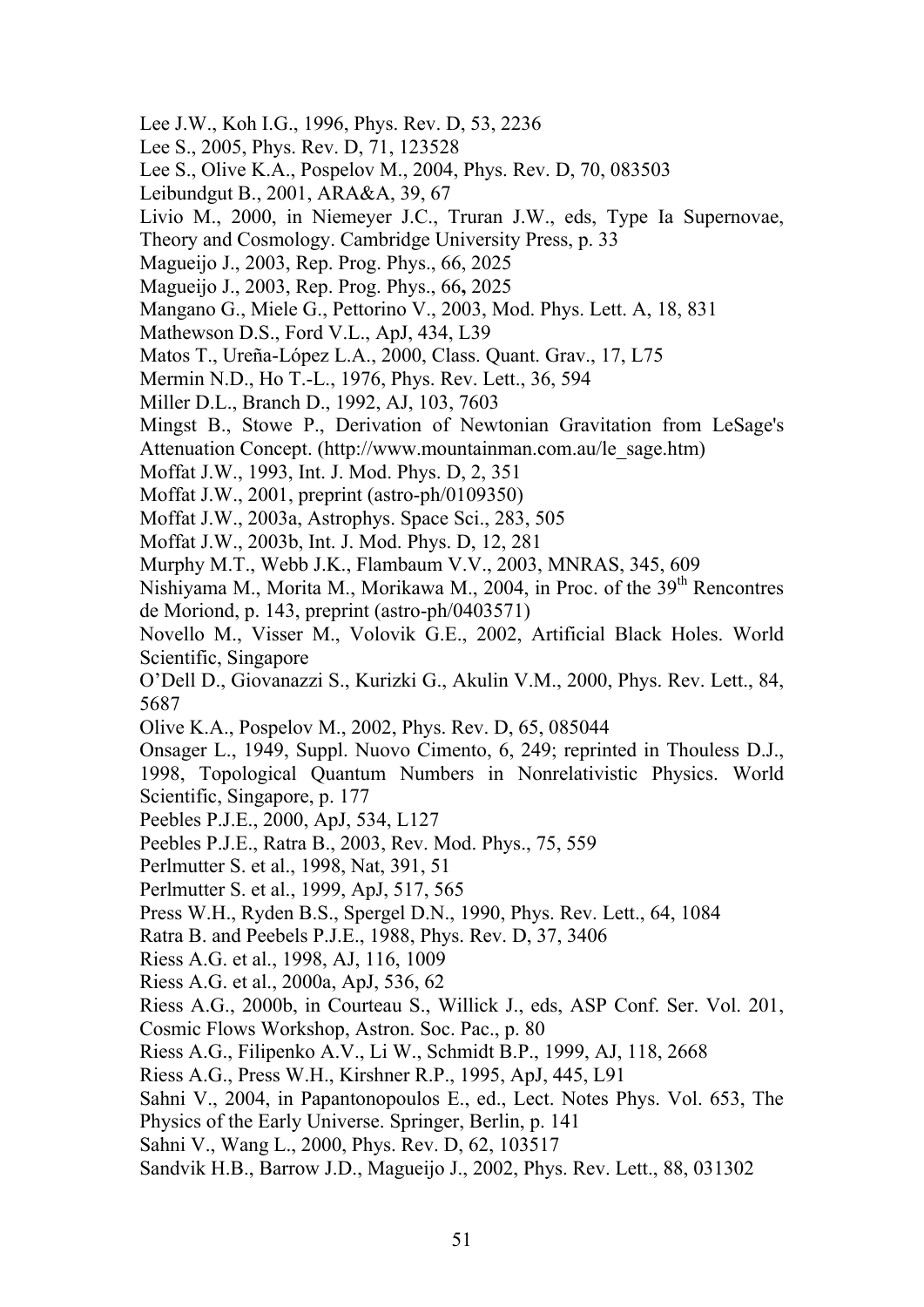Lee J.W., Koh I.G., 1996, Phys. Rev. D, 53, 2236

Lee S., 2005, Phys. Rev. D, 71, 123528

Lee S., Olive K.A., Pospelov M., 2004, Phys. Rev. D, 70, 083503

Leibundgut B., 2001, ARA&A, 39, 67

Livio M., 2000, in Niemeyer J.C., Truran J.W., eds, Type Ia Supernovae, Theory and Cosmology. Cambridge University Press, p. 33

Magueijo J., 2003, Rep. Prog. Phys., 66, 2025

Magueijo J., 2003, Rep. Prog. Phys., 66**,** 2025

Mangano G., Miele G., Pettorino V., 2003, Mod. Phys. Lett. A, 18, 831

Mathewson D.S., Ford V.L., ApJ, 434, L39

Matos T., Ureña-López L.A., 2000, Class. Quant. Grav., 17, L75

Mermin N.D., Ho T.-L., 1976, Phys. Rev. Lett., 36, 594

Miller D.L., Branch D., 1992, AJ, 103, 7603

Mingst B., Stowe P., Derivation of Newtonian Gravitation from LeSage's Attenuation Concept. (http://www.mountainman.com.au/le_sage.htm)

Moffat J.W., 1993, Int. J. Mod. Phys. D, 2, 351

Moffat J.W., 2001, preprint (astro-ph/0109350)

Moffat J.W., 2003a, Astrophys. Space Sci., 283, 505

Moffat J.W., 2003b, Int. J. Mod. Phys. D, 12, 281

Murphy M.T., Webb J.K., Flambaum V.V., 2003, MNRAS, 345, 609

Nishiyama M., Morita M., Morikawa M., 2004, in Proc. of the 39th Rencontres de Moriond, p. 143, preprint (astro-ph/0403571)

Novello M., Visser M., Volovik G.E., 2002, Artificial Black Holes. World Scientific, Singapore

O'Dell D., Giovanazzi S., Kurizki G., Akulin V.M., 2000, Phys. Rev. Lett., 84, 5687

Olive K.A., Pospelov M., 2002, Phys. Rev. D, 65, 085044

Onsager L., 1949, Suppl. Nuovo Cimento, 6, 249; reprinted in Thouless D.J., 1998, Topological Quantum Numbers in Nonrelativistic Physics. World Scientific, Singapore, p. 177

Peebles P.J.E., 2000, ApJ, 534, L127

Peebles P.J.E., Ratra B., 2003, Rev. Mod. Phys., 75, 559

Perlmutter S. et al., 1998, Nat, 391, 51

Perlmutter S. et al., 1999, ApJ, 517, 565

Press W.H., Ryden B.S., Spergel D.N., 1990, Phys. Rev. Lett., 64, 1084

Ratra B. and Peebels P.J.E., 1988, Phys. Rev. D, 37, 3406

Riess A.G. et al., 1998, AJ, 116, 1009

Riess A.G. et al., 2000a, ApJ, 536, 62

Riess A.G., 2000b, in Courteau S., Willick J., eds, ASP Conf. Ser. Vol. 201, Cosmic Flows Workshop, Astron. Soc. Pac., p. 80

Riess A.G., Filipenko A.V., Li W., Schmidt B.P., 1999, AJ, 118, 2668

Riess A.G., Press W.H., Kirshner R.P., 1995, ApJ, 445, L91

Sahni V., 2004, in Papantonopoulos E., ed., Lect. Notes Phys. Vol. 653, The Physics of the Early Universe. Springer, Berlin, p. 141

Sahni V., Wang L., 2000, Phys. Rev. D, 62, 103517

Sandvik H.B., Barrow J.D., Magueijo J., 2002, Phys. Rev. Lett., 88, 031302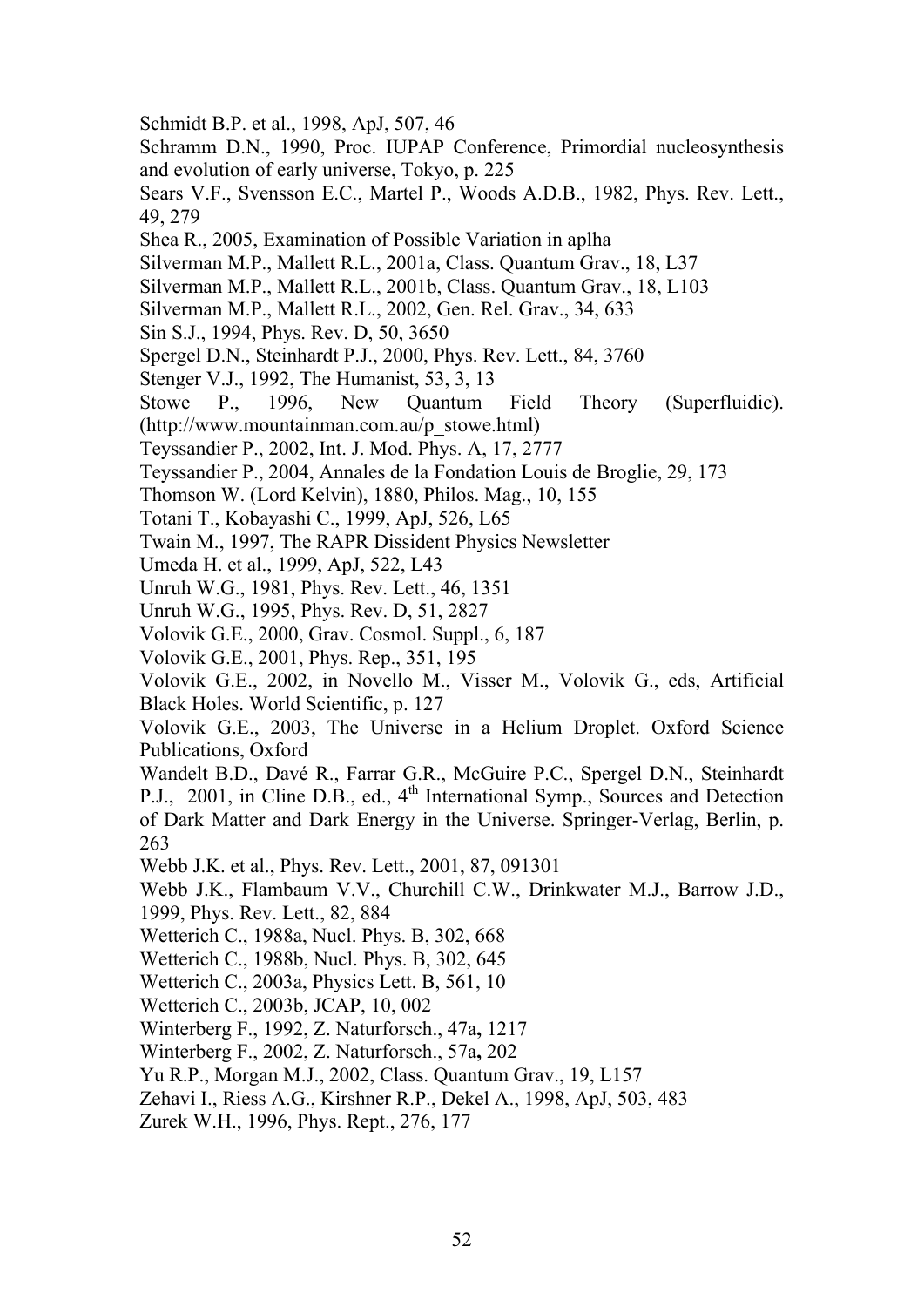Schmidt B.P. et al., 1998, ApJ, 507, 46

Schramm D.N., 1990, Proc. IUPAP Conference, Primordial nucleosynthesis and evolution of early universe, Tokyo, p. 225

Sears V.F., Svensson E.C., Martel P., Woods A.D.B., 1982, Phys. Rev. Lett., 49, 279

Shea R., 2005, Examination of Possible Variation in aplha

Silverman M.P., Mallett R.L., 2001a, Class. Quantum Grav., 18, L37

Silverman M.P., Mallett R.L., 2001b, Class. Quantum Grav., 18, L103

Silverman M.P., Mallett R.L., 2002, Gen. Rel. Grav., 34, 633

Sin S.J., 1994, Phys. Rev. D, 50, 3650

Spergel D.N., Steinhardt P.J., 2000, Phys. Rev. Lett., 84, 3760

Stenger V.J., 1992, The Humanist, 53, 3, 13

Stowe P., 1996, New Quantum Field Theory (Superfluidic). (http://www.mountainman.com.au/p_stowe.html)

Teyssandier P., 2002, Int. J. Mod. Phys. A, 17, 2777

Teyssandier P., 2004, Annales de la Fondation Louis de Broglie, 29, 173

Thomson W. (Lord Kelvin), 1880, Philos. Mag., 10, 155

Totani T., Kobayashi C., 1999, ApJ, 526, L65

Twain M., 1997, The RAPR Dissident Physics Newsletter

Umeda H. et al., 1999, ApJ, 522, L43

Unruh W.G., 1981, Phys. Rev. Lett., 46, 1351

Unruh W.G., 1995, Phys. Rev. D, 51, 2827

Volovik G.E., 2000, Grav. Cosmol. Suppl., 6, 187

Volovik G.E., 2001, Phys. Rep., 351, 195

Volovik G.E., 2002, in Novello M., Visser M., Volovik G., eds, Artificial Black Holes. World Scientific, p. 127

Volovik G.E., 2003, The Universe in a Helium Droplet. Oxford Science Publications, Oxford

Wandelt B.D., Davé R., Farrar G.R., McGuire P.C., Spergel D.N., Steinhardt P.J., 2001, in Cline D.B., ed., 4th International Symp., Sources and Detection of Dark Matter and Dark Energy in the Universe. Springer-Verlag, Berlin, p. 263

Webb J.K. et al., Phys. Rev. Lett., 2001, 87, 091301

Webb J.K., Flambaum V.V., Churchill C.W., Drinkwater M.J., Barrow J.D., 1999, Phys. Rev. Lett., 82, 884

Wetterich C., 1988a, Nucl. Phys. B, 302, 668

Wetterich C., 1988b, Nucl. Phys. B, 302, 645

Wetterich C., 2003a, Physics Lett. B, 561, 10

Wetterich C., 2003b, JCAP, 10, 002

Winterberg F., 1992, Z. Naturforsch., 47a**,** 1217

Winterberg F., 2002, Z. Naturforsch., 57a**,** 202

Yu R.P., Morgan M.J., 2002, Class. Quantum Grav., 19, L157

Zehavi I., Riess A.G., Kirshner R.P., Dekel A., 1998, ApJ, 503, 483

Zurek W.H., 1996, Phys. Rept., 276, 177